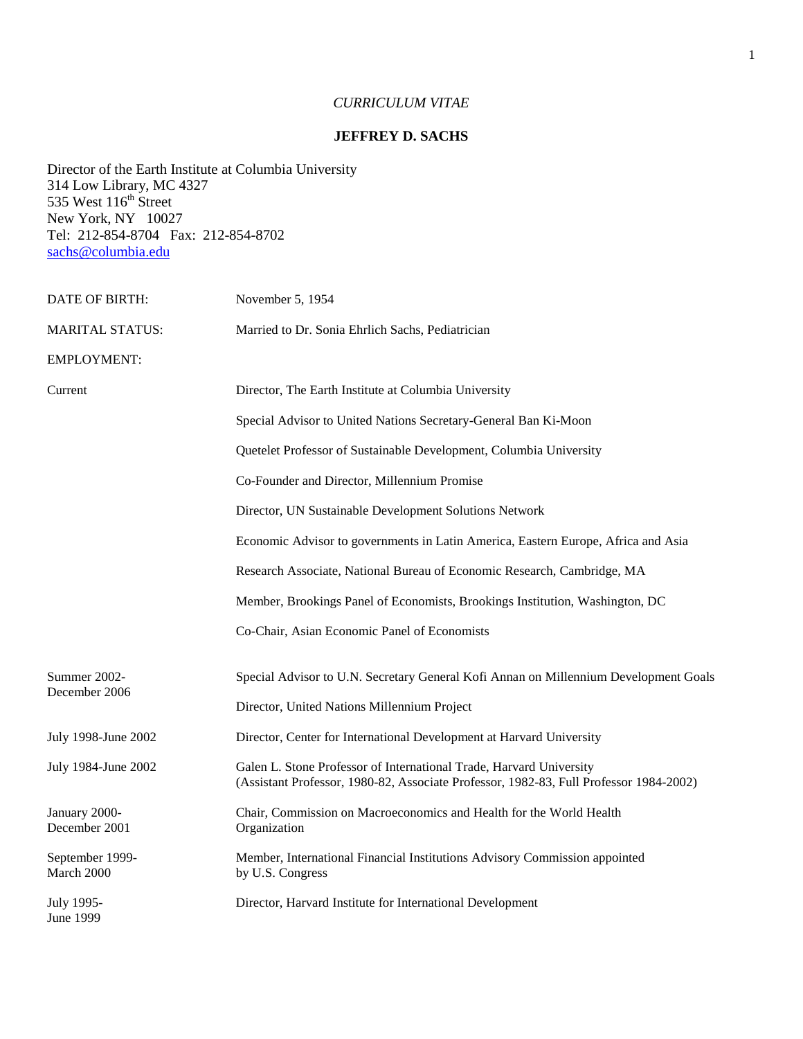*CURRICULUM VITAE*

**JEFFREY D. SACHS**

Director of the Earth Institute at Columbia University
314 Low Library, MC 4327
535 West 116th Street
New York, NY 10027
Tel: 212-854-8704 Fax: 212-854-8702
sachs@columbia.edu

DATE OF BIRTH: November 5, 1954

MARITAL STATUS: Married to Dr. Sonia Ehrlich Sachs, Pediatrician

EMPLOYMENT:

| | |
|---|---|
| Current | Director, The Earth Institute at Columbia University |
| | Special Advisor to United Nations Secretary-General Ban Ki-Moon |
| | Quetelet Professor of Sustainable Development, Columbia University |
| | Co-Founder and Director, Millennium Promise |
| | Director, UN Sustainable Development Solutions Network |
| | Economic Advisor to governments in Latin America, Eastern Europe, Africa and Asia |
| | Research Associate, National Bureau of Economic Research, Cambridge, MA |
| | Member, Brookings Panel of Economists, Brookings Institution, Washington, DC |
| | Co-Chair, Asian Economic Panel of Economists |
| Summer 2002-December 2006 | Special Advisor to U.N. Secretary General Kofi Annan on Millennium Development Goals |
| | Director, United Nations Millennium Project |
| July 1998-June 2002 | Director, Center for International Development at Harvard University |
| July 1984-June 2002 | Galen L. Stone Professor of International Trade, Harvard University (Assistant Professor, 1980-82, Associate Professor, 1982-83, Full Professor 1984-2002) |
| January 2000-December 2001 | Chair, Commission on Macroeconomics and Health for the World Health Organization |
| September 1999-March 2000 | Member, International Financial Institutions Advisory Commission appointed by U.S. Congress |
| July 1995-June 1999 | Director, Harvard Institute for International Development |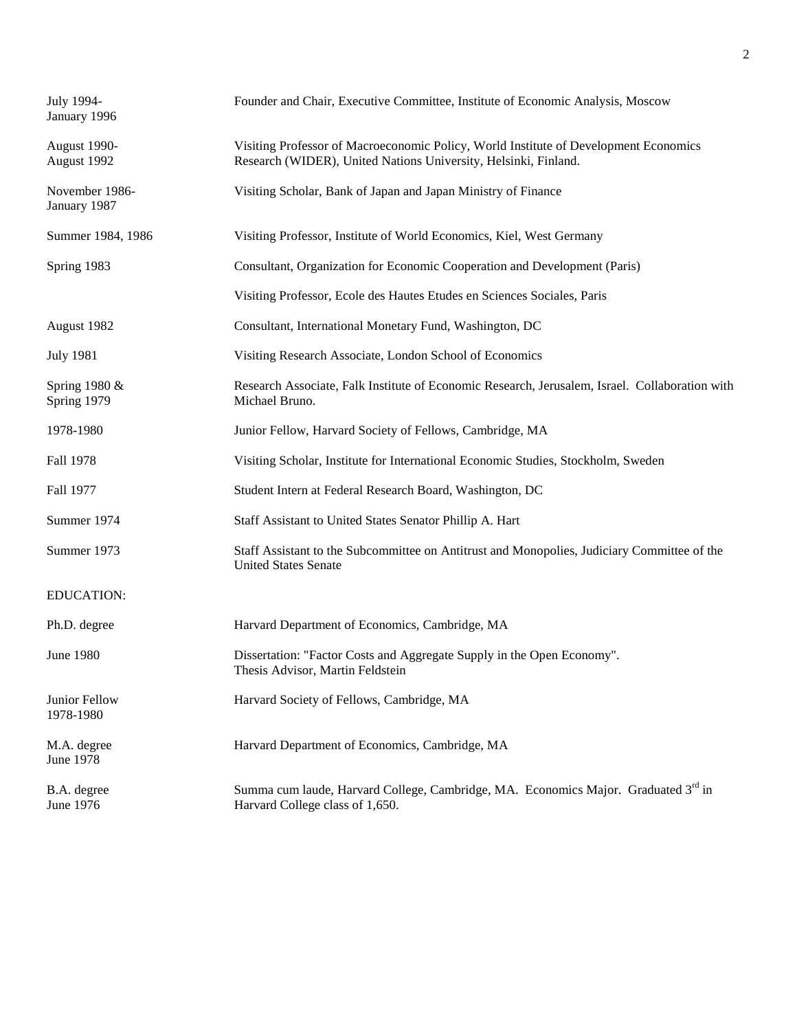| | |
|---|---|
| July 1994-<br>January 1996 | Founder and Chair, Executive Committee, Institute of Economic Analysis, Moscow |
| August 1990-<br>August 1992 | Visiting Professor of Macroeconomic Policy, World Institute of Development Economics Research (WIDER), United Nations University, Helsinki, Finland. |
| November 1986-<br>January 1987 | Visiting Scholar, Bank of Japan and Japan Ministry of Finance |
| Summer 1984, 1986 | Visiting Professor, Institute of World Economics, Kiel, West Germany |
| Spring 1983 | Consultant, Organization for Economic Cooperation and Development (Paris) |
| | Visiting Professor, Ecole des Hautes Etudes en Sciences Sociales, Paris |
| August 1982 | Consultant, International Monetary Fund, Washington, DC |
| July 1981 | Visiting Research Associate, London School of Economics |
| Spring 1980 &<br>Spring 1979 | Research Associate, Falk Institute of Economic Research, Jerusalem, Israel. Collaboration with Michael Bruno. |
| 1978-1980 | Junior Fellow, Harvard Society of Fellows, Cambridge, MA |
| Fall 1978 | Visiting Scholar, Institute for International Economic Studies, Stockholm, Sweden |
| Fall 1977 | Student Intern at Federal Research Board, Washington, DC |
| Summer 1974 | Staff Assistant to United States Senator Phillip A. Hart |
| Summer 1973 | Staff Assistant to the Subcommittee on Antitrust and Monopolies, Judiciary Committee of the United States Senate |

EDUCATION:

| | |
|---|---|
| Ph.D. degree | Harvard Department of Economics, Cambridge, MA |
| June 1980 | Dissertation: "Factor Costs and Aggregate Supply in the Open Economy".<br>Thesis Advisor, Martin Feldstein |
| Junior Fellow<br>1978-1980 | Harvard Society of Fellows, Cambridge, MA |
| M.A. degree<br>June 1978 | Harvard Department of Economics, Cambridge, MA |
| B.A. degree<br>June 1976 | Summa cum laude, Harvard College, Cambridge, MA. Economics Major. Graduated 3rd in Harvard College class of 1,650. |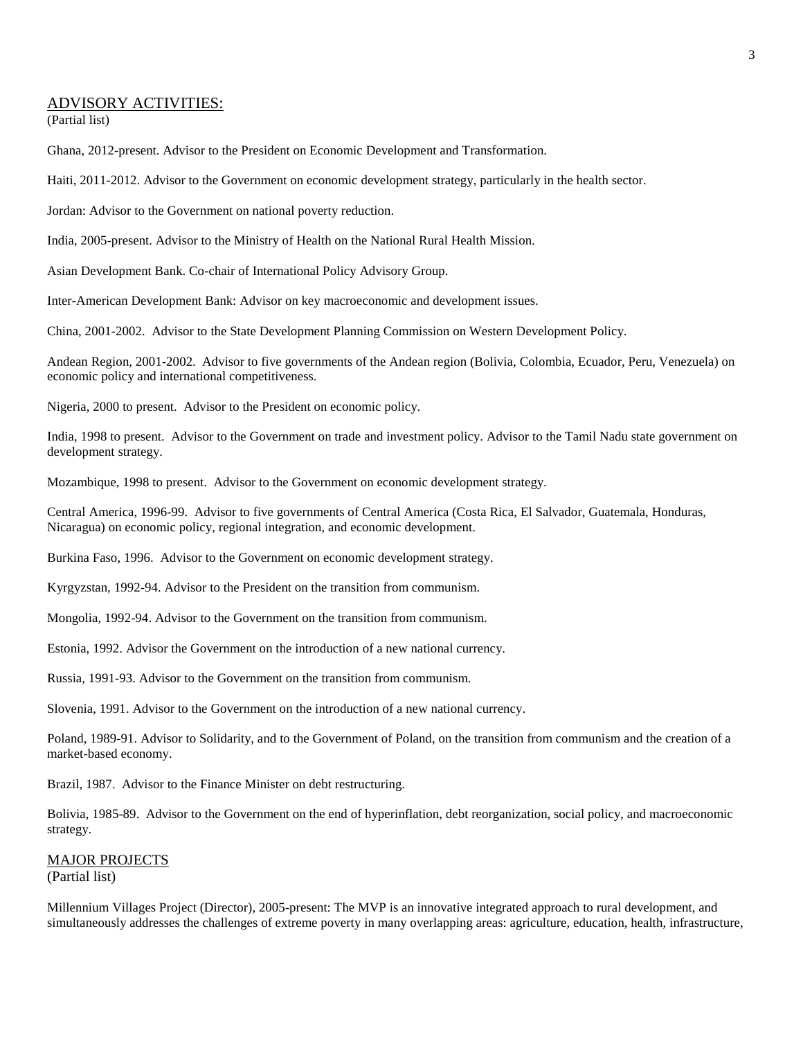## ADVISORY ACTIVITIES:

(Partial list)

Ghana, 2012-present. Advisor to the President on Economic Development and Transformation.

Haiti, 2011-2012. Advisor to the Government on economic development strategy, particularly in the health sector.

Jordan: Advisor to the Government on national poverty reduction.

India, 2005-present. Advisor to the Ministry of Health on the National Rural Health Mission.

Asian Development Bank. Co-chair of International Policy Advisory Group.

Inter-American Development Bank: Advisor on key macroeconomic and development issues.

China, 2001-2002. Advisor to the State Development Planning Commission on Western Development Policy.

Andean Region, 2001-2002. Advisor to five governments of the Andean region (Bolivia, Colombia, Ecuador, Peru, Venezuela) on economic policy and international competitiveness.

Nigeria, 2000 to present. Advisor to the President on economic policy.

India, 1998 to present. Advisor to the Government on trade and investment policy. Advisor to the Tamil Nadu state government on development strategy.

Mozambique, 1998 to present. Advisor to the Government on economic development strategy.

Central America, 1996-99. Advisor to five governments of Central America (Costa Rica, El Salvador, Guatemala, Honduras, Nicaragua) on economic policy, regional integration, and economic development.

Burkina Faso, 1996. Advisor to the Government on economic development strategy.

Kyrgyzstan, 1992-94. Advisor to the President on the transition from communism.

Mongolia, 1992-94. Advisor to the Government on the transition from communism.

Estonia, 1992. Advisor the Government on the introduction of a new national currency.

Russia, 1991-93. Advisor to the Government on the transition from communism.

Slovenia, 1991. Advisor to the Government on the introduction of a new national currency.

Poland, 1989-91. Advisor to Solidarity, and to the Government of Poland, on the transition from communism and the creation of a market-based economy.

Brazil, 1987. Advisor to the Finance Minister on debt restructuring.

Bolivia, 1985-89. Advisor to the Government on the end of hyperinflation, debt reorganization, social policy, and macroeconomic strategy.

## MAJOR PROJECTS

(Partial list)

Millennium Villages Project (Director), 2005-present: The MVP is an innovative integrated approach to rural development, and simultaneously addresses the challenges of extreme poverty in many overlapping areas: agriculture, education, health, infrastructure,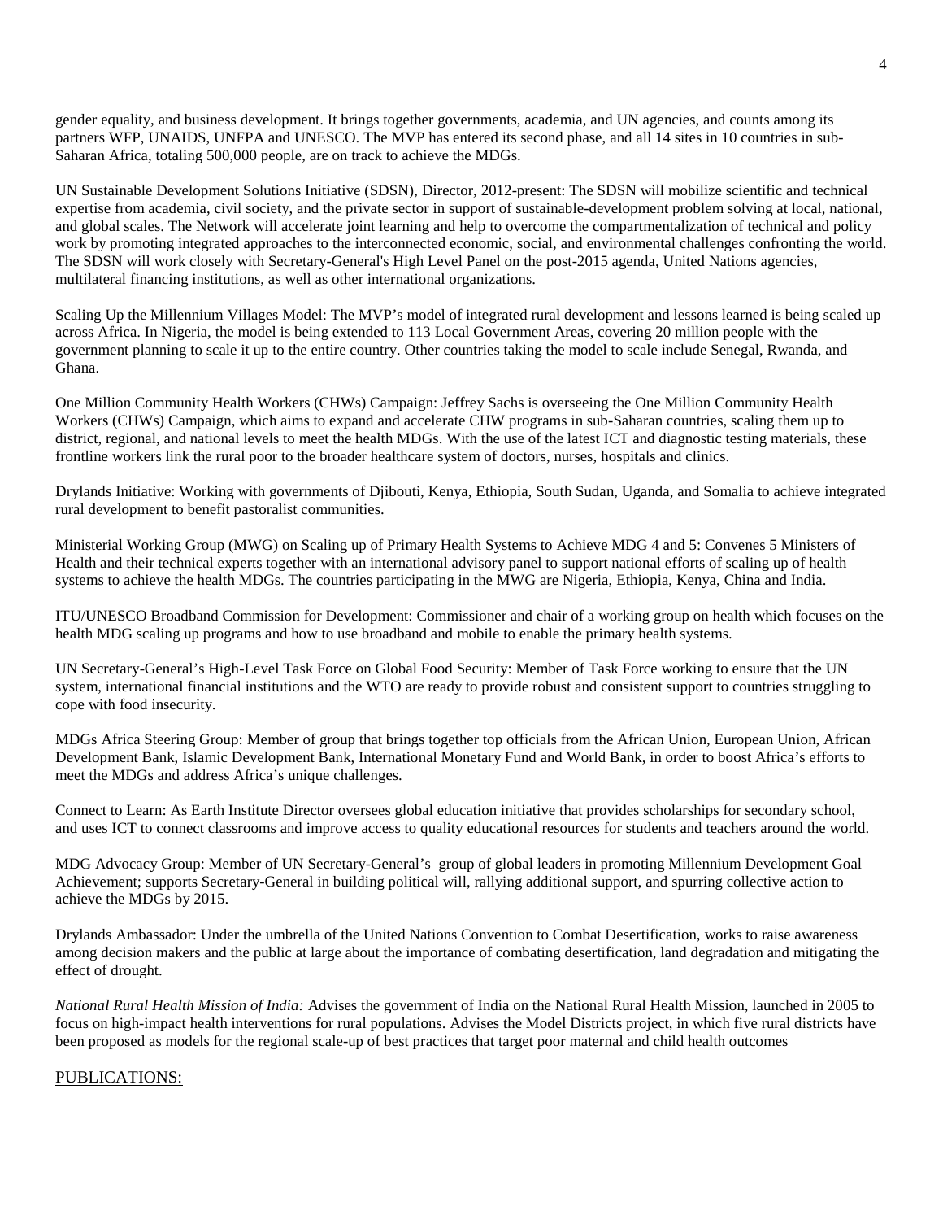gender equality, and business development. It brings together governments, academia, and UN agencies, and counts among its partners WFP, UNAIDS, UNFPA and UNESCO. The MVP has entered its second phase, and all 14 sites in 10 countries in sub-Saharan Africa, totaling 500,000 people, are on track to achieve the MDGs.

UN Sustainable Development Solutions Initiative (SDSN), Director, 2012-present: The SDSN will mobilize scientific and technical expertise from academia, civil society, and the private sector in support of sustainable-development problem solving at local, national, and global scales. The Network will accelerate joint learning and help to overcome the compartmentalization of technical and policy work by promoting integrated approaches to the interconnected economic, social, and environmental challenges confronting the world. The SDSN will work closely with Secretary-General's High Level Panel on the post-2015 agenda, United Nations agencies, multilateral financing institutions, as well as other international organizations.

Scaling Up the Millennium Villages Model: The MVP's model of integrated rural development and lessons learned is being scaled up across Africa. In Nigeria, the model is being extended to 113 Local Government Areas, covering 20 million people with the government planning to scale it up to the entire country. Other countries taking the model to scale include Senegal, Rwanda, and Ghana.

One Million Community Health Workers (CHWs) Campaign: Jeffrey Sachs is overseeing the One Million Community Health Workers (CHWs) Campaign, which aims to expand and accelerate CHW programs in sub-Saharan countries, scaling them up to district, regional, and national levels to meet the health MDGs. With the use of the latest ICT and diagnostic testing materials, these frontline workers link the rural poor to the broader healthcare system of doctors, nurses, hospitals and clinics.

Drylands Initiative: Working with governments of Djibouti, Kenya, Ethiopia, South Sudan, Uganda, and Somalia to achieve integrated rural development to benefit pastoralist communities.

Ministerial Working Group (MWG) on Scaling up of Primary Health Systems to Achieve MDG 4 and 5: Convenes 5 Ministers of Health and their technical experts together with an international advisory panel to support national efforts of scaling up of health systems to achieve the health MDGs. The countries participating in the MWG are Nigeria, Ethiopia, Kenya, China and India.

ITU/UNESCO Broadband Commission for Development: Commissioner and chair of a working group on health which focuses on the health MDG scaling up programs and how to use broadband and mobile to enable the primary health systems.

UN Secretary-General's High-Level Task Force on Global Food Security: Member of Task Force working to ensure that the UN system, international financial institutions and the WTO are ready to provide robust and consistent support to countries struggling to cope with food insecurity.

MDGs Africa Steering Group: Member of group that brings together top officials from the African Union, European Union, African Development Bank, Islamic Development Bank, International Monetary Fund and World Bank, in order to boost Africa's efforts to meet the MDGs and address Africa's unique challenges.

Connect to Learn: As Earth Institute Director oversees global education initiative that provides scholarships for secondary school, and uses ICT to connect classrooms and improve access to quality educational resources for students and teachers around the world.

MDG Advocacy Group: Member of UN Secretary-General's group of global leaders in promoting Millennium Development Goal Achievement; supports Secretary-General in building political will, rallying additional support, and spurring collective action to achieve the MDGs by 2015.

Drylands Ambassador: Under the umbrella of the United Nations Convention to Combat Desertification, works to raise awareness among decision makers and the public at large about the importance of combating desertification, land degradation and mitigating the effect of drought.

*National Rural Health Mission of India:* Advises the government of India on the National Rural Health Mission, launched in 2005 to focus on high-impact health interventions for rural populations. Advises the Model Districts project, in which five rural districts have been proposed as models for the regional scale-up of best practices that target poor maternal and child health outcomes

## PUBLICATIONS: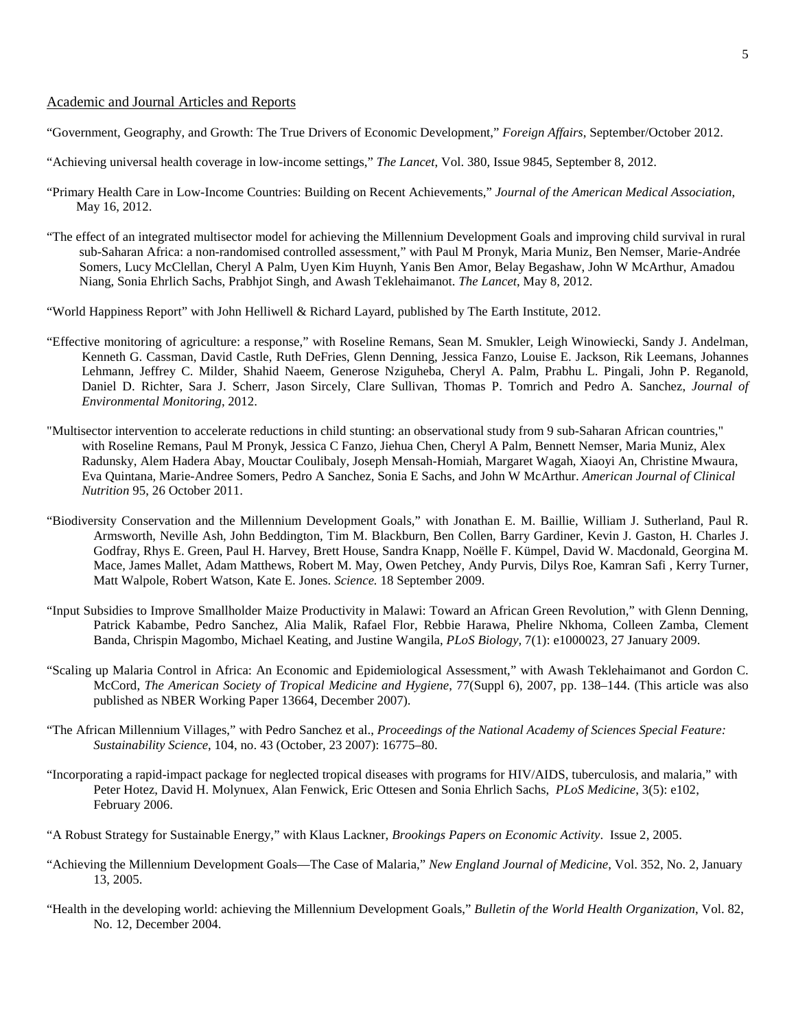Academic and Journal Articles and Reports

"Government, Geography, and Growth: The True Drivers of Economic Development," *Foreign Affairs*, September/October 2012.

"Achieving universal health coverage in low-income settings," *The Lancet*, Vol. 380, Issue 9845, September 8, 2012.

"Primary Health Care in Low-Income Countries: Building on Recent Achievements," *Journal of the American Medical Association*, May 16, 2012.

"The effect of an integrated multisector model for achieving the Millennium Development Goals and improving child survival in rural sub-Saharan Africa: a non-randomised controlled assessment," with Paul M Pronyk, Maria Muniz, Ben Nemser, Marie-Andrée Somers, Lucy McClellan, Cheryl A Palm, Uyen Kim Huynh, Yanis Ben Amor, Belay Begashaw, John W McArthur, Amadou Niang, Sonia Ehrlich Sachs, Prabhjot Singh, and Awash Teklehaimanot. *The Lancet*, May 8, 2012.

"World Happiness Report" with John Helliwell & Richard Layard, published by The Earth Institute, 2012.

"Effective monitoring of agriculture: a response," with Roseline Remans, Sean M. Smukler, Leigh Winowiecki, Sandy J. Andelman, Kenneth G. Cassman, David Castle, Ruth DeFries, Glenn Denning, Jessica Fanzo, Louise E. Jackson, Rik Leemans, Johannes Lehmann, Jeffrey C. Milder, Shahid Naeem, Generose Nziguheba, Cheryl A. Palm, Prabhu L. Pingali, John P. Reganold, Daniel D. Richter, Sara J. Scherr, Jason Sircely, Clare Sullivan, Thomas P. Tomrich and Pedro A. Sanchez, *Journal of Environmental Monitoring*, 2012.

"Multisector intervention to accelerate reductions in child stunting: an observational study from 9 sub-Saharan African countries," with Roseline Remans, Paul M Pronyk, Jessica C Fanzo, Jiehua Chen, Cheryl A Palm, Bennett Nemser, Maria Muniz, Alex Radunsky, Alem Hadera Abay, Mouctar Coulibaly, Joseph Mensah-Homiah, Margaret Wagah, Xiaoyi An, Christine Mwaura, Eva Quintana, Marie-Andree Somers, Pedro A Sanchez, Sonia E Sachs, and John W McArthur. *American Journal of Clinical Nutrition* 95, 26 October 2011.

"Biodiversity Conservation and the Millennium Development Goals," with Jonathan E. M. Baillie, William J. Sutherland, Paul R. Armsworth, Neville Ash, John Beddington, Tim M. Blackburn, Ben Collen, Barry Gardiner, Kevin J. Gaston, H. Charles J. Godfray, Rhys E. Green, Paul H. Harvey, Brett House, Sandra Knapp, Noëlle F. Kümpel, David W. Macdonald, Georgina M. Mace, James Mallet, Adam Matthews, Robert M. May, Owen Petchey, Andy Purvis, Dilys Roe, Kamran Safi , Kerry Turner, Matt Walpole, Robert Watson, Kate E. Jones. *Science.* 18 September 2009.

"Input Subsidies to Improve Smallholder Maize Productivity in Malawi: Toward an African Green Revolution," with Glenn Denning, Patrick Kabambe, Pedro Sanchez, Alia Malik, Rafael Flor, Rebbie Harawa, Phelire Nkhoma, Colleen Zamba, Clement Banda, Chrispin Magombo, Michael Keating, and Justine Wangila, *PLoS Biology,* 7(1): e1000023, 27 January 2009.

"Scaling up Malaria Control in Africa: An Economic and Epidemiological Assessment," with Awash Teklehaimanot and Gordon C. McCord, *The American Society of Tropical Medicine and Hygiene*, 77(Suppl 6), 2007, pp. 138–144. (This article was also published as NBER Working Paper 13664, December 2007).

"The African Millennium Villages," with Pedro Sanchez et al., *Proceedings of the National Academy of Sciences Special Feature: Sustainability Science*, 104, no. 43 (October, 23 2007): 16775–80.

"Incorporating a rapid-impact package for neglected tropical diseases with programs for HIV/AIDS, tuberculosis, and malaria," with Peter Hotez, David H. Molynuex, Alan Fenwick, Eric Ottesen and Sonia Ehrlich Sachs, *PLoS Medicine*, 3(5): e102, February 2006.

"A Robust Strategy for Sustainable Energy," with Klaus Lackner, *Brookings Papers on Economic Activity*. Issue 2, 2005.

"Achieving the Millennium Development Goals—The Case of Malaria," *New England Journal of Medicine*, Vol. 352, No. 2, January 13, 2005.

"Health in the developing world: achieving the Millennium Development Goals," *Bulletin of the World Health Organization*, Vol. 82, No. 12, December 2004.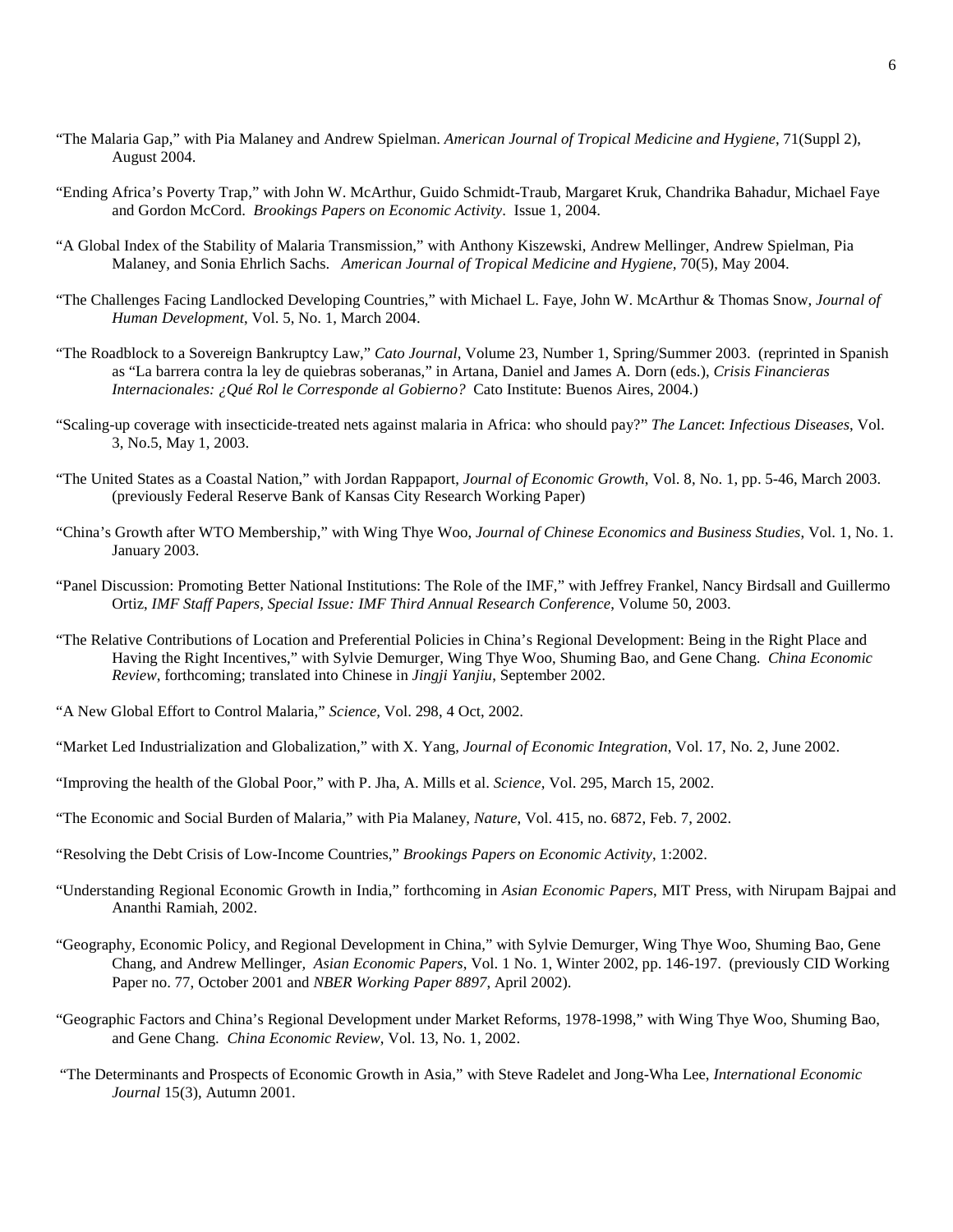"The Malaria Gap," with Pia Malaney and Andrew Spielman. *American Journal of Tropical Medicine and Hygiene*, 71(Suppl 2), August 2004.

"Ending Africa's Poverty Trap," with John W. McArthur, Guido Schmidt-Traub, Margaret Kruk, Chandrika Bahadur, Michael Faye and Gordon McCord. *Brookings Papers on Economic Activity*. Issue 1, 2004.

"A Global Index of the Stability of Malaria Transmission," with Anthony Kiszewski, Andrew Mellinger, Andrew Spielman, Pia Malaney, and Sonia Ehrlich Sachs. *American Journal of Tropical Medicine and Hygiene,* 70(5), May 2004.

"The Challenges Facing Landlocked Developing Countries," with Michael L. Faye, John W. McArthur & Thomas Snow, *Journal of Human Development*, Vol. 5, No. 1, March 2004.

"The Roadblock to a Sovereign Bankruptcy Law," *Cato Journal*, Volume 23, Number 1, Spring/Summer 2003. (reprinted in Spanish as "La barrera contra la ley de quiebras soberanas," in Artana, Daniel and James A. Dorn (eds.), *Crisis Financieras Internacionales: ¿Qué Rol le Corresponde al Gobierno?* Cato Institute: Buenos Aires, 2004.)

"Scaling-up coverage with insecticide-treated nets against malaria in Africa: who should pay?" *The Lancet*: *Infectious Diseases*, Vol. 3, No.5, May 1, 2003.

"The United States as a Coastal Nation," with Jordan Rappaport, *Journal of Economic Growth*, Vol. 8, No. 1, pp. 5-46, March 2003. (previously Federal Reserve Bank of Kansas City Research Working Paper)

"China's Growth after WTO Membership," with Wing Thye Woo, *Journal of Chinese Economics and Business Studies*, Vol. 1, No. 1. January 2003.

"Panel Discussion: Promoting Better National Institutions: The Role of the IMF," with Jeffrey Frankel, Nancy Birdsall and Guillermo Ortiz, *IMF Staff Papers, Special Issue: IMF Third Annual Research Conference*, Volume 50, 2003.

"The Relative Contributions of Location and Preferential Policies in China's Regional Development: Being in the Right Place and Having the Right Incentives," with Sylvie Demurger, Wing Thye Woo, Shuming Bao, and Gene Chang. *China Economic Review*, forthcoming; translated into Chinese in *Jingji Yanjiu*, September 2002.

"A New Global Effort to Control Malaria," *Science,* Vol. 298, 4 Oct, 2002.

"Market Led Industrialization and Globalization," with X. Yang, *Journal of Economic Integration,* Vol. 17, No. 2, June 2002.

"Improving the health of the Global Poor," with P. Jha, A. Mills et al. *Science*, Vol. 295, March 15, 2002.

"The Economic and Social Burden of Malaria," with Pia Malaney, *Nature*, Vol. 415, no. 6872, Feb. 7, 2002.

"Resolving the Debt Crisis of Low-Income Countries," *Brookings Papers on Economic Activity*, 1:2002.

"Understanding Regional Economic Growth in India," forthcoming in *Asian Economic Papers*, MIT Press, with Nirupam Bajpai and Ananthi Ramiah, 2002.

"Geography, Economic Policy, and Regional Development in China," with Sylvie Demurger, Wing Thye Woo, Shuming Bao, Gene Chang, and Andrew Mellinger, *Asian Economic Papers*, Vol. 1 No. 1, Winter 2002, pp. 146-197. (previously CID Working Paper no. 77, October 2001 and *NBER Working Paper 8897*, April 2002).

"Geographic Factors and China's Regional Development under Market Reforms, 1978-1998," with Wing Thye Woo, Shuming Bao, and Gene Chang. *China Economic Review*, Vol. 13, No. 1, 2002.

"The Determinants and Prospects of Economic Growth in Asia," with Steve Radelet and Jong-Wha Lee, *International Economic Journal* 15(3), Autumn 2001.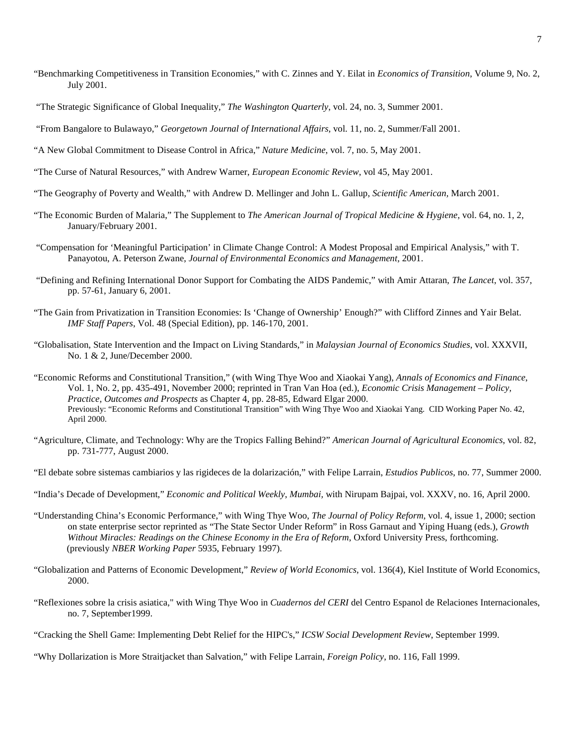"Benchmarking Competitiveness in Transition Economies," with C. Zinnes and Y. Eilat in *Economics of Transition*, Volume 9, No. 2, July 2001.

"The Strategic Significance of Global Inequality," *The Washington Quarterly*, vol. 24, no. 3, Summer 2001.

"From Bangalore to Bulawayo," *Georgetown Journal of International Affairs,* vol. 11, no. 2, Summer/Fall 2001.

"A New Global Commitment to Disease Control in Africa," *Nature Medicine*, vol. 7, no. 5, May 2001.

"The Curse of Natural Resources," with Andrew Warner, *European Economic Review*, vol 45, May 2001.

"The Geography of Poverty and Wealth," with Andrew D. Mellinger and John L. Gallup, *Scientific American,* March 2001.

"The Economic Burden of Malaria," The Supplement to *The American Journal of Tropical Medicine & Hygiene*, vol. 64, no. 1, 2, January/February 2001.

"Compensation for 'Meaningful Participation' in Climate Change Control: A Modest Proposal and Empirical Analysis," with T. Panayotou, A. Peterson Zwane, *Journal of Environmental Economics and Management,* 2001.

"Defining and Refining International Donor Support for Combating the AIDS Pandemic," with Amir Attaran, *The Lancet*, vol. 357, pp. 57-61, January 6, 2001.

"The Gain from Privatization in Transition Economies: Is 'Change of Ownership' Enough?" with Clifford Zinnes and Yair Belat. *IMF Staff Papers*, Vol. 48 (Special Edition), pp. 146-170, 2001.

"Globalisation, State Intervention and the Impact on Living Standards," in *Malaysian Journal of Economics Studies*, vol. XXXVII, No. 1 & 2, June/December 2000.

"Economic Reforms and Constitutional Transition," (with Wing Thye Woo and Xiaokai Yang), *Annals of Economics and Finance*, Vol. 1, No. 2, pp. 435-491, November 2000; reprinted in Tran Van Hoa (ed.), *Economic Crisis Management – Policy, Practice, Outcomes and Prospects* as Chapter 4, pp. 28-85, Edward Elgar 2000.
Previously: "Economic Reforms and Constitutional Transition" with Wing Thye Woo and Xiaokai Yang. CID Working Paper No. 42, April 2000.

"Agriculture, Climate, and Technology: Why are the Tropics Falling Behind?" *American Journal of Agricultural Economics*, vol. 82, pp. 731-777, August 2000.

"El debate sobre sistemas cambiarios y las rigideces de la dolarización," with Felipe Larrain, *Estudios Publicos*, no. 77, Summer 2000.

"India's Decade of Development," *Economic and Political Weekly, Mumbai,* with Nirupam Bajpai, vol. XXXV, no. 16, April 2000.

"Understanding China's Economic Performance," with Wing Thye Woo, *The Journal of Policy Reform*, vol. 4, issue 1, 2000; section on state enterprise sector reprinted as "The State Sector Under Reform" in Ross Garnaut and Yiping Huang (eds.), *Growth Without Miracles: Readings on the Chinese Economy in the Era of Reform*, Oxford University Press, forthcoming. (previously *NBER Working Paper* 5935, February 1997).

"Globalization and Patterns of Economic Development," *Review of World Economics*, vol. 136(4), Kiel Institute of World Economics, 2000.

"Reflexiones sobre la crisis asiatica," with Wing Thye Woo in *Cuadernos del CERI* del Centro Espanol de Relaciones Internacionales, no. 7, September1999.

"Cracking the Shell Game: Implementing Debt Relief for the HIPC's," *ICSW Social Development Review*, September 1999.

"Why Dollarization is More Straitjacket than Salvation," with Felipe Larrain, *Foreign Policy*, no. 116, Fall 1999.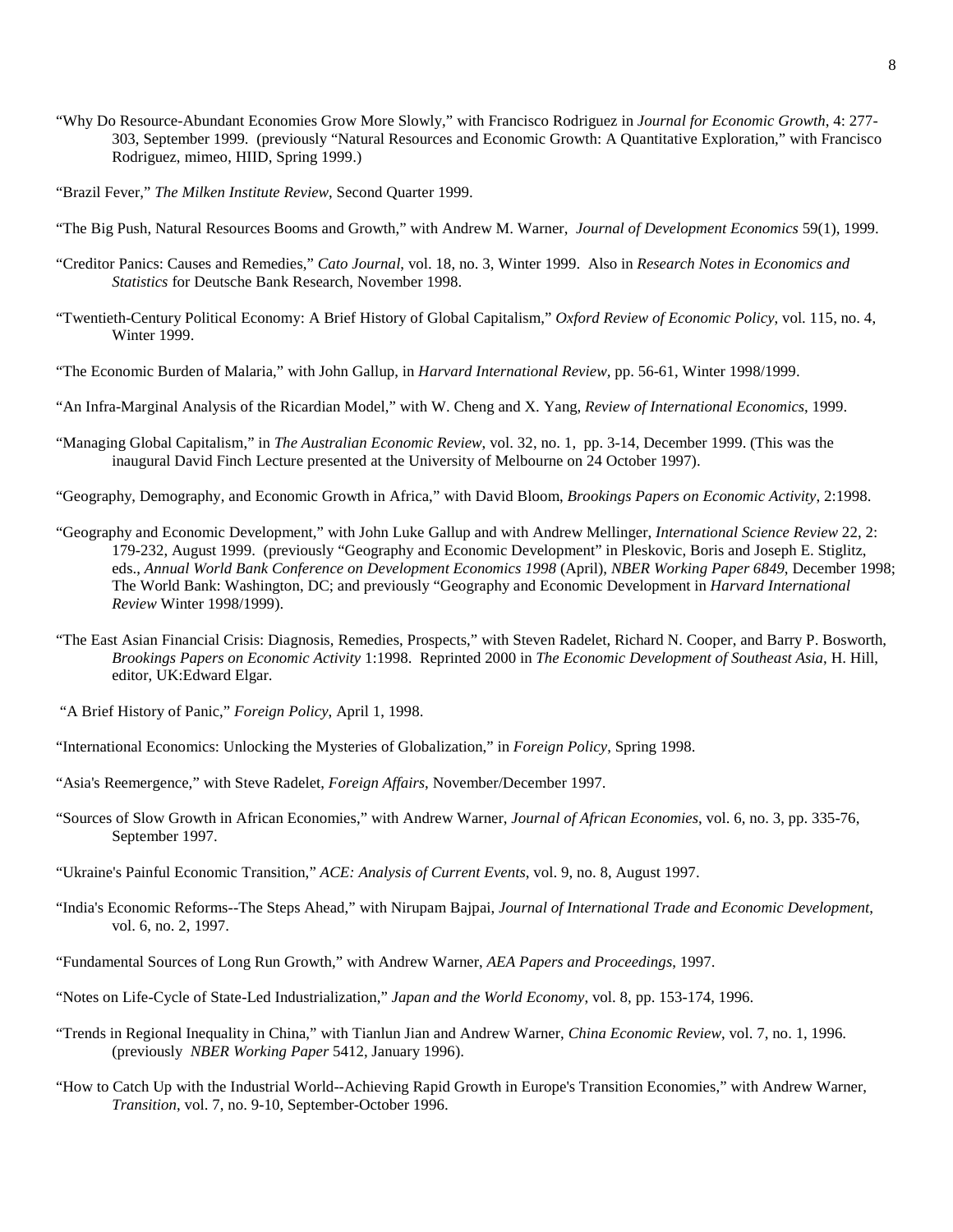"Why Do Resource-Abundant Economies Grow More Slowly," with Francisco Rodriguez in *Journal for Economic Growth*, 4: 277-303, September 1999. (previously "Natural Resources and Economic Growth: A Quantitative Exploration," with Francisco Rodriguez, mimeo, HIID, Spring 1999.)

"Brazil Fever," *The Milken Institute Review*, Second Quarter 1999.

"The Big Push, Natural Resources Booms and Growth," with Andrew M. Warner, *Journal of Development Economics* 59(1), 1999.

"Creditor Panics: Causes and Remedies," *Cato Journal*, vol. 18, no. 3, Winter 1999. Also in *Research Notes in Economics and Statistics* for Deutsche Bank Research, November 1998.

"Twentieth-Century Political Economy: A Brief History of Global Capitalism," *Oxford Review of Economic Policy*, vol. 115, no. 4, Winter 1999.

"The Economic Burden of Malaria," with John Gallup, in *Harvard International Review*, pp. 56-61, Winter 1998/1999.

"An Infra-Marginal Analysis of the Ricardian Model," with W. Cheng and X. Yang, *Review of International Economics*, 1999.

"Managing Global Capitalism," in *The Australian Economic Review*, vol. 32, no. 1, pp. 3-14, December 1999. (This was the inaugural David Finch Lecture presented at the University of Melbourne on 24 October 1997).

"Geography, Demography, and Economic Growth in Africa," with David Bloom, *Brookings Papers on Economic Activity*, 2:1998.

"Geography and Economic Development," with John Luke Gallup and with Andrew Mellinger, *International Science Review* 22, 2: 179-232, August 1999. (previously "Geography and Economic Development" in Pleskovic, Boris and Joseph E. Stiglitz, eds., *Annual World Bank Conference on Development Economics 1998* (April), *NBER Working Paper 6849*, December 1998; The World Bank: Washington, DC; and previously "Geography and Economic Development in *Harvard International Review* Winter 1998/1999).

"The East Asian Financial Crisis: Diagnosis, Remedies, Prospects," with Steven Radelet, Richard N. Cooper, and Barry P. Bosworth, *Brookings Papers on Economic Activity* 1:1998. Reprinted 2000 in *The Economic Development of Southeast Asia*, H. Hill, editor, UK:Edward Elgar.

"A Brief History of Panic," *Foreign Policy*, April 1, 1998.

"International Economics: Unlocking the Mysteries of Globalization," in *Foreign Policy*, Spring 1998.

"Asia's Reemergence," with Steve Radelet, *Foreign Affairs*, November/December 1997.

"Sources of Slow Growth in African Economies," with Andrew Warner, *Journal of African Economies*, vol. 6, no. 3, pp. 335-76, September 1997.

"Ukraine's Painful Economic Transition," *ACE: Analysis of Current Events*, vol. 9, no. 8, August 1997.

"India's Economic Reforms--The Steps Ahead," with Nirupam Bajpai, *Journal of International Trade and Economic Development*, vol. 6, no. 2, 1997.

"Fundamental Sources of Long Run Growth," with Andrew Warner, *AEA Papers and Proceedings*, 1997.

"Notes on Life-Cycle of State-Led Industrialization," *Japan and the World Economy*, vol. 8, pp. 153-174, 1996.

"Trends in Regional Inequality in China," with Tianlun Jian and Andrew Warner, *China Economic Review*, vol. 7, no. 1, 1996. (previously *NBER Working Paper* 5412, January 1996).

"How to Catch Up with the Industrial World--Achieving Rapid Growth in Europe's Transition Economies," with Andrew Warner, *Transition*, vol. 7, no. 9-10, September-October 1996.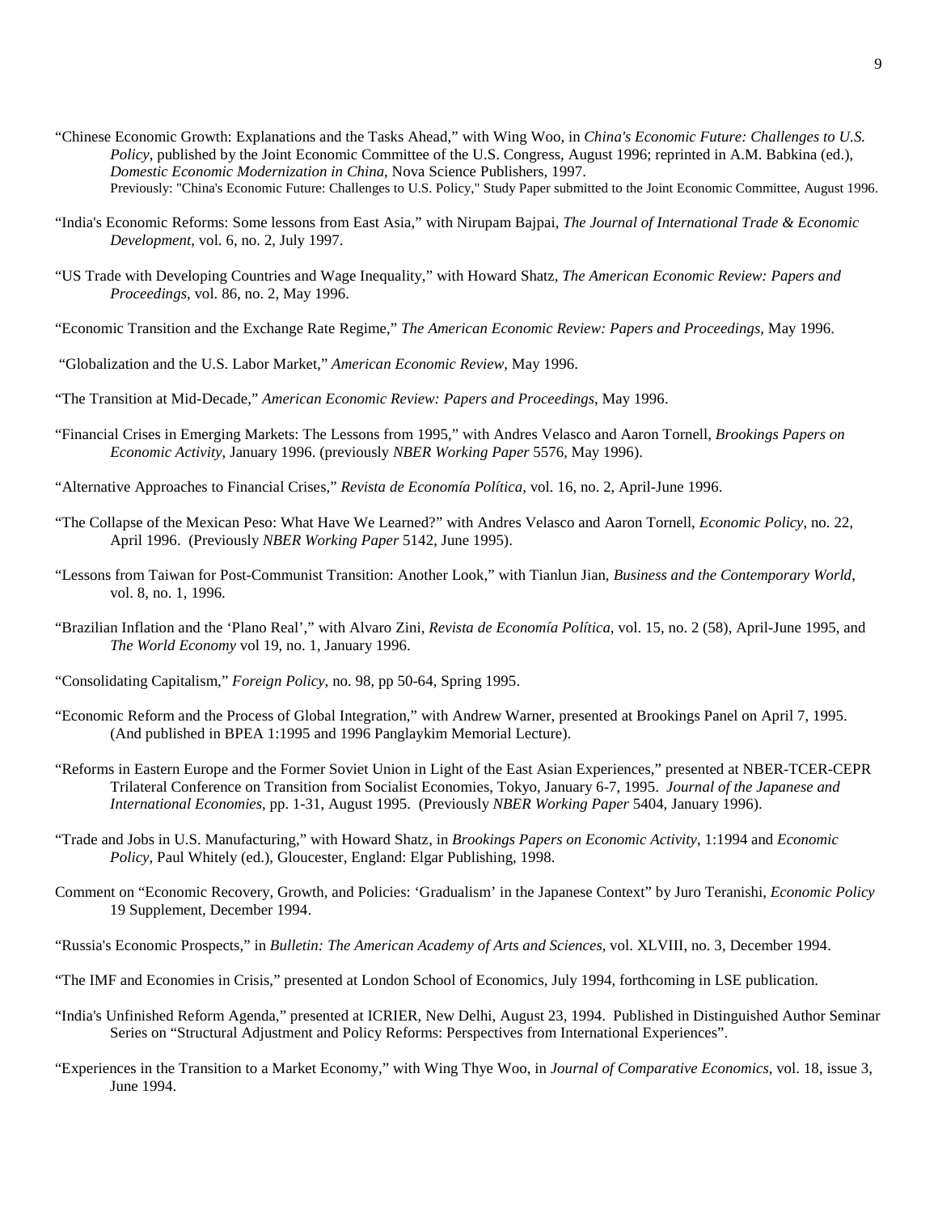"Chinese Economic Growth: Explanations and the Tasks Ahead," with Wing Woo, in *China's Economic Future: Challenges to U.S. Policy*, published by the Joint Economic Committee of the U.S. Congress, August 1996; reprinted in A.M. Babkina (ed.), *Domestic Economic Modernization in China*, Nova Science Publishers, 1997.
Previously: "China's Economic Future: Challenges to U.S. Policy," Study Paper submitted to the Joint Economic Committee, August 1996.

"India's Economic Reforms: Some lessons from East Asia," with Nirupam Bajpai, *The Journal of International Trade & Economic Development*, vol. 6, no. 2, July 1997.

"US Trade with Developing Countries and Wage Inequality," with Howard Shatz, *The American Economic Review: Papers and Proceedings*, vol. 86, no. 2, May 1996.

"Economic Transition and the Exchange Rate Regime," *The American Economic Review: Papers and Proceedings*, May 1996.

"Globalization and the U.S. Labor Market," *American Economic Review*, May 1996.

"The Transition at Mid-Decade," *American Economic Review: Papers and Proceedings*, May 1996.

"Financial Crises in Emerging Markets: The Lessons from 1995," with Andres Velasco and Aaron Tornell, *Brookings Papers on Economic Activity*, January 1996. (previously *NBER Working Paper* 5576, May 1996).

"Alternative Approaches to Financial Crises," *Revista de Economía Política*, vol. 16, no. 2, April-June 1996.

"The Collapse of the Mexican Peso: What Have We Learned?" with Andres Velasco and Aaron Tornell, *Economic Policy*, no. 22, April 1996. (Previously *NBER Working Paper* 5142, June 1995).

"Lessons from Taiwan for Post-Communist Transition: Another Look," with Tianlun Jian, *Business and the Contemporary World*, vol. 8, no. 1, 1996.

"Brazilian Inflation and the 'Plano Real'," with Alvaro Zini, *Revista de Economía Política*, vol. 15, no. 2 (58), April-June 1995, and *The World Economy* vol 19, no. 1, January 1996.

"Consolidating Capitalism," *Foreign Policy*, no. 98, pp 50-64, Spring 1995.

"Economic Reform and the Process of Global Integration," with Andrew Warner, presented at Brookings Panel on April 7, 1995. (And published in BPEA 1:1995 and 1996 Panglaykim Memorial Lecture).

"Reforms in Eastern Europe and the Former Soviet Union in Light of the East Asian Experiences," presented at NBER-TCER-CEPR Trilateral Conference on Transition from Socialist Economies, Tokyo, January 6-7, 1995. *Journal of the Japanese and International Economies*, pp. 1-31, August 1995. (Previously *NBER Working Paper* 5404, January 1996).

"Trade and Jobs in U.S. Manufacturing," with Howard Shatz, in *Brookings Papers on Economic Activity*, 1:1994 and *Economic Policy*, Paul Whitely (ed.), Gloucester, England: Elgar Publishing, 1998.

Comment on "Economic Recovery, Growth, and Policies: 'Gradualism' in the Japanese Context" by Juro Teranishi, *Economic Policy* 19 Supplement, December 1994.

"Russia's Economic Prospects," in *Bulletin: The American Academy of Arts and Sciences*, vol. XLVIII, no. 3, December 1994.

"The IMF and Economies in Crisis," presented at London School of Economics, July 1994, forthcoming in LSE publication.

"India's Unfinished Reform Agenda," presented at ICRIER, New Delhi, August 23, 1994. Published in Distinguished Author Seminar Series on "Structural Adjustment and Policy Reforms: Perspectives from International Experiences".

"Experiences in the Transition to a Market Economy," with Wing Thye Woo, in *Journal of Comparative Economics*, vol. 18, issue 3, June 1994.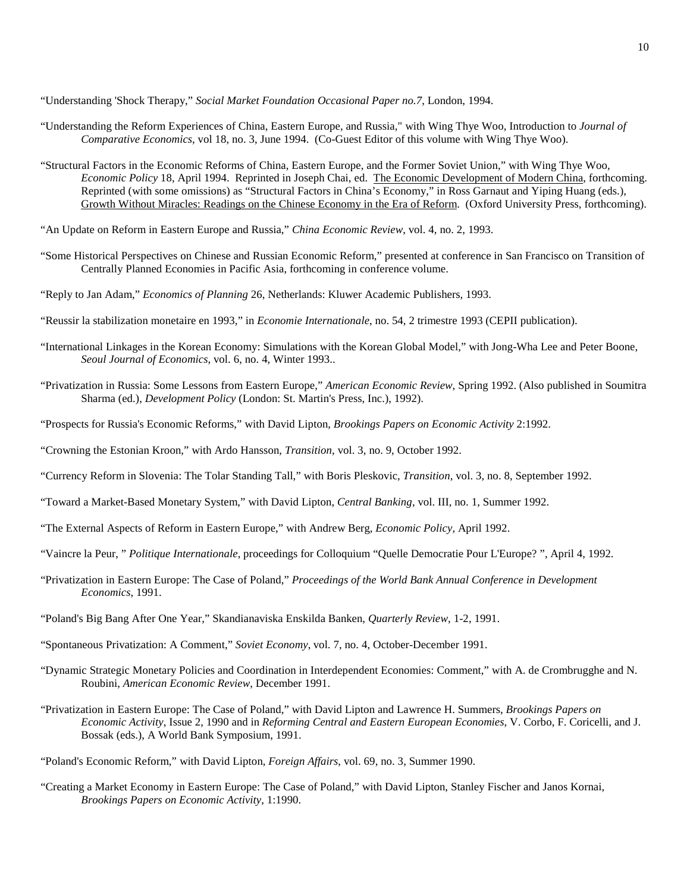"Understanding 'Shock Therapy," *Social Market Foundation Occasional Paper no.7*, London, 1994.

"Understanding the Reform Experiences of China, Eastern Europe, and Russia," with Wing Thye Woo, Introduction to *Journal of Comparative Economics*, vol 18, no. 3, June 1994. (Co-Guest Editor of this volume with Wing Thye Woo).

"Structural Factors in the Economic Reforms of China, Eastern Europe, and the Former Soviet Union," with Wing Thye Woo, *Economic Policy* 18, April 1994. Reprinted in Joseph Chai, ed. The Economic Development of Modern China, forthcoming. Reprinted (with some omissions) as "Structural Factors in China's Economy," in Ross Garnaut and Yiping Huang (eds.), Growth Without Miracles: Readings on the Chinese Economy in the Era of Reform. (Oxford University Press, forthcoming).

"An Update on Reform in Eastern Europe and Russia," *China Economic Review*, vol. 4, no. 2, 1993.

"Some Historical Perspectives on Chinese and Russian Economic Reform," presented at conference in San Francisco on Transition of Centrally Planned Economies in Pacific Asia, forthcoming in conference volume.

"Reply to Jan Adam," *Economics of Planning* 26, Netherlands: Kluwer Academic Publishers, 1993.

"Reussir la stabilization monetaire en 1993," in *Economie Internationale*, no. 54, 2 trimestre 1993 (CEPII publication).

"International Linkages in the Korean Economy: Simulations with the Korean Global Model," with Jong-Wha Lee and Peter Boone, *Seoul Journal of Economics*, vol. 6, no. 4, Winter 1993..

"Privatization in Russia: Some Lessons from Eastern Europe," *American Economic Review*, Spring 1992. (Also published in Soumitra Sharma (ed.), *Development Policy* (London: St. Martin's Press, Inc.), 1992).

"Prospects for Russia's Economic Reforms," with David Lipton, *Brookings Papers on Economic Activity* 2:1992.

"Crowning the Estonian Kroon," with Ardo Hansson, *Transition*, vol. 3, no. 9, October 1992.

"Currency Reform in Slovenia: The Tolar Standing Tall," with Boris Pleskovic, *Transition*, vol. 3, no. 8, September 1992.

"Toward a Market-Based Monetary System," with David Lipton, *Central Banking*, vol. III, no. 1, Summer 1992.

"The External Aspects of Reform in Eastern Europe," with Andrew Berg, *Economic Policy*, April 1992.

"Vaincre la Peur, " *Politique Internationale*, proceedings for Colloquium "Quelle Democratie Pour L'Europe? ", April 4, 1992.

"Privatization in Eastern Europe: The Case of Poland," *Proceedings of the World Bank Annual Conference in Development Economics*, 1991.

"Poland's Big Bang After One Year," Skandianaviska Enskilda Banken, *Quarterly Review*, 1-2, 1991.

"Spontaneous Privatization: A Comment," *Soviet Economy*, vol. 7, no. 4, October-December 1991.

"Dynamic Strategic Monetary Policies and Coordination in Interdependent Economies: Comment," with A. de Crombrugghe and N. Roubini, *American Economic Review*, December 1991.

"Privatization in Eastern Europe: The Case of Poland," with David Lipton and Lawrence H. Summers, *Brookings Papers on Economic Activity*, Issue 2, 1990 and in *Reforming Central and Eastern European Economies*, V. Corbo, F. Coricelli, and J. Bossak (eds.), A World Bank Symposium, 1991.

"Poland's Economic Reform," with David Lipton, *Foreign Affairs*, vol. 69, no. 3, Summer 1990.

"Creating a Market Economy in Eastern Europe: The Case of Poland," with David Lipton, Stanley Fischer and Janos Kornai, *Brookings Papers on Economic Activity*, 1:1990.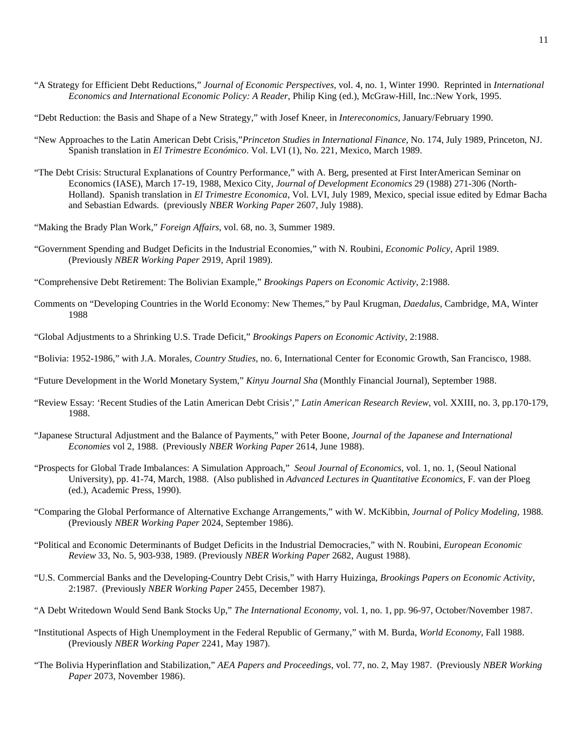"A Strategy for Efficient Debt Reductions," *Journal of Economic Perspectives*, vol. 4, no. 1, Winter 1990. Reprinted in *International Economics and International Economic Policy: A Reader*, Philip King (ed.), McGraw-Hill, Inc.:New York, 1995.

"Debt Reduction: the Basis and Shape of a New Strategy," with Josef Kneer, in *Intereconomics*, January/February 1990.

"New Approaches to the Latin American Debt Crisis,"*Princeton Studies in International Finance*, No. 174, July 1989, Princeton, NJ. Spanish translation in *El Trimestre Económico*. Vol. LVI (1), No. 221, Mexico, March 1989.

"The Debt Crisis: Structural Explanations of Country Performance," with A. Berg, presented at First InterAmerican Seminar on Economics (IASE), March 17-19, 1988, Mexico City, *Journal of Development Economics* 29 (1988) 271-306 (North-Holland). Spanish translation in *El Trimestre Economica*, Vol. LVI, July 1989, Mexico, special issue edited by Edmar Bacha and Sebastian Edwards. (previously *NBER Working Paper* 2607, July 1988).

"Making the Brady Plan Work," *Foreign Affairs*, vol. 68, no. 3, Summer 1989.

"Government Spending and Budget Deficits in the Industrial Economies," with N. Roubini, *Economic Policy*, April 1989. (Previously *NBER Working Paper* 2919, April 1989).

"Comprehensive Debt Retirement: The Bolivian Example," *Brookings Papers on Economic Activity*, 2:1988.

Comments on "Developing Countries in the World Economy: New Themes," by Paul Krugman, *Daedalus*, Cambridge, MA, Winter 1988

"Global Adjustments to a Shrinking U.S. Trade Deficit," *Brookings Papers on Economic Activity*, 2:1988.

"Bolivia: 1952-1986," with J.A. Morales, *Country Studies*, no. 6, International Center for Economic Growth, San Francisco, 1988.

"Future Development in the World Monetary System," *Kinyu Journal Sha* (Monthly Financial Journal), September 1988.

"Review Essay: 'Recent Studies of the Latin American Debt Crisis'," *Latin American Research Review*, vol. XXIII, no. 3, pp.170-179, 1988.

"Japanese Structural Adjustment and the Balance of Payments," with Peter Boone, *Journal of the Japanese and International Economies* vol 2, 1988. (Previously *NBER Working Paper* 2614, June 1988).

"Prospects for Global Trade Imbalances: A Simulation Approach," *Seoul Journal of Economics*, vol. 1, no. 1, (Seoul National University), pp. 41-74, March, 1988. (Also published in *Advanced Lectures in Quantitative Economics*, F. van der Ploeg (ed.), Academic Press, 1990).

"Comparing the Global Performance of Alternative Exchange Arrangements," with W. McKibbin, *Journal of Policy Modeling*, 1988. (Previously *NBER Working Paper* 2024, September 1986).

"Political and Economic Determinants of Budget Deficits in the Industrial Democracies," with N. Roubini, *European Economic Review* 33, No. 5, 903-938, 1989. (Previously *NBER Working Paper* 2682, August 1988).

"U.S. Commercial Banks and the Developing-Country Debt Crisis," with Harry Huizinga, *Brookings Papers on Economic Activity*, 2:1987. (Previously *NBER Working Paper* 2455, December 1987).

"A Debt Writedown Would Send Bank Stocks Up," *The International Economy*, vol. 1, no. 1, pp. 96-97, October/November 1987.

"Institutional Aspects of High Unemployment in the Federal Republic of Germany," with M. Burda, *World Economy*, Fall 1988. (Previously *NBER Working Paper* 2241, May 1987).

"The Bolivia Hyperinflation and Stabilization," *AEA Papers and Proceedings*, vol. 77, no. 2, May 1987. (Previously *NBER Working Paper* 2073, November 1986).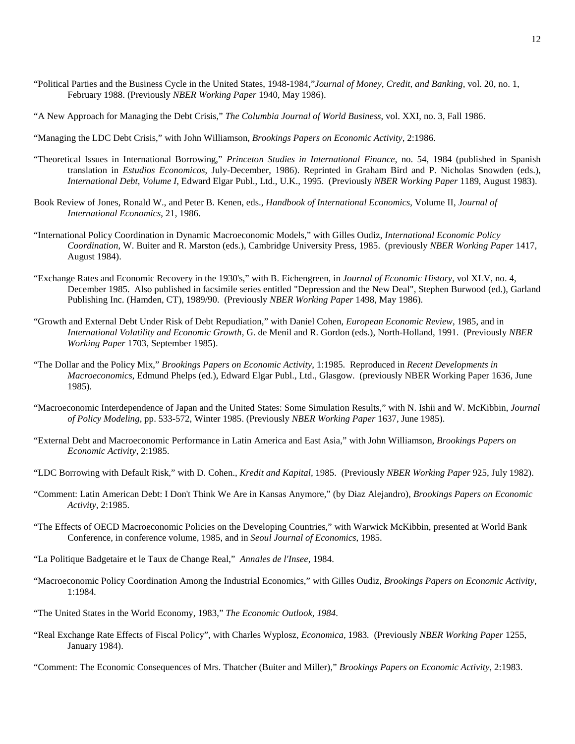"Political Parties and the Business Cycle in the United States, 1948-1984,"*Journal of Money, Credit, and Banking*, vol. 20, no. 1, February 1988. (Previously *NBER Working Paper* 1940, May 1986).

"A New Approach for Managing the Debt Crisis," *The Columbia Journal of World Business*, vol. XXI, no. 3, Fall 1986.

"Managing the LDC Debt Crisis," with John Williamson, *Brookings Papers on Economic Activity*, 2:1986.

"Theoretical Issues in International Borrowing," *Princeton Studies in International Finance*, no. 54, 1984 (published in Spanish translation in *Estudios Economicos*, July-December, 1986). Reprinted in Graham Bird and P. Nicholas Snowden (eds.), *International Debt, Volume I*, Edward Elgar Publ., Ltd., U.K., 1995. (Previously *NBER Working Paper* 1189, August 1983).

Book Review of Jones, Ronald W., and Peter B. Kenen, eds., *Handbook of International Economics*, Volume II, *Journal of International Economics*, 21, 1986.

"International Policy Coordination in Dynamic Macroeconomic Models," with Gilles Oudiz, *International Economic Policy Coordination*, W. Buiter and R. Marston (eds.), Cambridge University Press, 1985. (previously *NBER Working Paper* 1417, August 1984).

"Exchange Rates and Economic Recovery in the 1930's," with B. Eichengreen, in *Journal of Economic History*, vol XLV, no. 4, December 1985. Also published in facsimile series entitled "Depression and the New Deal", Stephen Burwood (ed.), Garland Publishing Inc. (Hamden, CT), 1989/90. (Previously *NBER Working Paper* 1498, May 1986).

"Growth and External Debt Under Risk of Debt Repudiation," with Daniel Cohen, *European Economic Review*, 1985, and in *International Volatility and Economic Growth*, G. de Menil and R. Gordon (eds.), North-Holland, 1991. (Previously *NBER Working Paper* 1703, September 1985).

"The Dollar and the Policy Mix," *Brookings Papers on Economic Activity*, 1:1985. Reproduced in *Recent Developments in Macroeconomics*, Edmund Phelps (ed.), Edward Elgar Publ., Ltd., Glasgow. (previously NBER Working Paper 1636, June 1985).

"Macroeconomic Interdependence of Japan and the United States: Some Simulation Results," with N. Ishii and W. McKibbin, *Journal of Policy Modeling*, pp. 533-572, Winter 1985. (Previously *NBER Working Paper* 1637, June 1985).

"External Debt and Macroeconomic Performance in Latin America and East Asia," with John Williamson, *Brookings Papers on Economic Activity*, 2:1985.

"LDC Borrowing with Default Risk," with D. Cohen., *Kredit and Kapital*, 1985. (Previously *NBER Working Paper* 925, July 1982).

"Comment: Latin American Debt: I Don't Think We Are in Kansas Anymore," (by Diaz Alejandro), *Brookings Papers on Economic Activity*, 2:1985.

"The Effects of OECD Macroeconomic Policies on the Developing Countries," with Warwick McKibbin, presented at World Bank Conference, in conference volume, 1985, and in *Seoul Journal of Economics*, 1985.

"La Politique Badgetaire et le Taux de Change Real," *Annales de l'Insee*, 1984.

"Macroeconomic Policy Coordination Among the Industrial Economics," with Gilles Oudiz, *Brookings Papers on Economic Activity*, 1:1984.

"The United States in the World Economy, 1983," *The Economic Outlook, 1984*.

"Real Exchange Rate Effects of Fiscal Policy", with Charles Wyplosz, *Economica*, 1983. (Previously *NBER Working Paper* 1255, January 1984).

"Comment: The Economic Consequences of Mrs. Thatcher (Buiter and Miller)," *Brookings Papers on Economic Activity*, 2:1983.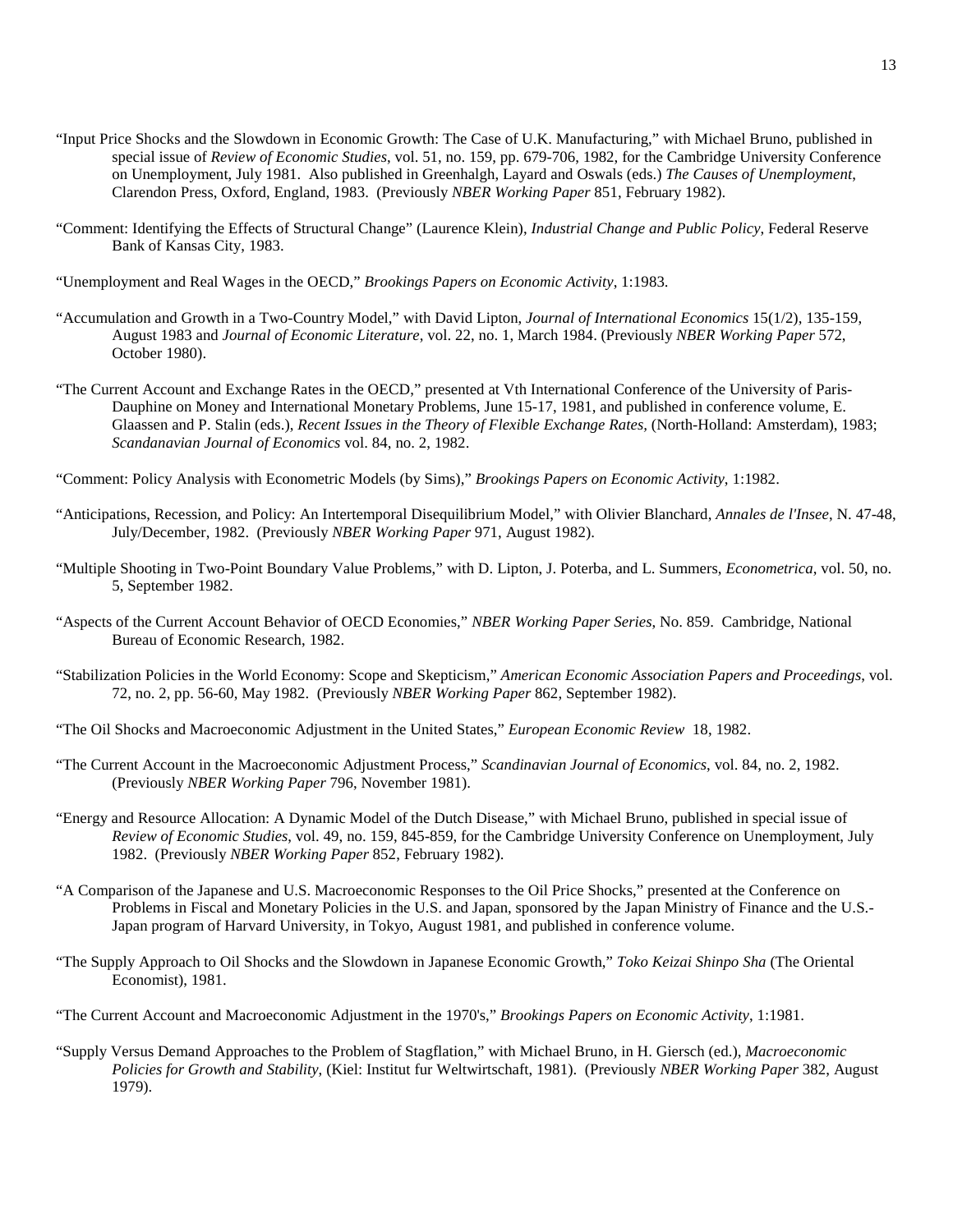"Input Price Shocks and the Slowdown in Economic Growth: The Case of U.K. Manufacturing," with Michael Bruno, published in special issue of *Review of Economic Studies*, vol. 51, no. 159, pp. 679-706, 1982, for the Cambridge University Conference on Unemployment, July 1981. Also published in Greenhalgh, Layard and Oswals (eds.) *The Causes of Unemployment*, Clarendon Press, Oxford, England, 1983. (Previously *NBER Working Paper* 851, February 1982).

"Comment: Identifying the Effects of Structural Change" (Laurence Klein), *Industrial Change and Public Policy*, Federal Reserve Bank of Kansas City, 1983.

"Unemployment and Real Wages in the OECD," *Brookings Papers on Economic Activity*, 1:1983.

"Accumulation and Growth in a Two-Country Model," with David Lipton, *Journal of International Economics* 15(1/2), 135-159, August 1983 and *Journal of Economic Literature*, vol. 22, no. 1, March 1984. (Previously *NBER Working Paper* 572, October 1980).

"The Current Account and Exchange Rates in the OECD," presented at Vth International Conference of the University of Paris-Dauphine on Money and International Monetary Problems, June 15-17, 1981, and published in conference volume, E. Glaassen and P. Stalin (eds.), *Recent Issues in the Theory of Flexible Exchange Rates,* (North-Holland: Amsterdam), 1983; *Scandanavian Journal of Economics* vol. 84, no. 2, 1982.

"Comment: Policy Analysis with Econometric Models (by Sims)," *Brookings Papers on Economic Activity*, 1:1982.

"Anticipations, Recession, and Policy: An Intertemporal Disequilibrium Model," with Olivier Blanchard, *Annales de l'Insee*, N. 47-48, July/December, 1982. (Previously *NBER Working Paper* 971, August 1982).

"Multiple Shooting in Two-Point Boundary Value Problems," with D. Lipton, J. Poterba, and L. Summers, *Econometrica*, vol. 50, no. 5, September 1982.

"Aspects of the Current Account Behavior of OECD Economies," *NBER Working Paper Series*, No. 859. Cambridge, National Bureau of Economic Research, 1982.

"Stabilization Policies in the World Economy: Scope and Skepticism," *American Economic Association Papers and Proceedings*, vol. 72, no. 2, pp. 56-60, May 1982. (Previously *NBER Working Paper* 862, September 1982).

"The Oil Shocks and Macroeconomic Adjustment in the United States," *European Economic Review* 18, 1982.

"The Current Account in the Macroeconomic Adjustment Process," *Scandinavian Journal of Economics*, vol. 84, no. 2, 1982. (Previously *NBER Working Paper* 796, November 1981).

"Energy and Resource Allocation: A Dynamic Model of the Dutch Disease," with Michael Bruno, published in special issue of *Review of Economic Studies*, vol. 49, no. 159, 845-859, for the Cambridge University Conference on Unemployment, July 1982. (Previously *NBER Working Paper* 852, February 1982).

"A Comparison of the Japanese and U.S. Macroeconomic Responses to the Oil Price Shocks," presented at the Conference on Problems in Fiscal and Monetary Policies in the U.S. and Japan, sponsored by the Japan Ministry of Finance and the U.S.-Japan program of Harvard University, in Tokyo, August 1981, and published in conference volume.

"The Supply Approach to Oil Shocks and the Slowdown in Japanese Economic Growth," *Toko Keizai Shinpo Sha* (The Oriental Economist), 1981.

"The Current Account and Macroeconomic Adjustment in the 1970's," *Brookings Papers on Economic Activity*, 1:1981.

"Supply Versus Demand Approaches to the Problem of Stagflation," with Michael Bruno, in H. Giersch (ed.), *Macroeconomic Policies for Growth and Stability*, (Kiel: Institut fur Weltwirtschaft, 1981). (Previously *NBER Working Paper* 382, August 1979).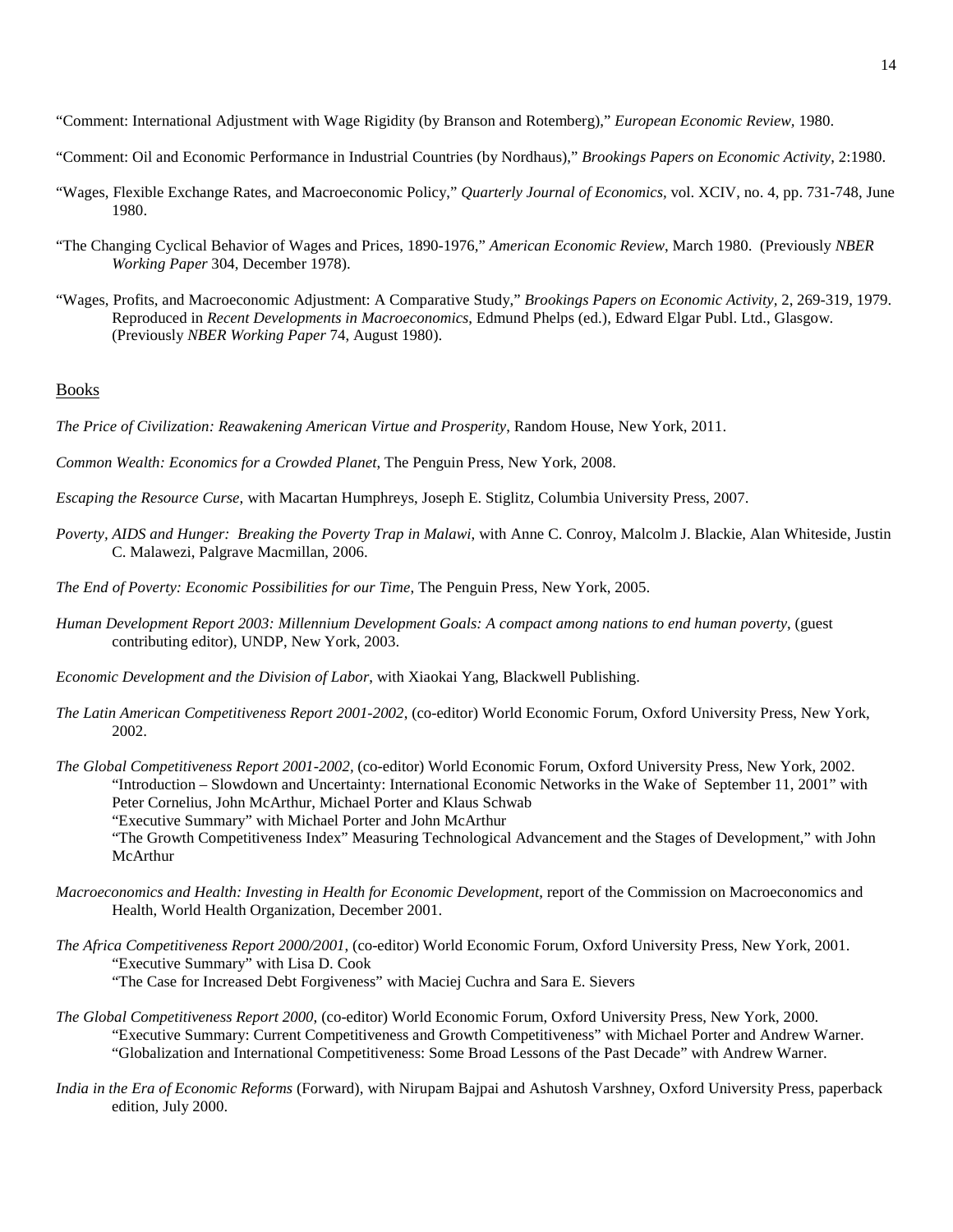"Comment: International Adjustment with Wage Rigidity (by Branson and Rotemberg)," *European Economic Review*, 1980.

"Comment: Oil and Economic Performance in Industrial Countries (by Nordhaus)," *Brookings Papers on Economic Activity*, 2:1980.

"Wages, Flexible Exchange Rates, and Macroeconomic Policy," *Quarterly Journal of Economics*, vol. XCIV, no. 4, pp. 731-748, June 1980.

"The Changing Cyclical Behavior of Wages and Prices, 1890-1976," *American Economic Review*, March 1980. (Previously *NBER Working Paper* 304, December 1978).

"Wages, Profits, and Macroeconomic Adjustment: A Comparative Study," *Brookings Papers on Economic Activity*, 2, 269-319, 1979. Reproduced in *Recent Developments in Macroeconomics*, Edmund Phelps (ed.), Edward Elgar Publ. Ltd., Glasgow. (Previously *NBER Working Paper* 74, August 1980).

## Books

*The Price of Civilization: Reawakening American Virtue and Prosperity*, Random House, New York, 2011.

*Common Wealth: Economics for a Crowded Planet*, The Penguin Press, New York, 2008.

*Escaping the Resource Curse*, with Macartan Humphreys, Joseph E. Stiglitz, Columbia University Press, 2007.

*Poverty, AIDS and Hunger: Breaking the Poverty Trap in Malawi*, with Anne C. Conroy, Malcolm J. Blackie, Alan Whiteside, Justin C. Malawezi, Palgrave Macmillan, 2006.

*The End of Poverty: Economic Possibilities for our Time*, The Penguin Press, New York, 2005.

*Human Development Report 2003: Millennium Development Goals: A compact among nations to end human poverty*, (guest contributing editor), UNDP, New York, 2003.

*Economic Development and the Division of Labor*, with Xiaokai Yang, Blackwell Publishing.

*The Latin American Competitiveness Report 2001-2002*, (co-editor) World Economic Forum, Oxford University Press, New York, 2002.

*The Global Competitiveness Report 2001-2002*, (co-editor) World Economic Forum, Oxford University Press, New York, 2002.
"Introduction – Slowdown and Uncertainty: International Economic Networks in the Wake of September 11, 2001" with Peter Cornelius, John McArthur, Michael Porter and Klaus Schwab
"Executive Summary" with Michael Porter and John McArthur
"The Growth Competitiveness Index" Measuring Technological Advancement and the Stages of Development," with John McArthur

*Macroeconomics and Health: Investing in Health for Economic Development*, report of the Commission on Macroeconomics and Health, World Health Organization, December 2001.

*The Africa Competitiveness Report 2000/2001*, (co-editor) World Economic Forum, Oxford University Press, New York, 2001.
"Executive Summary" with Lisa D. Cook
"The Case for Increased Debt Forgiveness" with Maciej Cuchra and Sara E. Sievers

*The Global Competitiveness Report 2000*, (co-editor) World Economic Forum, Oxford University Press, New York, 2000.
"Executive Summary: Current Competitiveness and Growth Competitiveness" with Michael Porter and Andrew Warner.
"Globalization and International Competitiveness: Some Broad Lessons of the Past Decade" with Andrew Warner.

*India in the Era of Economic Reforms* (Forward), with Nirupam Bajpai and Ashutosh Varshney, Oxford University Press, paperback edition, July 2000.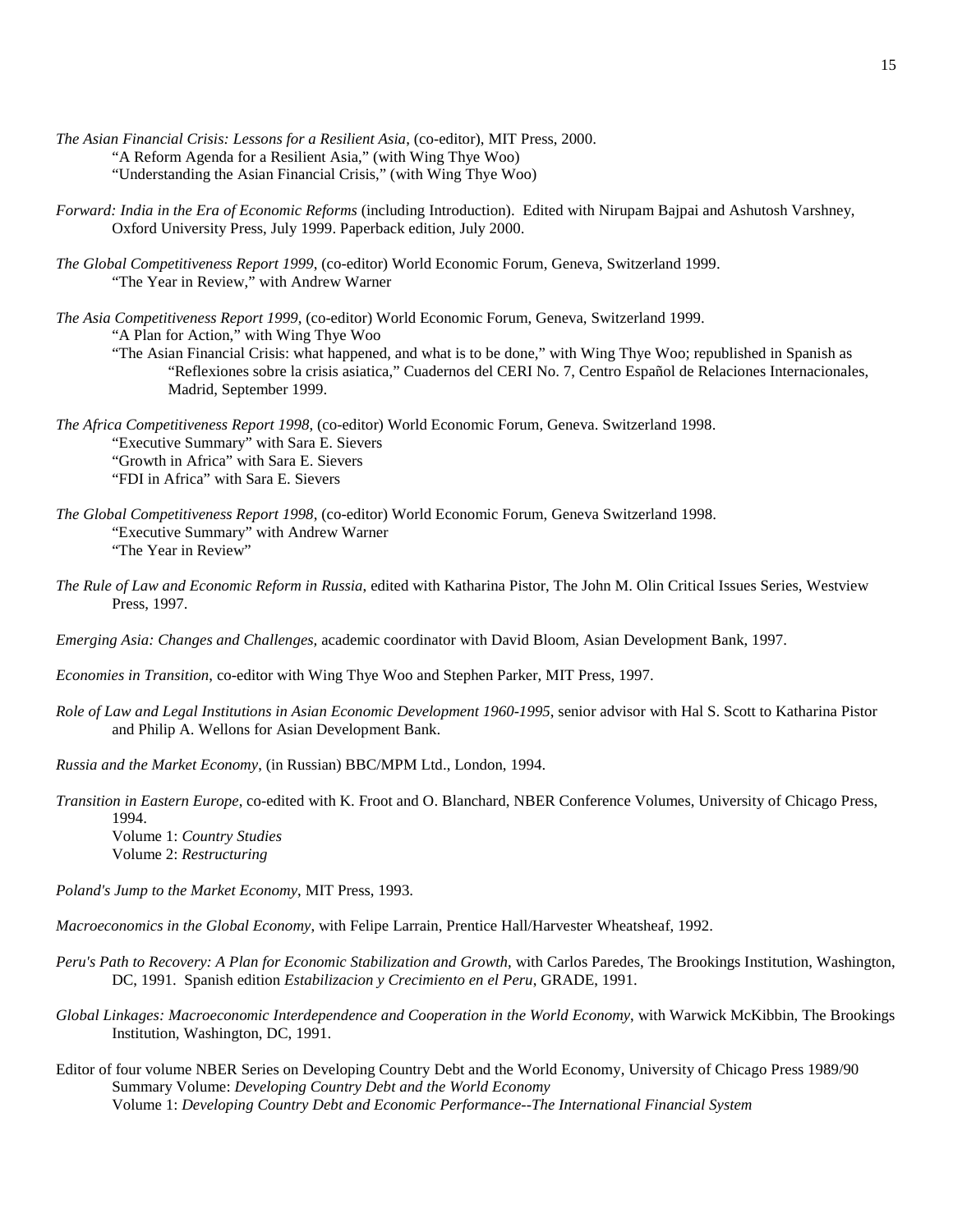*The Asian Financial Crisis: Lessons for a Resilient Asia*, (co-editor), MIT Press, 2000.
  "A Reform Agenda for a Resilient Asia," (with Wing Thye Woo)
  "Understanding the Asian Financial Crisis," (with Wing Thye Woo)

*Forward: India in the Era of Economic Reforms* (including Introduction). Edited with Nirupam Bajpai and Ashutosh Varshney, Oxford University Press, July 1999. Paperback edition, July 2000.

*The Global Competitiveness Report 1999*, (co-editor) World Economic Forum, Geneva, Switzerland 1999.
  "The Year in Review," with Andrew Warner

*The Asia Competitiveness Report 1999*, (co-editor) World Economic Forum, Geneva, Switzerland 1999.
  "A Plan for Action," with Wing Thye Woo
  "The Asian Financial Crisis: what happened, and what is to be done," with Wing Thye Woo; republished in Spanish as "Reflexiones sobre la crisis asiatica," Cuadernos del CERI No. 7, Centro Español de Relaciones Internacionales, Madrid, September 1999.

*The Africa Competitiveness Report 1998*, (co-editor) World Economic Forum, Geneva. Switzerland 1998.
  "Executive Summary" with Sara E. Sievers
  "Growth in Africa" with Sara E. Sievers
  "FDI in Africa" with Sara E. Sievers

*The Global Competitiveness Report 1998*, (co-editor) World Economic Forum, Geneva Switzerland 1998.
  "Executive Summary" with Andrew Warner
  "The Year in Review"

*The Rule of Law and Economic Reform in Russia*, edited with Katharina Pistor, The John M. Olin Critical Issues Series, Westview Press, 1997.

*Emerging Asia: Changes and Challenges,* academic coordinator with David Bloom, Asian Development Bank, 1997.

*Economies in Transition*, co-editor with Wing Thye Woo and Stephen Parker, MIT Press, 1997.

*Role of Law and Legal Institutions in Asian Economic Development 1960-1995*, senior advisor with Hal S. Scott to Katharina Pistor and Philip A. Wellons for Asian Development Bank.

*Russia and the Market Economy*, (in Russian) BBC/MPM Ltd., London, 1994.

*Transition in Eastern Europe*, co-edited with K. Froot and O. Blanchard, NBER Conference Volumes, University of Chicago Press, 1994.
  Volume 1: *Country Studies*
  Volume 2: *Restructuring*

*Poland's Jump to the Market Economy*, MIT Press, 1993.

*Macroeconomics in the Global Economy*, with Felipe Larrain, Prentice Hall/Harvester Wheatsheaf, 1992.

*Peru's Path to Recovery: A Plan for Economic Stabilization and Growth*, with Carlos Paredes, The Brookings Institution, Washington, DC, 1991. Spanish edition *Estabilizacion y Crecimiento en el Peru*, GRADE, 1991.

*Global Linkages: Macroeconomic Interdependence and Cooperation in the World Economy*, with Warwick McKibbin, The Brookings Institution, Washington, DC, 1991.

Editor of four volume NBER Series on Developing Country Debt and the World Economy, University of Chicago Press 1989/90
  Summary Volume: *Developing Country Debt and the World Economy*
  Volume 1: *Developing Country Debt and Economic Performance--The International Financial System*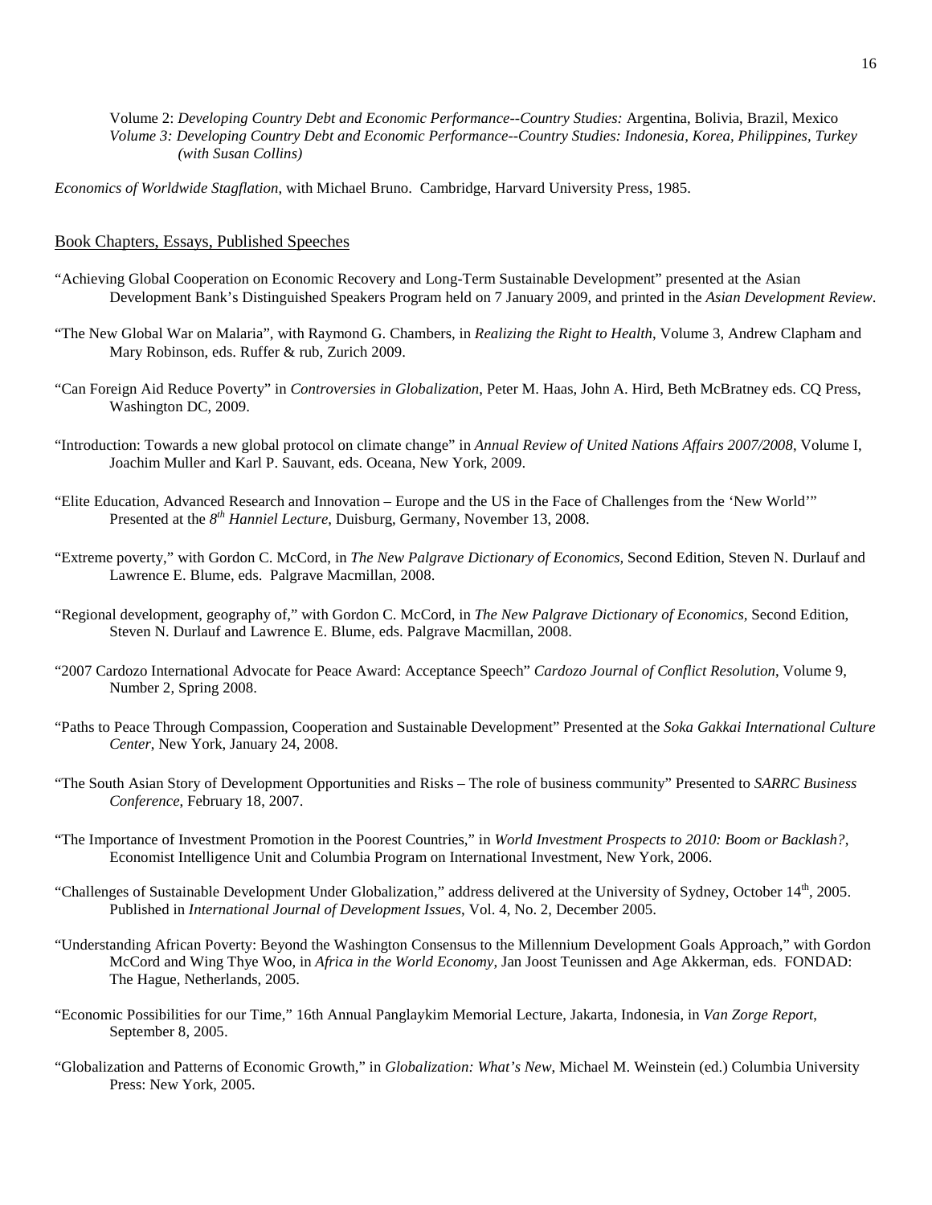Volume 2: *Developing Country Debt and Economic Performance--Country Studies:* Argentina, Bolivia, Brazil, Mexico
*Volume 3: Developing Country Debt and Economic Performance--Country Studies: Indonesia, Korea, Philippines, Turkey (with Susan Collins)*

*Economics of Worldwide Stagflation*, with Michael Bruno. Cambridge, Harvard University Press, 1985.

## Book Chapters, Essays, Published Speeches

"Achieving Global Cooperation on Economic Recovery and Long-Term Sustainable Development" presented at the Asian Development Bank's Distinguished Speakers Program held on 7 January 2009, and printed in the *Asian Development Review*.

"The New Global War on Malaria", with Raymond G. Chambers, in *Realizing the Right to Health*, Volume 3, Andrew Clapham and Mary Robinson, eds. Ruffer & rub, Zurich 2009.

"Can Foreign Aid Reduce Poverty" in *Controversies in Globalization*, Peter M. Haas, John A. Hird, Beth McBratney eds. CQ Press, Washington DC, 2009.

"Introduction: Towards a new global protocol on climate change" in *Annual Review of United Nations Affairs 2007/2008*, Volume I, Joachim Muller and Karl P. Sauvant, eds. Oceana, New York, 2009.

"Elite Education, Advanced Research and Innovation – Europe and the US in the Face of Challenges from the 'New World'" Presented at the *8th Hanniel Lecture*, Duisburg, Germany, November 13, 2008.

"Extreme poverty," with Gordon C. McCord, in *The New Palgrave Dictionary of Economics*, Second Edition, Steven N. Durlauf and Lawrence E. Blume, eds. Palgrave Macmillan, 2008.

"Regional development, geography of," with Gordon C. McCord, in *The New Palgrave Dictionary of Economics*, Second Edition, Steven N. Durlauf and Lawrence E. Blume, eds. Palgrave Macmillan, 2008.

"2007 Cardozo International Advocate for Peace Award: Acceptance Speech" *Cardozo Journal of Conflict Resolution*, Volume 9, Number 2, Spring 2008.

"Paths to Peace Through Compassion, Cooperation and Sustainable Development" Presented at the *Soka Gakkai International Culture Center*, New York, January 24, 2008.

"The South Asian Story of Development Opportunities and Risks – The role of business community" Presented to *SARRC Business Conference*, February 18, 2007.

"The Importance of Investment Promotion in the Poorest Countries," in *World Investment Prospects to 2010: Boom or Backlash?*, Economist Intelligence Unit and Columbia Program on International Investment, New York, 2006.

"Challenges of Sustainable Development Under Globalization," address delivered at the University of Sydney, October 14th, 2005. Published in *International Journal of Development Issues*, Vol. 4, No. 2, December 2005.

"Understanding African Poverty: Beyond the Washington Consensus to the Millennium Development Goals Approach," with Gordon McCord and Wing Thye Woo, in *Africa in the World Economy*, Jan Joost Teunissen and Age Akkerman, eds. FONDAD: The Hague, Netherlands, 2005.

"Economic Possibilities for our Time," 16th Annual Panglaykim Memorial Lecture, Jakarta, Indonesia, in *Van Zorge Report*, September 8, 2005.

"Globalization and Patterns of Economic Growth," in *Globalization: What's New*, Michael M. Weinstein (ed.) Columbia University Press: New York, 2005.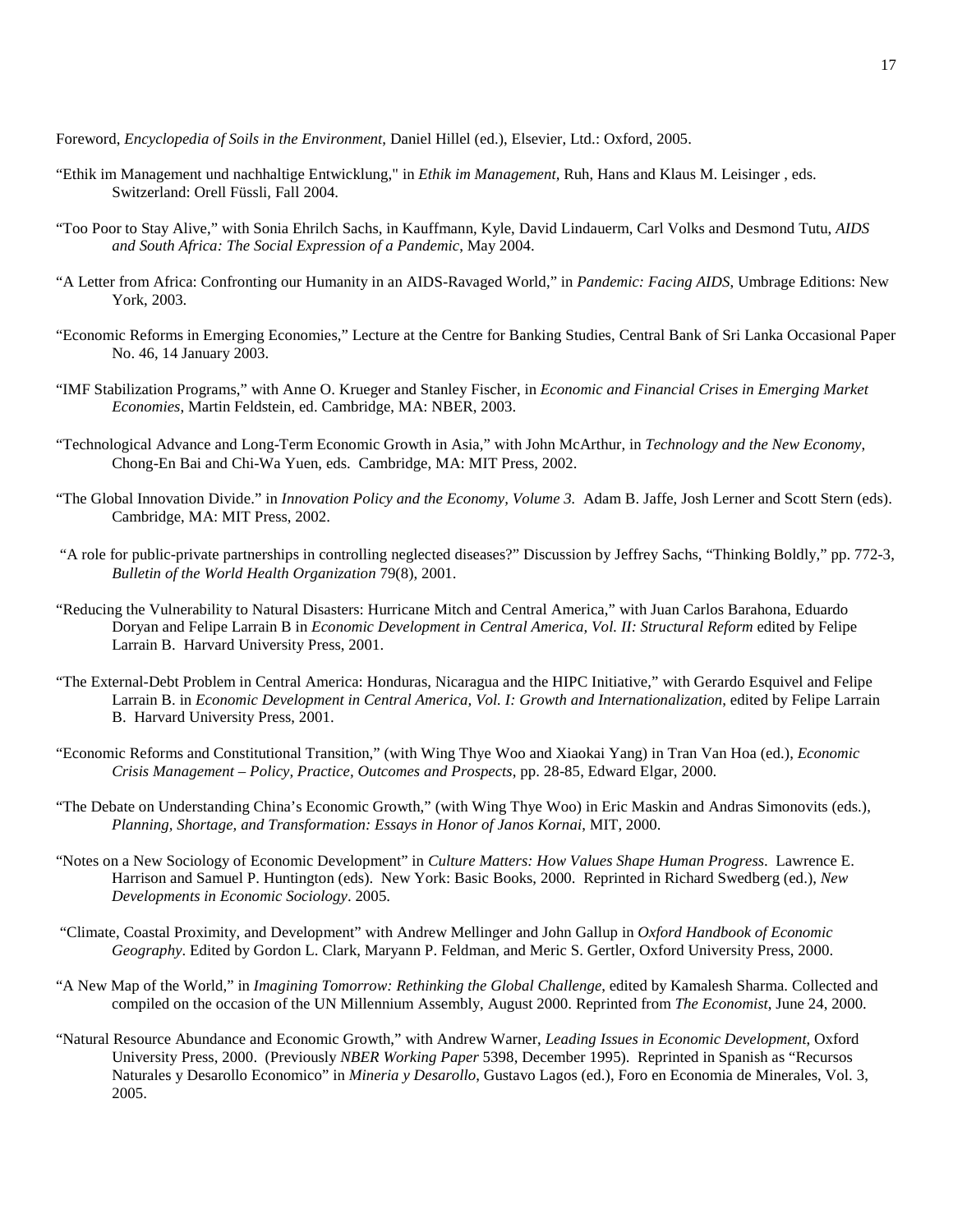Foreword, *Encyclopedia of Soils in the Environment*, Daniel Hillel (ed.), Elsevier, Ltd.: Oxford, 2005.

"Ethik im Management und nachhaltige Entwicklung," in *Ethik im Management,* Ruh, Hans and Klaus M. Leisinger , eds. Switzerland: Orell Füssli, Fall 2004.

"Too Poor to Stay Alive," with Sonia Ehrilch Sachs, in Kauffmann, Kyle, David Lindauerm, Carl Volks and Desmond Tutu, *AIDS and South Africa: The Social Expression of a Pandemic*, May 2004.

"A Letter from Africa: Confronting our Humanity in an AIDS-Ravaged World," in *Pandemic: Facing AIDS*, Umbrage Editions: New York, 2003.

"Economic Reforms in Emerging Economies," Lecture at the Centre for Banking Studies, Central Bank of Sri Lanka Occasional Paper No. 46, 14 January 2003.

"IMF Stabilization Programs," with Anne O. Krueger and Stanley Fischer, in *Economic and Financial Crises in Emerging Market Economies*, Martin Feldstein, ed. Cambridge, MA: NBER, 2003.

"Technological Advance and Long-Term Economic Growth in Asia," with John McArthur, in *Technology and the New Economy*, Chong-En Bai and Chi-Wa Yuen, eds. Cambridge, MA: MIT Press, 2002.

"The Global Innovation Divide." in *Innovation Policy and the Economy, Volume 3.* Adam B. Jaffe, Josh Lerner and Scott Stern (eds). Cambridge, MA: MIT Press, 2002.

"A role for public-private partnerships in controlling neglected diseases?" Discussion by Jeffrey Sachs, "Thinking Boldly," pp. 772-3, *Bulletin of the World Health Organization* 79(8), 2001.

"Reducing the Vulnerability to Natural Disasters: Hurricane Mitch and Central America," with Juan Carlos Barahona, Eduardo Doryan and Felipe Larrain B in *Economic Development in Central America, Vol. II: Structural Reform* edited by Felipe Larrain B. Harvard University Press, 2001.

"The External-Debt Problem in Central America: Honduras, Nicaragua and the HIPC Initiative," with Gerardo Esquivel and Felipe Larrain B. in *Economic Development in Central America, Vol. I: Growth and Internationalization*, edited by Felipe Larrain B. Harvard University Press, 2001.

"Economic Reforms and Constitutional Transition," (with Wing Thye Woo and Xiaokai Yang) in Tran Van Hoa (ed.), *Economic Crisis Management – Policy, Practice, Outcomes and Prospects*, pp. 28-85, Edward Elgar, 2000.

"The Debate on Understanding China's Economic Growth," (with Wing Thye Woo) in Eric Maskin and Andras Simonovits (eds.), *Planning, Shortage, and Transformation: Essays in Honor of Janos Kornai*, MIT, 2000.

"Notes on a New Sociology of Economic Development" in *Culture Matters: How Values Shape Human Progress*. Lawrence E. Harrison and Samuel P. Huntington (eds). New York: Basic Books, 2000. Reprinted in Richard Swedberg (ed.), *New Developments in Economic Sociology*. 2005.

"Climate, Coastal Proximity, and Development" with Andrew Mellinger and John Gallup in *Oxford Handbook of Economic Geography*. Edited by Gordon L. Clark, Maryann P. Feldman, and Meric S. Gertler, Oxford University Press, 2000.

"A New Map of the World," in *Imagining Tomorrow: Rethinking the Global Challenge*, edited by Kamalesh Sharma. Collected and compiled on the occasion of the UN Millennium Assembly, August 2000. Reprinted from *The Economist*, June 24, 2000.

"Natural Resource Abundance and Economic Growth," with Andrew Warner, *Leading Issues in Economic Development*, Oxford University Press, 2000. (Previously *NBER Working Paper* 5398, December 1995). Reprinted in Spanish as "Recursos Naturales y Desarollo Economico" in *Mineria y Desarollo*, Gustavo Lagos (ed.), Foro en Economia de Minerales, Vol. 3, 2005.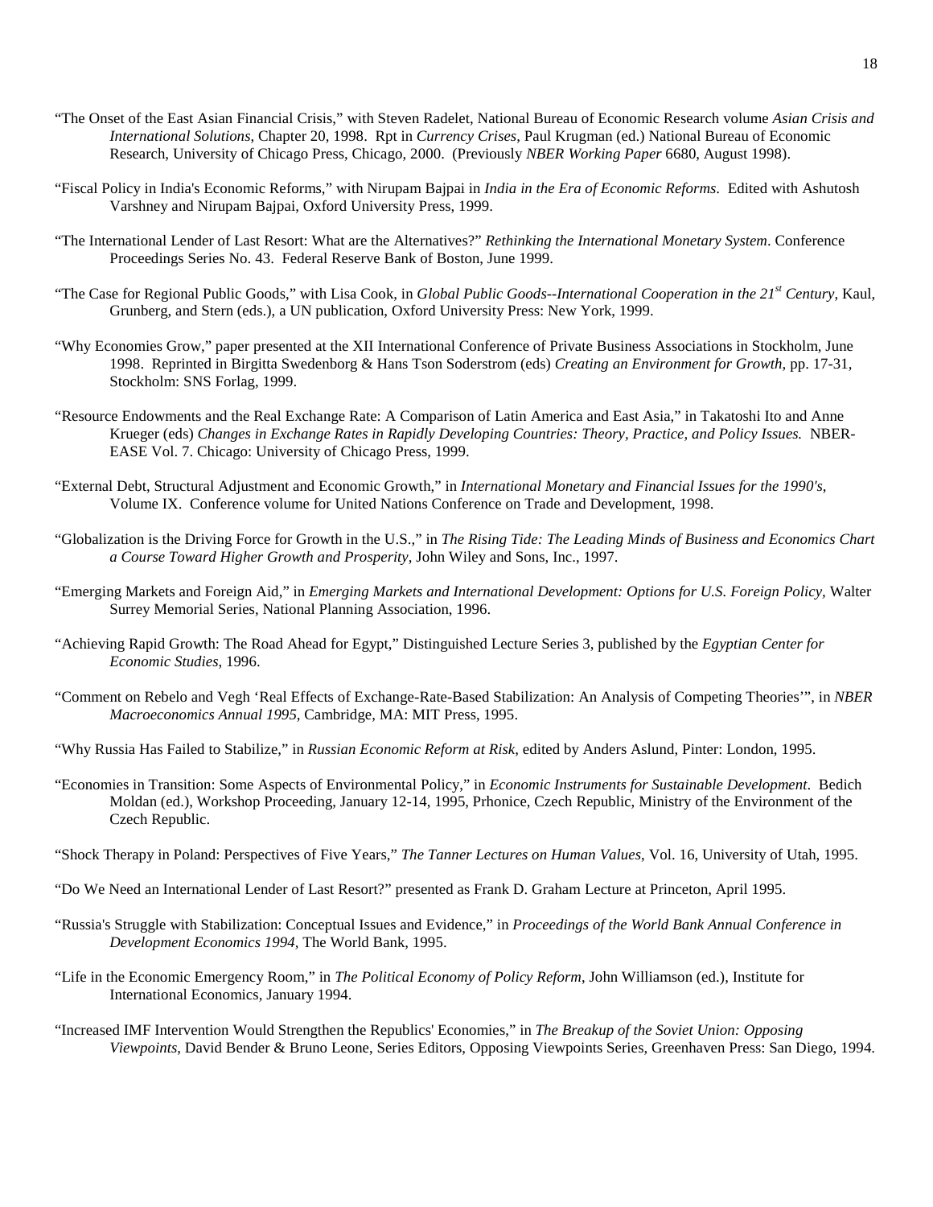"The Onset of the East Asian Financial Crisis," with Steven Radelet, National Bureau of Economic Research volume *Asian Crisis and International Solutions*, Chapter 20, 1998. Rpt in *Currency Crises,* Paul Krugman (ed.) National Bureau of Economic Research, University of Chicago Press, Chicago, 2000. (Previously *NBER Working Paper* 6680, August 1998).

"Fiscal Policy in India's Economic Reforms," with Nirupam Bajpai in *India in the Era of Economic Reforms.* Edited with Ashutosh Varshney and Nirupam Bajpai, Oxford University Press, 1999.

"The International Lender of Last Resort: What are the Alternatives?" *Rethinking the International Monetary System*. Conference Proceedings Series No. 43. Federal Reserve Bank of Boston, June 1999.

"The Case for Regional Public Goods," with Lisa Cook, in *Global Public Goods--International Cooperation in the 21st Century*, Kaul, Grunberg, and Stern (eds.), a UN publication, Oxford University Press: New York, 1999.

"Why Economies Grow," paper presented at the XII International Conference of Private Business Associations in Stockholm, June 1998. Reprinted in Birgitta Swedenborg & Hans Tson Soderstrom (eds) *Creating an Environment for Growth,* pp. 17-31, Stockholm: SNS Forlag, 1999.

"Resource Endowments and the Real Exchange Rate: A Comparison of Latin America and East Asia," in Takatoshi Ito and Anne Krueger (eds) *Changes in Exchange Rates in Rapidly Developing Countries: Theory, Practice, and Policy Issues.* NBER-EASE Vol. 7. Chicago: University of Chicago Press, 1999.

"External Debt, Structural Adjustment and Economic Growth," in *International Monetary and Financial Issues for the 1990's*, Volume IX. Conference volume for United Nations Conference on Trade and Development, 1998.

"Globalization is the Driving Force for Growth in the U.S.," in *The Rising Tide: The Leading Minds of Business and Economics Chart a Course Toward Higher Growth and Prosperity*, John Wiley and Sons, Inc., 1997.

"Emerging Markets and Foreign Aid," in *Emerging Markets and International Development: Options for U.S. Foreign Policy*, Walter Surrey Memorial Series, National Planning Association, 1996.

"Achieving Rapid Growth: The Road Ahead for Egypt," Distinguished Lecture Series 3, published by the *Egyptian Center for Economic Studies*, 1996.

"Comment on Rebelo and Vegh 'Real Effects of Exchange-Rate-Based Stabilization: An Analysis of Competing Theories'", in *NBER Macroeconomics Annual 1995*, Cambridge, MA: MIT Press, 1995.

"Why Russia Has Failed to Stabilize," in *Russian Economic Reform at Risk*, edited by Anders Aslund, Pinter: London, 1995.

"Economies in Transition: Some Aspects of Environmental Policy," in *Economic Instruments for Sustainable Development*. Bedich Moldan (ed.), Workshop Proceeding, January 12-14, 1995, Prhonice, Czech Republic, Ministry of the Environment of the Czech Republic.

"Shock Therapy in Poland: Perspectives of Five Years," *The Tanner Lectures on Human Values*, Vol. 16, University of Utah, 1995.

"Do We Need an International Lender of Last Resort?" presented as Frank D. Graham Lecture at Princeton, April 1995.

"Russia's Struggle with Stabilization: Conceptual Issues and Evidence," in *Proceedings of the World Bank Annual Conference in Development Economics 1994*, The World Bank, 1995.

"Life in the Economic Emergency Room," in *The Political Economy of Policy Reform*, John Williamson (ed.), Institute for International Economics, January 1994.

"Increased IMF Intervention Would Strengthen the Republics' Economies," in *The Breakup of the Soviet Union: Opposing Viewpoints*, David Bender & Bruno Leone, Series Editors, Opposing Viewpoints Series, Greenhaven Press: San Diego, 1994.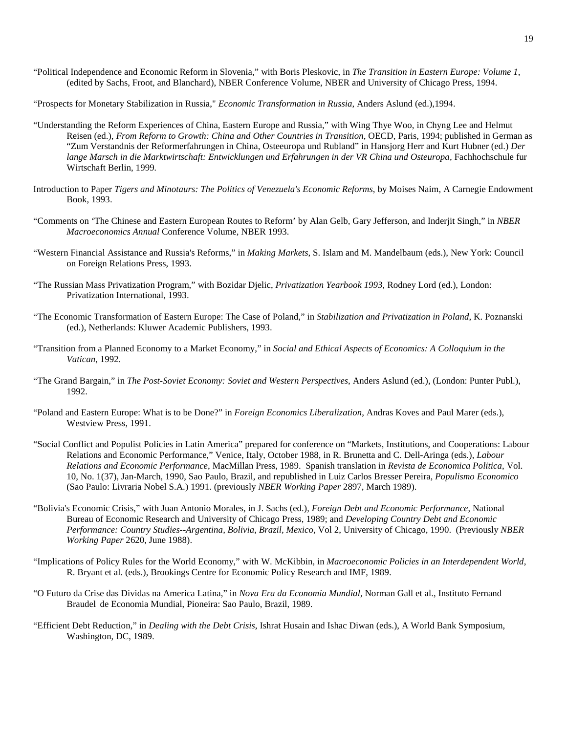"Political Independence and Economic Reform in Slovenia," with Boris Pleskovic, in *The Transition in Eastern Europe: Volume 1*, (edited by Sachs, Froot, and Blanchard), NBER Conference Volume, NBER and University of Chicago Press, 1994.

"Prospects for Monetary Stabilization in Russia," *Economic Transformation in Russia*, Anders Aslund (ed.),1994.

"Understanding the Reform Experiences of China, Eastern Europe and Russia," with Wing Thye Woo, in Chyng Lee and Helmut Reisen (ed.), *From Reform to Growth: China and Other Countries in Transition*, OECD, Paris, 1994; published in German as "Zum Verstandnis der Reformerfahrungen in China, Osteeuropa und Rubland" in Hansjorg Herr and Kurt Hubner (ed.) *Der lange Marsch in die Marktwirtschaft: Entwicklungen und Erfahrungen in der VR China und Osteuropa*, Fachhochschule fur Wirtschaft Berlin, 1999.

Introduction to Paper *Tigers and Minotaurs: The Politics of Venezuela's Economic Reforms*, by Moises Naim, A Carnegie Endowment Book, 1993.

"Comments on 'The Chinese and Eastern European Routes to Reform' by Alan Gelb, Gary Jefferson, and Inderjit Singh," in *NBER Macroeconomics Annual* Conference Volume, NBER 1993.

"Western Financial Assistance and Russia's Reforms," in *Making Markets*, S. Islam and M. Mandelbaum (eds.), New York: Council on Foreign Relations Press, 1993.

"The Russian Mass Privatization Program," with Bozidar Djelic, *Privatization Yearbook 1993*, Rodney Lord (ed.), London: Privatization International, 1993.

"The Economic Transformation of Eastern Europe: The Case of Poland," in *Stabilization and Privatization in Poland*, K. Poznanski (ed.), Netherlands: Kluwer Academic Publishers, 1993.

"Transition from a Planned Economy to a Market Economy," in *Social and Ethical Aspects of Economics: A Colloquium in the Vatican*, 1992.

"The Grand Bargain," in *The Post-Soviet Economy: Soviet and Western Perspectives*, Anders Aslund (ed.), (London: Punter Publ.), 1992.

"Poland and Eastern Europe: What is to be Done?" in *Foreign Economics Liberalization*, Andras Koves and Paul Marer (eds.), Westview Press, 1991.

"Social Conflict and Populist Policies in Latin America" prepared for conference on "Markets, Institutions, and Cooperations: Labour Relations and Economic Performance," Venice, Italy, October 1988, in R. Brunetta and C. Dell-Aringa (eds.), *Labour Relations and Economic Performance*, MacMillan Press, 1989. Spanish translation in *Revista de Economica Politica*, Vol. 10, No. 1(37), Jan-March, 1990, Sao Paulo, Brazil, and republished in Luiz Carlos Bresser Pereira, *Populismo Economico* (Sao Paulo: Livraria Nobel S.A.) 1991. (previously *NBER Working Paper* 2897, March 1989).

"Bolivia's Economic Crisis," with Juan Antonio Morales, in J. Sachs (ed.), *Foreign Debt and Economic Performance*, National Bureau of Economic Research and University of Chicago Press, 1989; and *Developing Country Debt and Economic Performance: Country Studies--Argentina, Bolivia, Brazil, Mexico*, Vol 2, University of Chicago, 1990. (Previously *NBER Working Paper* 2620, June 1988).

"Implications of Policy Rules for the World Economy," with W. McKibbin, in *Macroeconomic Policies in an Interdependent World*, R. Bryant et al. (eds.), Brookings Centre for Economic Policy Research and IMF, 1989.

"O Futuro da Crise das Dividas na America Latina," in *Nova Era da Economia Mundial*, Norman Gall et al., Instituto Fernand Braudel de Economia Mundial, Pioneira: Sao Paulo, Brazil, 1989.

"Efficient Debt Reduction," in *Dealing with the Debt Crisis*, Ishrat Husain and Ishac Diwan (eds.), A World Bank Symposium, Washington, DC, 1989.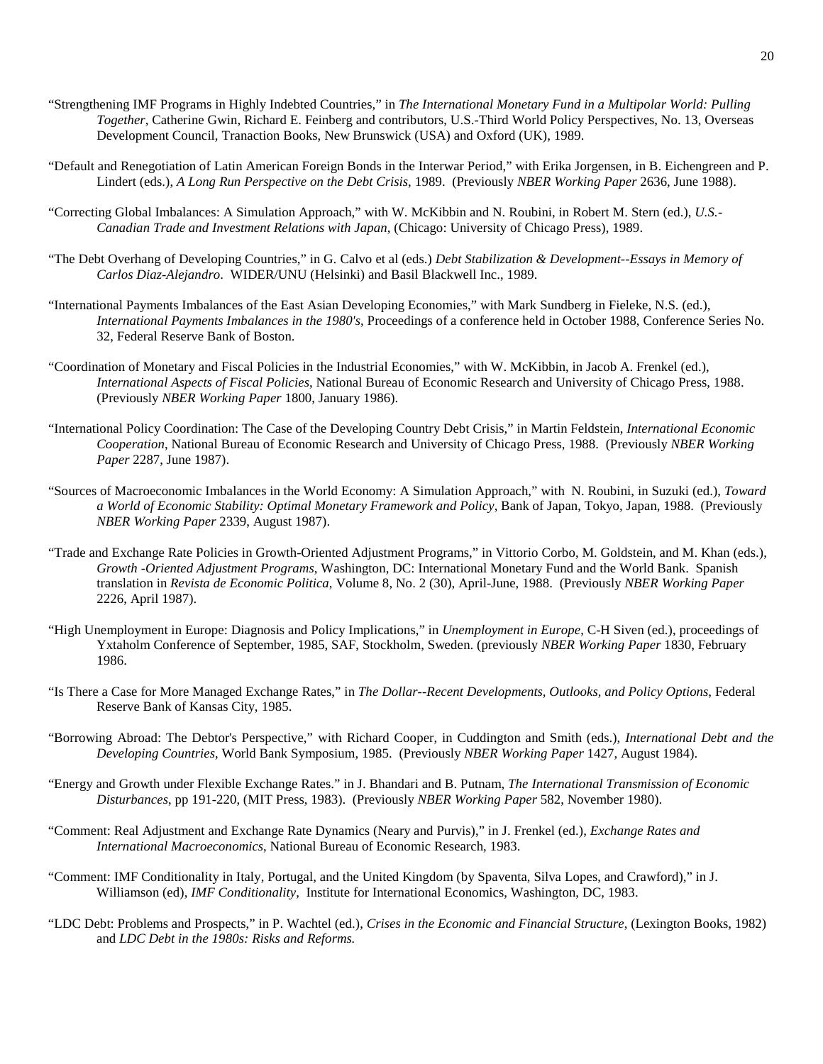"Strengthening IMF Programs in Highly Indebted Countries," in *The International Monetary Fund in a Multipolar World: Pulling Together*, Catherine Gwin, Richard E. Feinberg and contributors, U.S.-Third World Policy Perspectives, No. 13, Overseas Development Council, Tranaction Books, New Brunswick (USA) and Oxford (UK), 1989.

"Default and Renegotiation of Latin American Foreign Bonds in the Interwar Period," with Erika Jorgensen, in B. Eichengreen and P. Lindert (eds.), *A Long Run Perspective on the Debt Crisis*, 1989. (Previously *NBER Working Paper* 2636, June 1988).

"Correcting Global Imbalances: A Simulation Approach," with W. McKibbin and N. Roubini, in Robert M. Stern (ed.), *U.S.-Canadian Trade and Investment Relations with Japan*, (Chicago: University of Chicago Press), 1989.

"The Debt Overhang of Developing Countries," in G. Calvo et al (eds.) *Debt Stabilization & Development--Essays in Memory of Carlos Diaz-Alejandro*. WIDER/UNU (Helsinki) and Basil Blackwell Inc., 1989.

"International Payments Imbalances of the East Asian Developing Economies," with Mark Sundberg in Fieleke, N.S. (ed.), *International Payments Imbalances in the 1980's*, Proceedings of a conference held in October 1988, Conference Series No. 32, Federal Reserve Bank of Boston.

"Coordination of Monetary and Fiscal Policies in the Industrial Economies," with W. McKibbin, in Jacob A. Frenkel (ed.), *International Aspects of Fiscal Policies*, National Bureau of Economic Research and University of Chicago Press, 1988. (Previously *NBER Working Paper* 1800, January 1986).

"International Policy Coordination: The Case of the Developing Country Debt Crisis," in Martin Feldstein, *International Economic Cooperation*, National Bureau of Economic Research and University of Chicago Press, 1988. (Previously *NBER Working Paper* 2287, June 1987).

"Sources of Macroeconomic Imbalances in the World Economy: A Simulation Approach," with N. Roubini, in Suzuki (ed.), *Toward a World of Economic Stability: Optimal Monetary Framework and Policy*, Bank of Japan, Tokyo, Japan, 1988. (Previously *NBER Working Paper* 2339, August 1987).

"Trade and Exchange Rate Policies in Growth-Oriented Adjustment Programs," in Vittorio Corbo, M. Goldstein, and M. Khan (eds.), *Growth -Oriented Adjustment Programs*, Washington, DC: International Monetary Fund and the World Bank. Spanish translation in *Revista de Economic Politica*, Volume 8, No. 2 (30), April-June, 1988. (Previously *NBER Working Paper* 2226, April 1987).

"High Unemployment in Europe: Diagnosis and Policy Implications," in *Unemployment in Europe*, C-H Siven (ed.), proceedings of Yxtaholm Conference of September, 1985, SAF, Stockholm, Sweden. (previously *NBER Working Paper* 1830, February 1986.

"Is There a Case for More Managed Exchange Rates," in *The Dollar--Recent Developments, Outlooks, and Policy Options*, Federal Reserve Bank of Kansas City, 1985.

"Borrowing Abroad: The Debtor's Perspective," with Richard Cooper, in Cuddington and Smith (eds.), *International Debt and the Developing Countries,* World Bank Symposium, 1985. (Previously *NBER Working Paper* 1427, August 1984).

"Energy and Growth under Flexible Exchange Rates." in J. Bhandari and B. Putnam, *The International Transmission of Economic Disturbances*, pp 191-220, (MIT Press, 1983). (Previously *NBER Working Paper* 582, November 1980).

"Comment: Real Adjustment and Exchange Rate Dynamics (Neary and Purvis)," in J. Frenkel (ed.), *Exchange Rates and International Macroeconomics*, National Bureau of Economic Research, 1983.

"Comment: IMF Conditionality in Italy, Portugal, and the United Kingdom (by Spaventa, Silva Lopes, and Crawford)," in J. Williamson (ed), *IMF Conditionality,* Institute for International Economics, Washington, DC, 1983.

"LDC Debt: Problems and Prospects," in P. Wachtel (ed.), *Crises in the Economic and Financial Structure*, (Lexington Books, 1982) and *LDC Debt in the 1980s: Risks and Reforms.*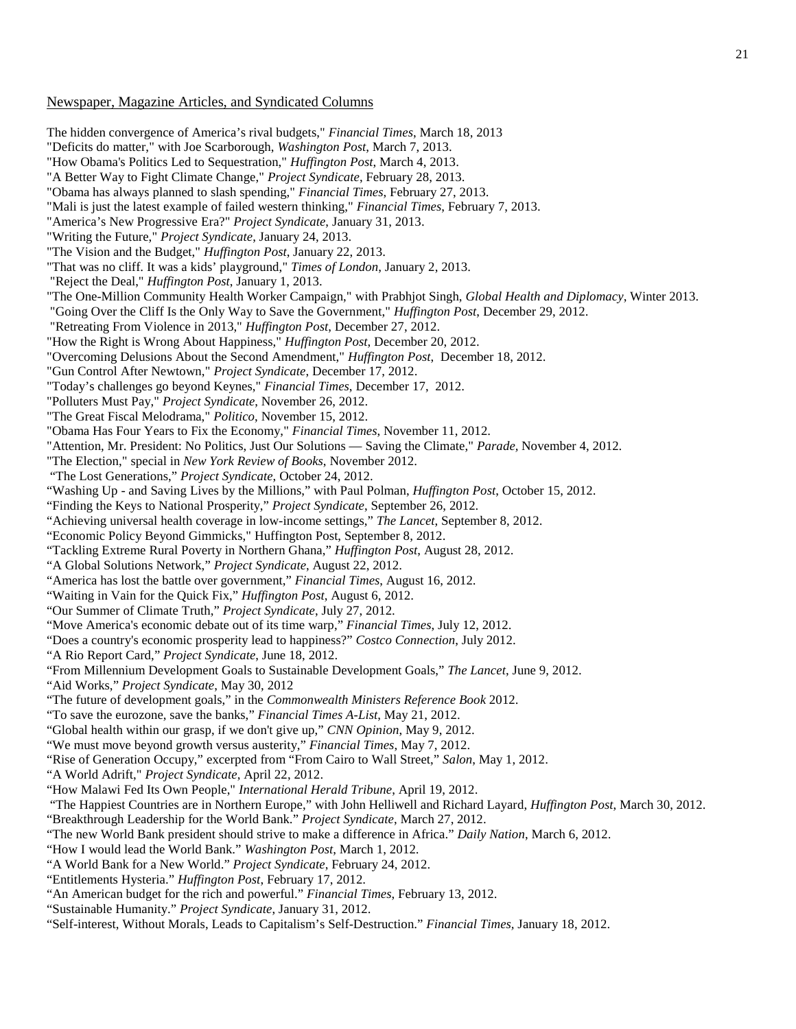Newspaper, Magazine Articles, and Syndicated Columns

The hidden convergence of America's rival budgets," *Financial Times*, March 18, 2013
"Deficits do matter," with Joe Scarborough, *Washington Post*, March 7, 2013.
"How Obama's Politics Led to Sequestration," *Huffington Post*, March 4, 2013.
"A Better Way to Fight Climate Change," *Project Syndicate*, February 28, 2013.
"Obama has always planned to slash spending," *Financial Times*, February 27, 2013.
"Mali is just the latest example of failed western thinking," *Financial Times*, February 7, 2013.
"America's New Progressive Era?" *Project Syndicate*, January 31, 2013.
"Writing the Future," *Project Syndicate*, January 24, 2013.
"The Vision and the Budget," *Huffington Post*, January 22, 2013.
"That was no cliff. It was a kids' playground," *Times of London*, January 2, 2013.
"Reject the Deal," *Huffington Post*, January 1, 2013.
"The One-Million Community Health Worker Campaign," with Prabhjot Singh, *Global Health and Diplomacy*, Winter 2013.
"Going Over the Cliff Is the Only Way to Save the Government," *Huffington Post*, December 29, 2012.
"Retreating From Violence in 2013," *Huffington Post*, December 27, 2012.
"How the Right is Wrong About Happiness," *Huffington Post*, December 20, 2012.
"Overcoming Delusions About the Second Amendment," *Huffington Post*, December 18, 2012.
"Gun Control After Newtown," *Project Syndicate*, December 17, 2012.
"Today's challenges go beyond Keynes," *Financial Times*, December 17, 2012.
"Polluters Must Pay," *Project Syndicate*, November 26, 2012.
"The Great Fiscal Melodrama," *Politico*, November 15, 2012.
"Obama Has Four Years to Fix the Economy," *Financial Times*, November 11, 2012.
"Attention, Mr. President: No Politics, Just Our Solutions — Saving the Climate," *Parade,* November 4, 2012.
"The Election," special in *New York Review of Books*, November 2012.
"The Lost Generations," *Project Syndicate*, October 24, 2012.
"Washing Up - and Saving Lives by the Millions," with Paul Polman, *Huffington Post*, October 15, 2012.
"Finding the Keys to National Prosperity," *Project Syndicate*, September 26, 2012.
"Achieving universal health coverage in low-income settings," *The Lancet*, September 8, 2012.
"Economic Policy Beyond Gimmicks," Huffington Post, September 8, 2012.
"Tackling Extreme Rural Poverty in Northern Ghana," *Huffington Post*, August 28, 2012.
"A Global Solutions Network," *Project Syndicate*, August 22, 2012.
"America has lost the battle over government," *Financial Times*, August 16, 2012.
"Waiting in Vain for the Quick Fix," *Huffington Post*, August 6, 2012.
"Our Summer of Climate Truth," *Project Syndicate*, July 27, 2012.
"Move America's economic debate out of its time warp," *Financial Times*, July 12, 2012.
"Does a country's economic prosperity lead to happiness?" *Costco Connection*, July 2012.
"A Rio Report Card," *Project Syndicate*, June 18, 2012.
"From Millennium Development Goals to Sustainable Development Goals," *The Lancet*, June 9, 2012.
"Aid Works," *Project Syndicate*, May 30, 2012
"The future of development goals," in the *Commonwealth Ministers Reference Book* 2012.
"To save the eurozone, save the banks," *Financial Times A-List*, May 21, 2012.
"Global health within our grasp, if we don't give up," *CNN Opinion*, May 9, 2012.
"We must move beyond growth versus austerity," *Financial Times*, May 7, 2012.
"Rise of Generation Occupy," excerpted from "From Cairo to Wall Street," *Salon*, May 1, 2012.
"A World Adrift," *Project Syndicate*, April 22, 2012.
"How Malawi Fed Its Own People," *International Herald Tribune*, April 19, 2012.
"The Happiest Countries are in Northern Europe," with John Helliwell and Richard Layard, *Huffington Post*, March 30, 2012.
"Breakthrough Leadership for the World Bank." *Project Syndicate*, March 27, 2012.
"The new World Bank president should strive to make a difference in Africa." *Daily Nation*, March 6, 2012.
"How I would lead the World Bank." *Washington Post*, March 1, 2012.
"A World Bank for a New World." *Project Syndicate*, February 24, 2012.
"Entitlements Hysteria." *Huffington Post*, February 17, 2012.
"An American budget for the rich and powerful." *Financial Times*, February 13, 2012.
"Sustainable Humanity." *Project Syndicate*, January 31, 2012.
"Self-interest, Without Morals, Leads to Capitalism's Self-Destruction." *Financial Times*, January 18, 2012.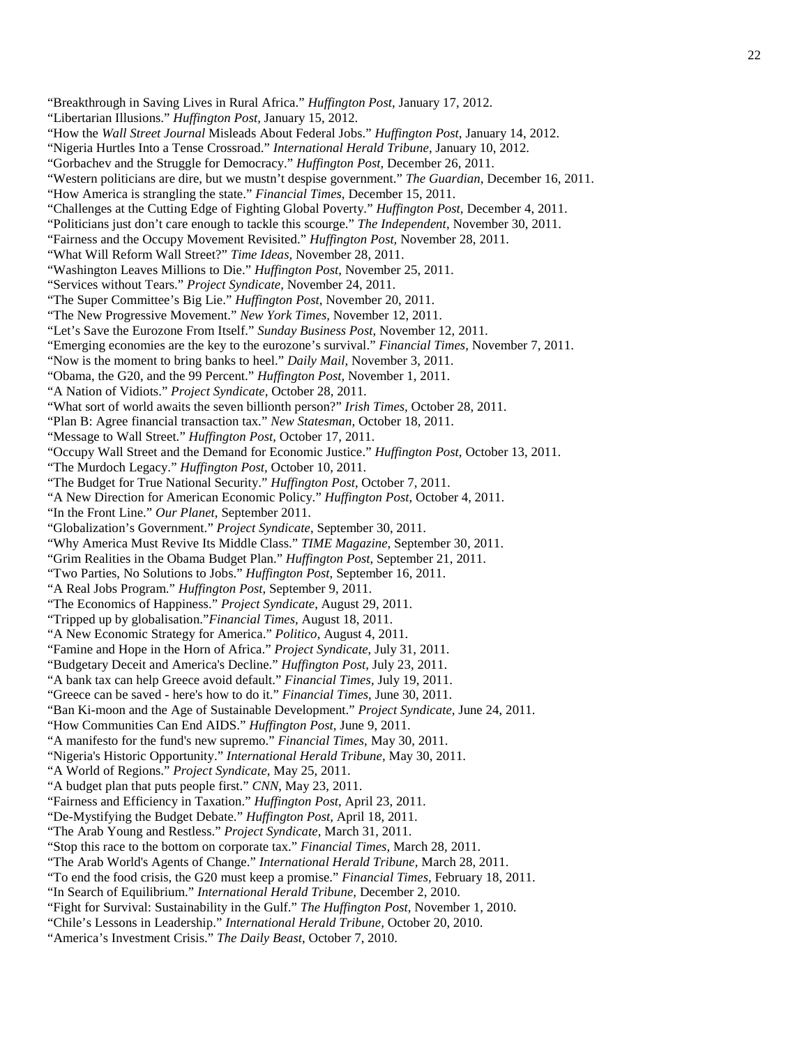"Breakthrough in Saving Lives in Rural Africa." *Huffington Post*, January 17, 2012.
"Libertarian Illusions." *Huffington Post*, January 15, 2012.
"How the *Wall Street Journal* Misleads About Federal Jobs." *Huffington Post*, January 14, 2012.
"Nigeria Hurtles Into a Tense Crossroad." *International Herald Tribune*, January 10, 2012.
"Gorbachev and the Struggle for Democracy." *Huffington Post,* December 26, 2011.
"Western politicians are dire, but we mustn't despise government." *The Guardian,* December 16, 2011.
"How America is strangling the state." *Financial Times,* December 15, 2011.
"Challenges at the Cutting Edge of Fighting Global Poverty." *Huffington Post*, December 4, 2011.
"Politicians just don't care enough to tackle this scourge." *The Independent*, November 30, 2011.
"Fairness and the Occupy Movement Revisited." *Huffington Post,* November 28, 2011.
"What Will Reform Wall Street?" *Time Ideas,* November 28, 2011.
"Washington Leaves Millions to Die." *Huffington Post*, November 25, 2011.
"Services without Tears." *Project Syndicate,* November 24, 2011.
"The Super Committee's Big Lie." *Huffington Post*, November 20, 2011.
"The New Progressive Movement." *New York Times,* November 12, 2011.
"Let's Save the Eurozone From Itself." *Sunday Business Post,* November 12, 2011.
"Emerging economies are the key to the eurozone's survival." *Financial Times,* November 7, 2011.
"Now is the moment to bring banks to heel." *Daily Mail,* November 3, 2011.
"Obama, the G20, and the 99 Percent." *Huffington Post,* November 1, 2011.
"A Nation of Vidiots." *Project Syndicate,* October 28, 2011.
"What sort of world awaits the seven billionth person?" *Irish Times,* October 28, 2011.
"Plan B: Agree financial transaction tax." *New Statesman,* October 18, 2011.
"Message to Wall Street." *Huffington Post,* October 17, 2011.
"Occupy Wall Street and the Demand for Economic Justice." *Huffington Post,* October 13, 2011.
"The Murdoch Legacy." *Huffington Post,* October 10, 2011.
"The Budget for True National Security." *Huffington Post*, October 7, 2011.
"A New Direction for American Economic Policy." *Huffington Post*, October 4, 2011.
"In the Front Line." *Our Planet*, September 2011.
"Globalization's Government." *Project Syndicate*, September 30, 2011.
"Why America Must Revive Its Middle Class." *TIME Magazine,* September 30, 2011.
"Grim Realities in the Obama Budget Plan." *Huffington Post*, September 21, 2011.
"Two Parties, No Solutions to Jobs." *Huffington Post*, September 16, 2011.
"A Real Jobs Program." *Huffington Post*, September 9, 2011.
"The Economics of Happiness." *Project Syndicate*, August 29, 2011.
"Tripped up by globalisation."*Financial Times*, August 18, 2011.
"A New Economic Strategy for America." *Politico*, August 4, 2011.
"Famine and Hope in the Horn of Africa." *Project Syndicate*, July 31, 2011.
"Budgetary Deceit and America's Decline." *Huffington Post*, July 23, 2011.
"A bank tax can help Greece avoid default." *Financial Times*, July 19, 2011.
"Greece can be saved - here's how to do it." *Financial Times,* June 30, 2011.
"Ban Ki-moon and the Age of Sustainable Development." *Project Syndicate,* June 24, 2011.
"How Communities Can End AIDS." *Huffington Post*, June 9, 2011.
"A manifesto for the fund's new supremo." *Financial Times*, May 30, 2011.
"Nigeria's Historic Opportunity." *International Herald Tribune*, May 30, 2011.
"A World of Regions." *Project Syndicate*, May 25, 2011.
"A budget plan that puts people first." *CNN*, May 23, 2011.
"Fairness and Efficiency in Taxation." *Huffington Post*, April 23, 2011.
"De-Mystifying the Budget Debate." *Huffington Post*, April 18, 2011.
"The Arab Young and Restless." *Project Syndicate*, March 31, 2011.
"Stop this race to the bottom on corporate tax." *Financial Times*, March 28, 2011.
"The Arab World's Agents of Change." *International Herald Tribune,* March 28, 2011.
"To end the food crisis, the G20 must keep a promise." *Financial Times,* February 18, 2011.
"In Search of Equilibrium." *International Herald Tribune,* December 2, 2010.
"Fight for Survival: Sustainability in the Gulf." *The Huffington Post*, November 1, 2010.
"Chile's Lessons in Leadership." *International Herald Tribune,* October 20, 2010.
"America's Investment Crisis." *The Daily Beast*, October 7, 2010.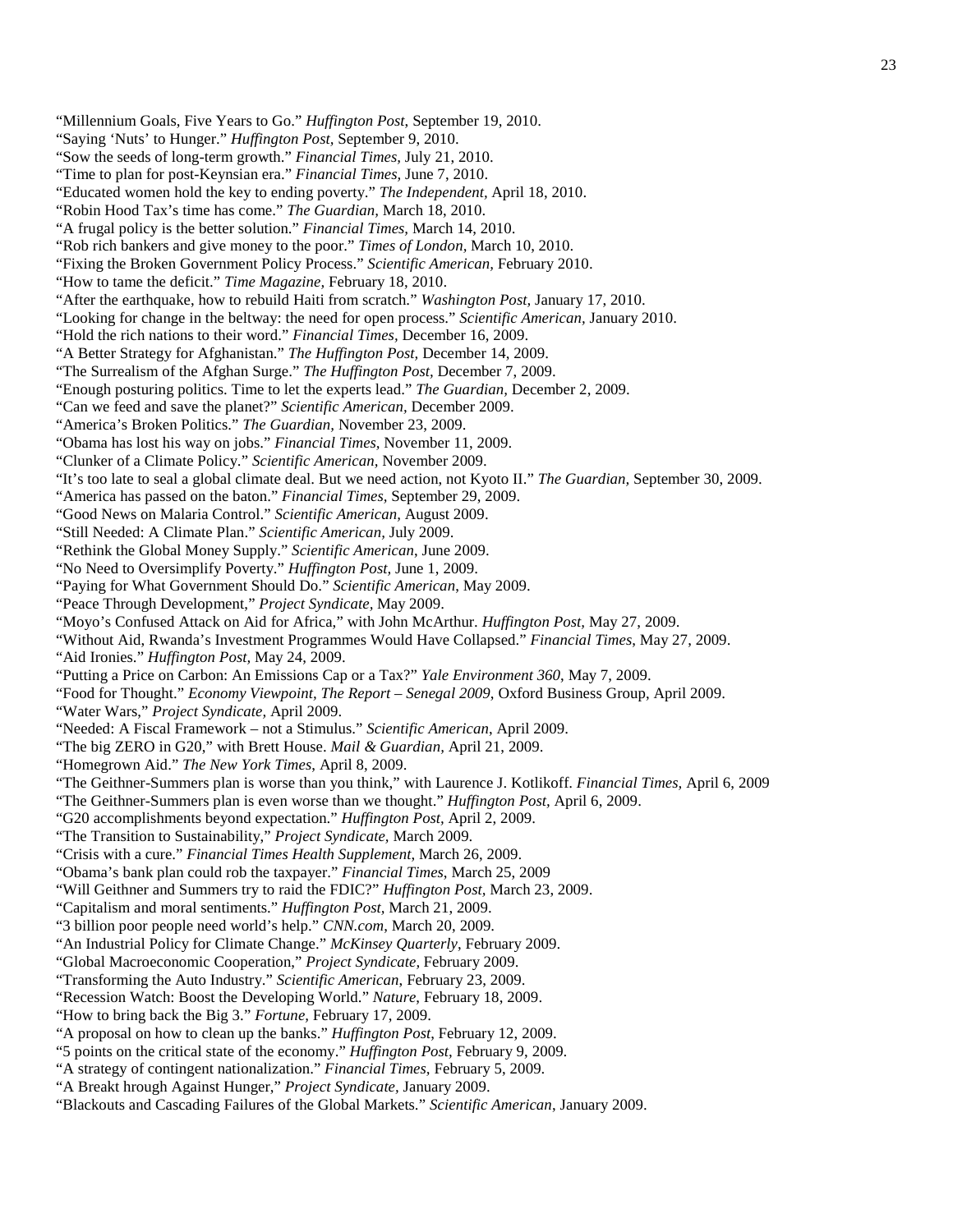“Millennium Goals, Five Years to Go.” *Huffington Post*, September 19, 2010.
“Saying ‘Nuts’ to Hunger.” *Huffington Post*, September 9, 2010.
“Sow the seeds of long-term growth.” *Financial Times*, July 21, 2010.
“Time to plan for post-Keynsian era.” *Financial Times*, June 7, 2010.
“Educated women hold the key to ending poverty.” *The Independent*, April 18, 2010.
“Robin Hood Tax’s time has come.” *The Guardian*, March 18, 2010.
“A frugal policy is the better solution.” *Financial Times*, March 14, 2010.
“Rob rich bankers and give money to the poor.” *Times of London*, March 10, 2010.
“Fixing the Broken Government Policy Process.” *Scientific American*, February 2010.
“How to tame the deficit.” *Time Magazine*, February 18, 2010.
“After the earthquake, how to rebuild Haiti from scratch.” *Washington Post*, January 17, 2010.
“Looking for change in the beltway: the need for open process.” *Scientific American*, January 2010.
“Hold the rich nations to their word.” *Financial Times*, December 16, 2009.
“A Better Strategy for Afghanistan.” *The Huffington Post*, December 14, 2009.
“The Surrealism of the Afghan Surge.” *The Huffington Post*, December 7, 2009.
“Enough posturing politics. Time to let the experts lead.” *The Guardian*, December 2, 2009.
“Can we feed and save the planet?” *Scientific American*, December 2009.
“America’s Broken Politics.” *The Guardian*, November 23, 2009.
“Obama has lost his way on jobs.” *Financial Times*, November 11, 2009.
“Clunker of a Climate Policy.” *Scientific American*, November 2009.
“It’s too late to seal a global climate deal. But we need action, not Kyoto II.” *The Guardian*, September 30, 2009.
“America has passed on the baton.” *Financial Times*, September 29, 2009.
“Good News on Malaria Control.” *Scientific American*, August 2009.
“Still Needed: A Climate Plan.” *Scientific American*, July 2009.
“Rethink the Global Money Supply.” *Scientific American*, June 2009.
“No Need to Oversimplify Poverty.” *Huffington Post*, June 1, 2009.
“Paying for What Government Should Do.” *Scientific American*, May 2009.
“Peace Through Development,” *Project Syndicate*, May 2009.
“Moyo’s Confused Attack on Aid for Africa,” with John McArthur. *Huffington Post*, May 27, 2009.
“Without Aid, Rwanda’s Investment Programmes Would Have Collapsed.” *Financial Times*, May 27, 2009.
“Aid Ironies.” *Huffington Post*, May 24, 2009.
“Putting a Price on Carbon: An Emissions Cap or a Tax?” *Yale Environment 360*, May 7, 2009.
“Food for Thought.” *Economy Viewpoint*, *The Report – Senegal 2009*, Oxford Business Group, April 2009.
“Water Wars,” *Project Syndicate*, April 2009.
“Needed: A Fiscal Framework – not a Stimulus.” *Scientific American*, April 2009.
“The big ZERO in G20,” with Brett House. *Mail & Guardian*, April 21, 2009.
“Homegrown Aid.” *The New York Times*, April 8, 2009.
“The Geithner-Summers plan is worse than you think,” with Laurence J. Kotlikoff. *Financial Times*, April 6, 2009
“The Geithner-Summers plan is even worse than we thought.” *Huffington Post*, April 6, 2009.
“G20 accomplishments beyond expectation.” *Huffington Post*, April 2, 2009.
“The Transition to Sustainability,” *Project Syndicate*, March 2009.
“Crisis with a cure.” *Financial Times Health Supplement*, March 26, 2009.
“Obama’s bank plan could rob the taxpayer.” *Financial Times*, March 25, 2009
“Will Geithner and Summers try to raid the FDIC?” *Huffington Post*, March 23, 2009.
“Capitalism and moral sentiments.” *Huffington Post*, March 21, 2009.
“3 billion poor people need world’s help.” *CNN.com*, March 20, 2009.
“An Industrial Policy for Climate Change.” *McKinsey Quarterly*, February 2009.
“Global Macroeconomic Cooperation,” *Project Syndicate*, February 2009.
“Transforming the Auto Industry.” *Scientific American*, February 23, 2009.
“Recession Watch: Boost the Developing World.” *Nature*, February 18, 2009.
“How to bring back the Big 3.” *Fortune*, February 17, 2009.
“A proposal on how to clean up the banks.” *Huffington Post*, February 12, 2009.
“5 points on the critical state of the economy.” *Huffington Post*, February 9, 2009.
“A strategy of contingent nationalization.” *Financial Times*, February 5, 2009.
“A Breakt hrough Against Hunger,” *Project Syndicate*, January 2009.
“Blackouts and Cascading Failures of the Global Markets.” *Scientific American*, January 2009.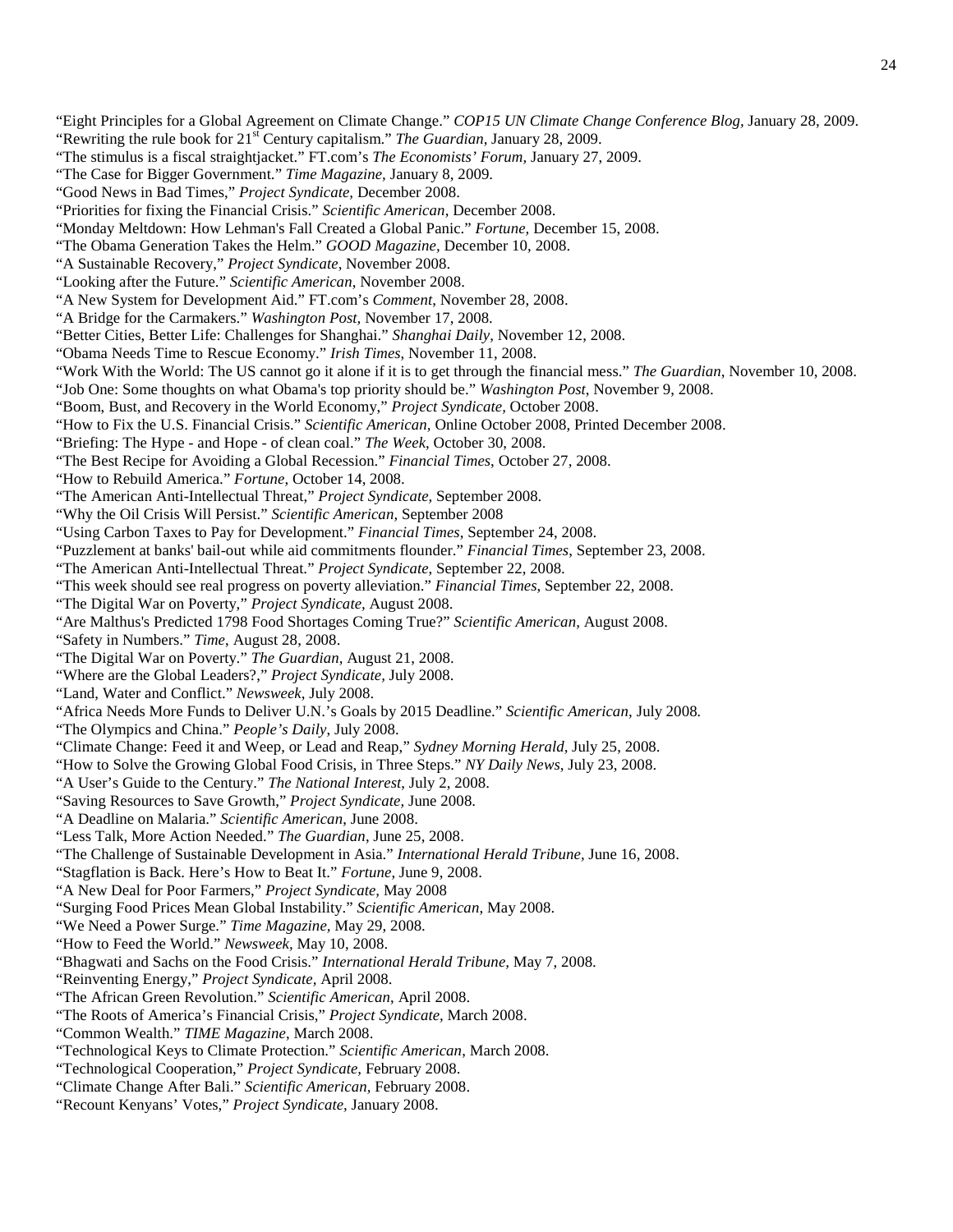"Eight Principles for a Global Agreement on Climate Change." *COP15 UN Climate Change Conference Blog*, January 28, 2009.
"Rewriting the rule book for 21st Century capitalism." *The Guardian*, January 28, 2009.
"The stimulus is a fiscal straightjacket." FT.com's *The Economists' Forum,* January 27, 2009.
"The Case for Bigger Government." *Time Magazine,* January 8, 2009.
"Good News in Bad Times," *Project Syndicate,* December 2008.
"Priorities for fixing the Financial Crisis." *Scientific American*, December 2008.
"Monday Meltdown: How Lehman's Fall Created a Global Panic." *Fortune*, December 15, 2008.
"The Obama Generation Takes the Helm." *GOOD Magazine*, December 10, 2008.
"A Sustainable Recovery," *Project Syndicate,* November 2008.
"Looking after the Future." *Scientific American*, November 2008.
"A New System for Development Aid." FT.com's *Comment*, November 28, 2008.
"A Bridge for the Carmakers." *Washington Post*, November 17, 2008.
"Better Cities, Better Life: Challenges for Shanghai." *Shanghai Daily,* November 12, 2008.
"Obama Needs Time to Rescue Economy." *Irish Times*, November 11, 2008.
"Work With the World: The US cannot go it alone if it is to get through the financial mess." *The Guardian*, November 10, 2008.
"Job One: Some thoughts on what Obama's top priority should be." *Washington Post*, November 9, 2008.
"Boom, Bust, and Recovery in the World Economy," *Project Syndicate,* October 2008.
"How to Fix the U.S. Financial Crisis." *Scientific American*, Online October 2008, Printed December 2008.
"Briefing: The Hype - and Hope - of clean coal." *The Week*, October 30, 2008.
"The Best Recipe for Avoiding a Global Recession." *Financial Times*, October 27, 2008.
"How to Rebuild America." *Fortune*, October 14, 2008.
"The American Anti-Intellectual Threat," *Project Syndicate,* September 2008.
"Why the Oil Crisis Will Persist." *Scientific American*, September 2008
"Using Carbon Taxes to Pay for Development." *Financial Times*, September 24, 2008.
"Puzzlement at banks' bail-out while aid commitments flounder." *Financial Times*, September 23, 2008.
"The American Anti-Intellectual Threat." *Project Syndicate*, September 22, 2008.
"This week should see real progress on poverty alleviation." *Financial Times*, September 22, 2008.
"The Digital War on Poverty," *Project Syndicate,* August 2008.
"Are Malthus's Predicted 1798 Food Shortages Coming True?" *Scientific American,* August 2008.
"Safety in Numbers." *Time*, August 28, 2008.
"The Digital War on Poverty." *The Guardian*, August 21, 2008.
"Where are the Global Leaders?," *Project Syndicate,* July 2008.
"Land, Water and Conflict." *Newsweek*, July 2008.
"Africa Needs More Funds to Deliver U.N.'s Goals by 2015 Deadline." *Scientific American,* July 2008.
"The Olympics and China." *People's Daily*, July 2008.
"Climate Change: Feed it and Weep, or Lead and Reap," *Sydney Morning Herald*, July 25, 2008.
"How to Solve the Growing Global Food Crisis, in Three Steps." *NY Daily News*, July 23, 2008.
"A User's Guide to the Century." *The National Interest*, July 2, 2008.
"Saving Resources to Save Growth," *Project Syndicate,* June 2008.
"A Deadline on Malaria." *Scientific American*, June 2008.
"Less Talk, More Action Needed." *The Guardian*, June 25, 2008.
"The Challenge of Sustainable Development in Asia." *International Herald Tribune,* June 16, 2008.
"Stagflation is Back. Here's How to Beat It." *Fortune*, June 9, 2008.
"A New Deal for Poor Farmers," *Project Syndicate,* May 2008
"Surging Food Prices Mean Global Instability." *Scientific American*, May 2008.
"We Need a Power Surge." *Time Magazine,* May 29, 2008.
"How to Feed the World." *Newsweek,* May 10, 2008.
"Bhagwati and Sachs on the Food Crisis." *International Herald Tribune,* May 7, 2008.
"Reinventing Energy," *Project Syndicate,* April 2008.
"The African Green Revolution." *Scientific American*, April 2008.
"The Roots of America's Financial Crisis," *Project Syndicate*, March 2008.
"Common Wealth." *TIME Magazine*, March 2008.
"Technological Keys to Climate Protection." *Scientific American*, March 2008.
"Technological Cooperation," *Project Syndicate,* February 2008.
"Climate Change After Bali." *Scientific American*, February 2008.
"Recount Kenyans' Votes," *Project Syndicate*, January 2008.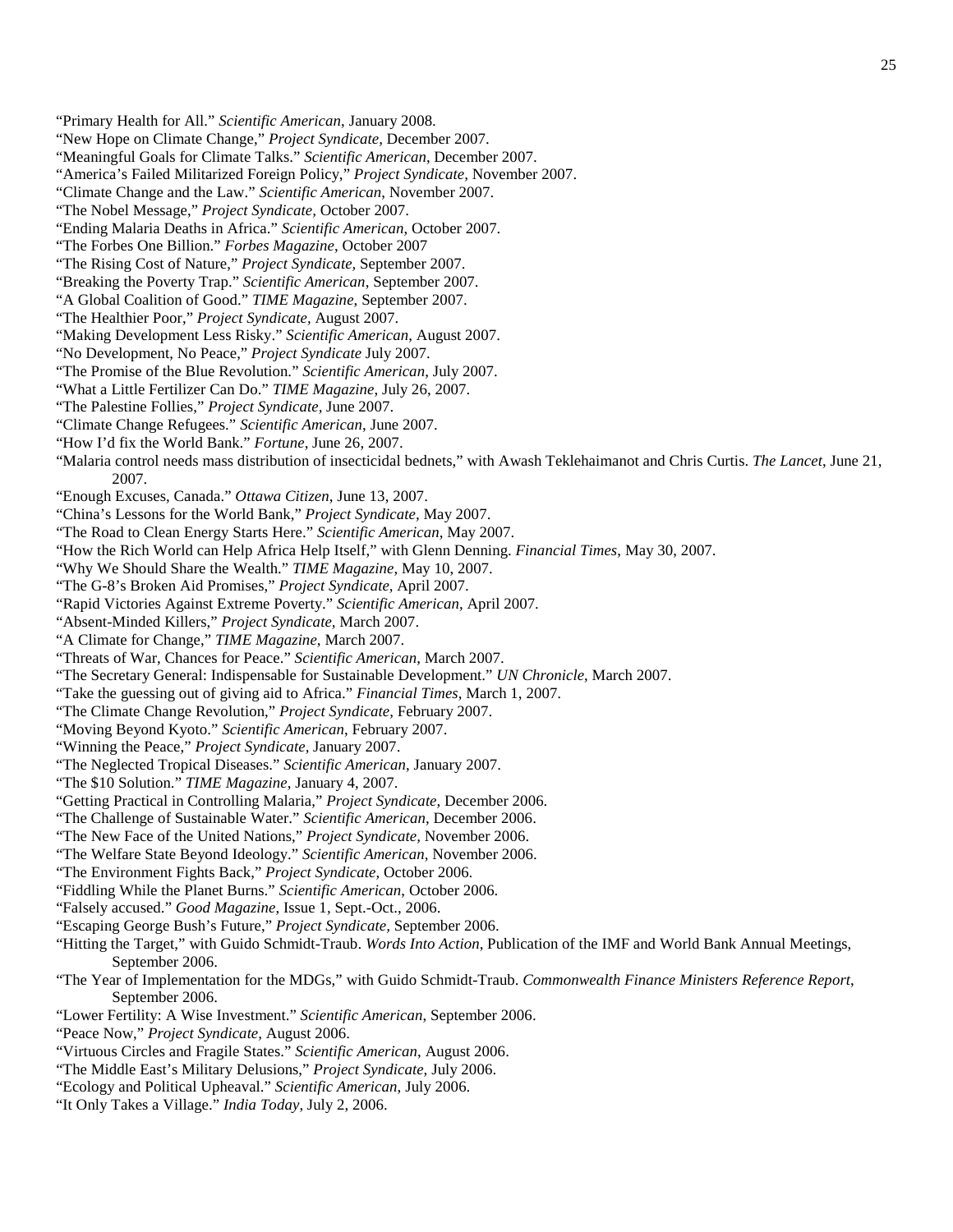"Primary Health for All." *Scientific American*, January 2008.

"New Hope on Climate Change," *Project Syndicate,* December 2007.

"Meaningful Goals for Climate Talks." *Scientific American*, December 2007.

"America's Failed Militarized Foreign Policy," *Project Syndicate,* November 2007.

"Climate Change and the Law." *Scientific American*, November 2007.

"The Nobel Message," *Project Syndicate,* October 2007.

"Ending Malaria Deaths in Africa." *Scientific American*, October 2007.

"The Forbes One Billion." *Forbes Magazine*, October 2007

"The Rising Cost of Nature," *Project Syndicate,* September 2007.

"Breaking the Poverty Trap." *Scientific American*, September 2007.

"A Global Coalition of Good." *TIME Magazine*, September 2007.

"The Healthier Poor," *Project Syndicate,* August 2007.

"Making Development Less Risky." *Scientific American*, August 2007.

"No Development, No Peace," *Project Syndicate* July 2007.

"The Promise of the Blue Revolution." *Scientific American*, July 2007.

"What a Little Fertilizer Can Do." *TIME Magazine*, July 26, 2007.

"The Palestine Follies," *Project Syndicate*, June 2007.

"Climate Change Refugees." *Scientific American*, June 2007.

"How I'd fix the World Bank." *Fortune*, June 26, 2007.

"Malaria control needs mass distribution of insecticidal bednets," with Awash Teklehaimanot and Chris Curtis. *The Lancet*, June 21, 2007.

"Enough Excuses, Canada." *Ottawa Citizen*, June 13, 2007.

"China's Lessons for the World Bank," *Project Syndicate,* May 2007.

"The Road to Clean Energy Starts Here." *Scientific American*, May 2007.

"How the Rich World can Help Africa Help Itself," with Glenn Denning. *Financial Times*, May 30, 2007.

"Why We Should Share the Wealth." *TIME Magazine*, May 10, 2007.

"The G-8's Broken Aid Promises," *Project Syndicate,* April 2007.

"Rapid Victories Against Extreme Poverty." *Scientific American*, April 2007.

"Absent-Minded Killers," *Project Syndicate*, March 2007.

"A Climate for Change," *TIME Magazine*, March 2007.

"Threats of War, Chances for Peace." *Scientific American*, March 2007.

"The Secretary General: Indispensable for Sustainable Development." *UN Chronicle*, March 2007.

"Take the guessing out of giving aid to Africa." *Financial Times*, March 1, 2007.

"The Climate Change Revolution," *Project Syndicate,* February 2007.

"Moving Beyond Kyoto." *Scientific American*, February 2007.

"Winning the Peace," *Project Syndicate,* January 2007.

"The Neglected Tropical Diseases." *Scientific American*, January 2007.

"The $10 Solution." *TIME Magazine*, January 4, 2007.

"Getting Practical in Controlling Malaria," *Project Syndicate,* December 2006.

"The Challenge of Sustainable Water." *Scientific American*, December 2006.

"The New Face of the United Nations," *Project Syndicate,* November 2006.

"The Welfare State Beyond Ideology." *Scientific American*, November 2006.

"The Environment Fights Back," *Project Syndicate,* October 2006.

"Fiddling While the Planet Burns." *Scientific American*, October 2006.

"Falsely accused." *Good Magazine*, Issue 1, Sept.-Oct., 2006.

"Escaping George Bush's Future," *Project Syndicate,* September 2006.

"Hitting the Target," with Guido Schmidt-Traub. *Words Into Action*, Publication of the IMF and World Bank Annual Meetings, September 2006.

"The Year of Implementation for the MDGs," with Guido Schmidt-Traub. *Commonwealth Finance Ministers Reference Report*, September 2006.

"Lower Fertility: A Wise Investment." *Scientific American*, September 2006.

"Peace Now," *Project Syndicate,* August 2006.

"Virtuous Circles and Fragile States." *Scientific American*, August 2006.

"The Middle East's Military Delusions," *Project Syndicate,* July 2006.

"Ecology and Political Upheaval." *Scientific American*, July 2006.

"It Only Takes a Village." *India Today*, July 2, 2006.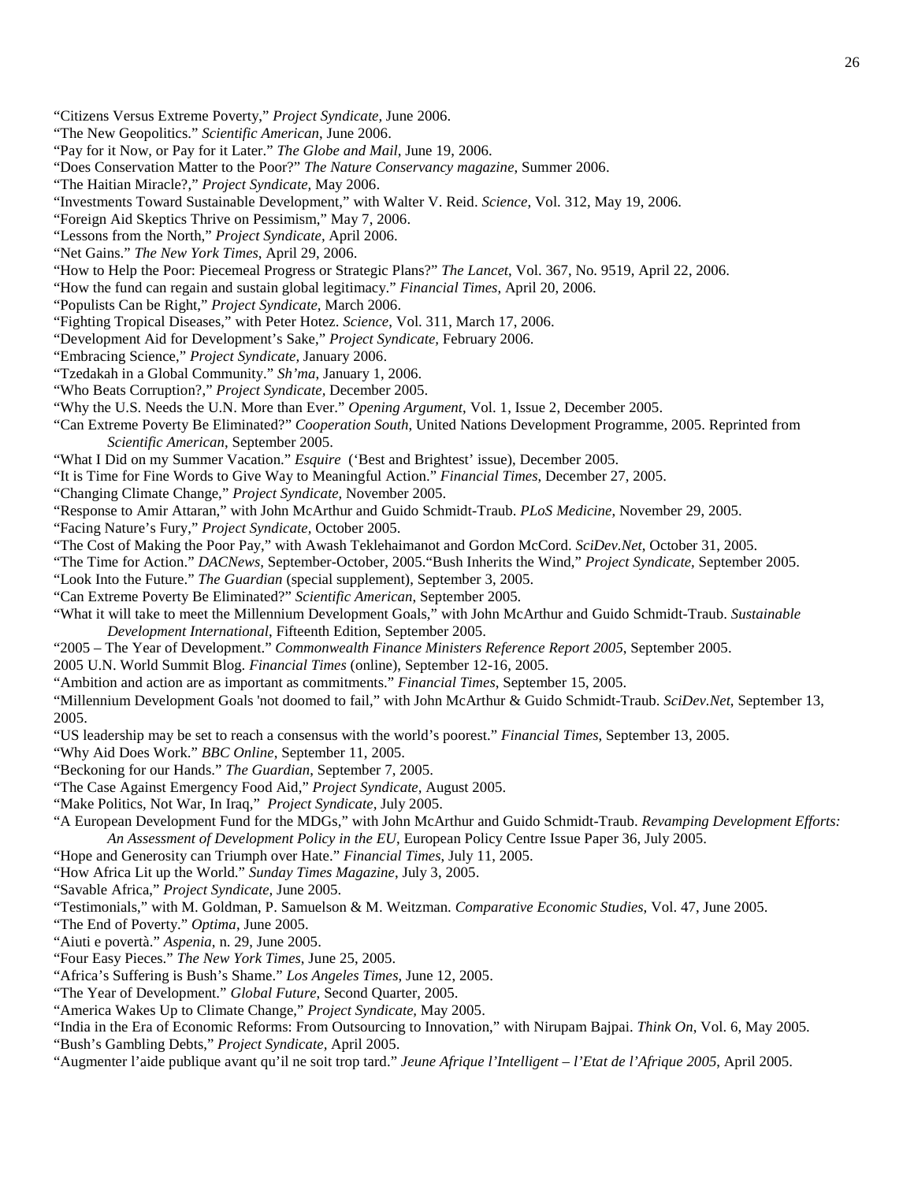"Citizens Versus Extreme Poverty," *Project Syndicate*, June 2006.
"The New Geopolitics." *Scientific American*, June 2006.
"Pay for it Now, or Pay for it Later." *The Globe and Mail*, June 19, 2006.
"Does Conservation Matter to the Poor?" *The Nature Conservancy magazine*, Summer 2006.
"The Haitian Miracle?," *Project Syndicate*, May 2006.
"Investments Toward Sustainable Development," with Walter V. Reid. *Science*, Vol. 312, May 19, 2006.
"Foreign Aid Skeptics Thrive on Pessimism," May 7, 2006.
"Lessons from the North," *Project Syndicate*, April 2006.
"Net Gains." *The New York Times*, April 29, 2006.
"How to Help the Poor: Piecemeal Progress or Strategic Plans?" *The Lancet*, Vol. 367, No. 9519, April 22, 2006.
"How the fund can regain and sustain global legitimacy." *Financial Times*, April 20, 2006.
"Populists Can be Right," *Project Syndicate*, March 2006.
"Fighting Tropical Diseases," with Peter Hotez. *Science*, Vol. 311, March 17, 2006.
"Development Aid for Development's Sake," *Project Syndicate*, February 2006.
"Embracing Science," *Project Syndicate*, January 2006.
"Tzedakah in a Global Community." *Sh'ma*, January 1, 2006.
"Who Beats Corruption?," *Project Syndicate*, December 2005.
"Why the U.S. Needs the U.N. More than Ever." *Opening Argument*, Vol. 1, Issue 2, December 2005.
"Can Extreme Poverty Be Eliminated?" *Cooperation South*, United Nations Development Programme, 2005. Reprinted from *Scientific American*, September 2005.
"What I Did on my Summer Vacation." *Esquire* ('Best and Brightest' issue), December 2005.
"It is Time for Fine Words to Give Way to Meaningful Action." *Financial Times*, December 27, 2005.
"Changing Climate Change," *Project Syndicate*, November 2005.
"Response to Amir Attaran," with John McArthur and Guido Schmidt-Traub. *PLoS Medicine*, November 29, 2005.
"Facing Nature's Fury," *Project Syndicate*, October 2005.
"The Cost of Making the Poor Pay," with Awash Teklehaimanot and Gordon McCord. *SciDev.Net*, October 31, 2005.
"The Time for Action." *DACNews*, September-October, 2005."Bush Inherits the Wind," *Project Syndicate*, September 2005.
"Look Into the Future." *The Guardian* (special supplement), September 3, 2005.
"Can Extreme Poverty Be Eliminated?" *Scientific American*, September 2005.
"What it will take to meet the Millennium Development Goals," with John McArthur and Guido Schmidt-Traub. *Sustainable Development International*, Fifteenth Edition, September 2005.
"2005 – The Year of Development." *Commonwealth Finance Ministers Reference Report 2005*, September 2005.
2005 U.N. World Summit Blog. *Financial Times* (online), September 12-16, 2005.
"Ambition and action are as important as commitments." *Financial Times*, September 15, 2005.
"Millennium Development Goals 'not doomed to fail," with John McArthur & Guido Schmidt-Traub. *SciDev.Net*, September 13, 2005.
"US leadership may be set to reach a consensus with the world's poorest." *Financial Times*, September 13, 2005.
"Why Aid Does Work." *BBC Online*, September 11, 2005.
"Beckoning for our Hands." *The Guardian*, September 7, 2005.
"The Case Against Emergency Food Aid," *Project Syndicate*, August 2005.
"Make Politics, Not War, In Iraq," *Project Syndicate*, July 2005.
"A European Development Fund for the MDGs," with John McArthur and Guido Schmidt-Traub. *Revamping Development Efforts: An Assessment of Development Policy in the EU*, European Policy Centre Issue Paper 36, July 2005.
"Hope and Generosity can Triumph over Hate." *Financial Times*, July 11, 2005.
"How Africa Lit up the World." *Sunday Times Magazine*, July 3, 2005.
"Savable Africa," *Project Syndicate*, June 2005.
"Testimonials," with M. Goldman, P. Samuelson & M. Weitzman. *Comparative Economic Studies*, Vol. 47, June 2005.
"The End of Poverty." *Optima*, June 2005.
"Aiuti e povertà." *Aspenia*, n. 29, June 2005.
"Four Easy Pieces." *The New York Times*, June 25, 2005.
"Africa's Suffering is Bush's Shame." *Los Angeles Times*, June 12, 2005.
"The Year of Development." *Global Future*, Second Quarter, 2005.
"America Wakes Up to Climate Change," *Project Syndicate*, May 2005.
"India in the Era of Economic Reforms: From Outsourcing to Innovation," with Nirupam Bajpai. *Think On*, Vol. 6, May 2005.
"Bush's Gambling Debts," *Project Syndicate*, April 2005.
"Augmenter l'aide publique avant qu'il ne soit trop tard." *Jeune Afrique l'Intelligent – l'Etat de l'Afrique 2005*, April 2005.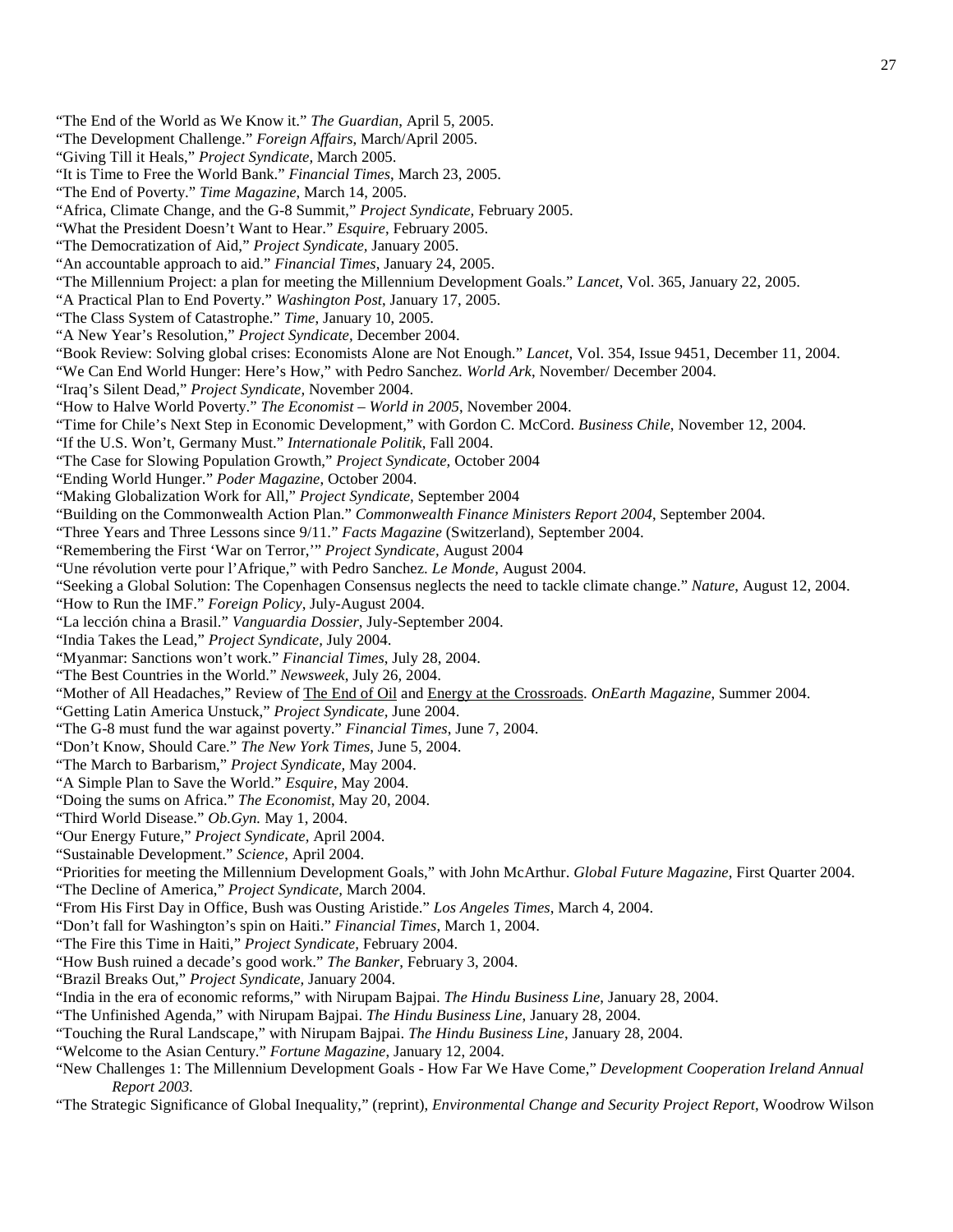"The End of the World as We Know it." *The Guardian*, April 5, 2005.
"The Development Challenge." *Foreign Affairs*, March/April 2005.
"Giving Till it Heals," *Project Syndicate*, March 2005.
"It is Time to Free the World Bank." *Financial Times*, March 23, 2005.
"The End of Poverty." *Time Magazine*, March 14, 2005.
"Africa, Climate Change, and the G-8 Summit," *Project Syndicate*, February 2005.
"What the President Doesn't Want to Hear." *Esquire*, February 2005.
"The Democratization of Aid," *Project Syndicate*, January 2005.
"An accountable approach to aid." *Financial Times*, January 24, 2005.
"The Millennium Project: a plan for meeting the Millennium Development Goals." *Lancet*, Vol. 365, January 22, 2005.
"A Practical Plan to End Poverty." *Washington Post*, January 17, 2005.
"The Class System of Catastrophe." *Time*, January 10, 2005.
"A New Year's Resolution," *Project Syndicate*, December 2004.
"Book Review: Solving global crises: Economists Alone are Not Enough." *Lancet*, Vol. 354, Issue 9451, December 11, 2004.
"We Can End World Hunger: Here's How," with Pedro Sanchez. *World Ark*, November/ December 2004.
"Iraq's Silent Dead," *Project Syndicate*, November 2004.
"How to Halve World Poverty." *The Economist – World in 2005*, November 2004.
"Time for Chile's Next Step in Economic Development," with Gordon C. McCord. *Business Chile*, November 12, 2004.
"If the U.S. Won't, Germany Must." *Internationale Politik*, Fall 2004.
"The Case for Slowing Population Growth," *Project Syndicate*, October 2004
"Ending World Hunger." *Poder Magazine*, October 2004.
"Making Globalization Work for All," *Project Syndicate*, September 2004
"Building on the Commonwealth Action Plan." *Commonwealth Finance Ministers Report 2004*, September 2004.
"Three Years and Three Lessons since 9/11." *Facts Magazine* (Switzerland), September 2004.
"Remembering the First 'War on Terror,'" *Project Syndicate*, August 2004
"Une révolution verte pour l'Afrique," with Pedro Sanchez. *Le Monde*, August 2004.
"Seeking a Global Solution: The Copenhagen Consensus neglects the need to tackle climate change." *Nature*, August 12, 2004.
"How to Run the IMF." *Foreign Policy*, July-August 2004.
"La lección china a Brasil." *Vanguardia Dossier*, July-September 2004.
"India Takes the Lead," *Project Syndicate*, July 2004.
"Myanmar: Sanctions won't work." *Financial Times*, July 28, 2004.
"The Best Countries in the World." *Newsweek*, July 26, 2004.
"Mother of All Headaches," Review of The End of Oil and Energy at the Crossroads. *OnEarth Magazine*, Summer 2004.
"Getting Latin America Unstuck," *Project Syndicate*, June 2004.
"The G-8 must fund the war against poverty." *Financial Times*, June 7, 2004.
"Don't Know, Should Care." *The New York Times*, June 5, 2004.
"The March to Barbarism," *Project Syndicate*, May 2004.
"A Simple Plan to Save the World." *Esquire*, May 2004.
"Doing the sums on Africa." *The Economist*, May 20, 2004.
"Third World Disease." *Ob.Gyn.* May 1, 2004.
"Our Energy Future," *Project Syndicate*, April 2004.
"Sustainable Development." *Science*, April 2004.
"Priorities for meeting the Millennium Development Goals," with John McArthur. *Global Future Magazine*, First Quarter 2004.
"The Decline of America," *Project Syndicate*, March 2004.
"From His First Day in Office, Bush was Ousting Aristide." *Los Angeles Times*, March 4, 2004.
"Don't fall for Washington's spin on Haiti." *Financial Times*, March 1, 2004.
"The Fire this Time in Haiti," *Project Syndicate*, February 2004.
"How Bush ruined a decade's good work." *The Banker*, February 3, 2004.
"Brazil Breaks Out," *Project Syndicate*, January 2004.
"India in the era of economic reforms," with Nirupam Bajpai. *The Hindu Business Line*, January 28, 2004.
"The Unfinished Agenda," with Nirupam Bajpai. *The Hindu Business Line*, January 28, 2004.
"Touching the Rural Landscape," with Nirupam Bajpai. *The Hindu Business Line*, January 28, 2004.
"Welcome to the Asian Century." *Fortune Magazine*, January 12, 2004.
"New Challenges 1: The Millennium Development Goals - How Far We Have Come," *Development Cooperation Ireland Annual Report 2003.*
"The Strategic Significance of Global Inequality," (reprint), *Environmental Change and Security Project Report*, Woodrow Wilson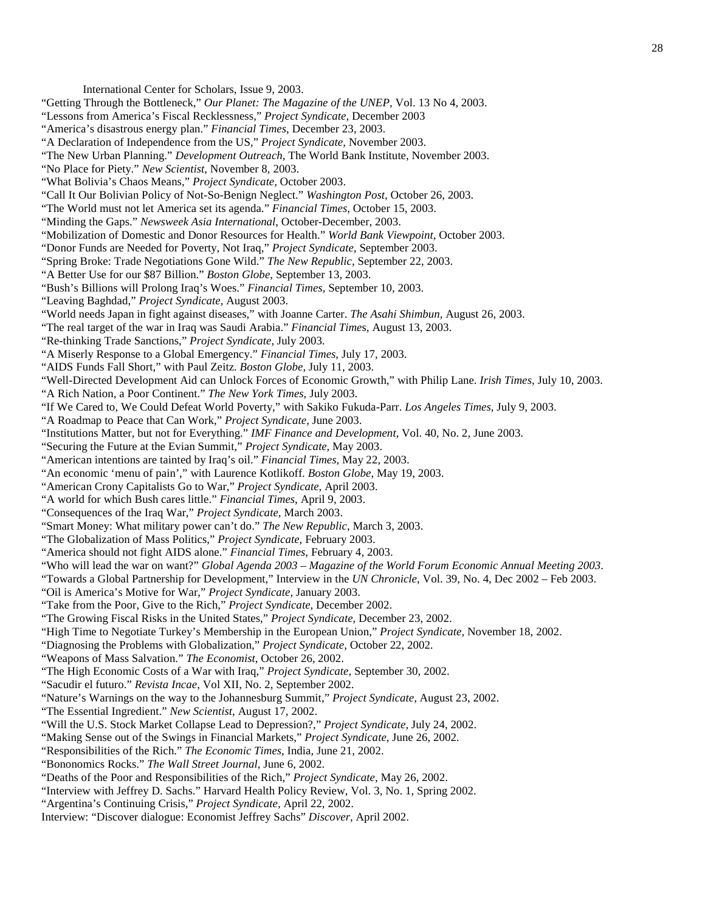International Center for Scholars, Issue 9, 2003.

"Getting Through the Bottleneck," *Our Planet: The Magazine of the UNEP*, Vol. 13 No 4, 2003.

"Lessons from America's Fiscal Recklessness," *Project Syndicate,* December 2003

"America's disastrous energy plan." *Financial Times*, December 23, 2003.

"A Declaration of Independence from the US," *Project Syndicate,* November 2003.

"The New Urban Planning." *Development Outreach*, The World Bank Institute, November 2003.

"No Place for Piety." *New Scientist*, November 8, 2003.

"What Bolivia's Chaos Means," *Project Syndicate,* October 2003.

"Call It Our Bolivian Policy of Not-So-Benign Neglect." *Washington Post*, October 26, 2003.

"The World must not let America set its agenda." *Financial Times,* October 15, 2003.

"Minding the Gaps." *Newsweek Asia International*, October-December, 2003.

"Mobilization of Domestic and Donor Resources for Health." *World Bank Viewpoint*, October 2003.

"Donor Funds are Needed for Poverty, Not Iraq," *Project Syndicate,* September 2003.

"Spring Broke: Trade Negotiations Gone Wild." *The New Republic*, September 22, 2003.

"A Better Use for our $87 Billion." *Boston Globe*, September 13, 2003.

"Bush's Billions will Prolong Iraq's Woes." *Financial Times*, September 10, 2003.

"Leaving Baghdad," *Project Syndicate,* August 2003.

"World needs Japan in fight against diseases," with Joanne Carter. *The Asahi Shimbun*, August 26, 2003.

"The real target of the war in Iraq was Saudi Arabia." *Financial Times,* August 13, 2003.

"Re-thinking Trade Sanctions," *Project Syndicate,* July 2003.

"A Miserly Response to a Global Emergency." *Financial Times*, July 17, 2003.

"AIDS Funds Fall Short," with Paul Zeitz. *Boston Globe*, July 11, 2003.

"Well-Directed Development Aid can Unlock Forces of Economic Growth," with Philip Lane. *Irish Times*, July 10, 2003.

"A Rich Nation, a Poor Continent." *The New York Times*, July 2003.

"If We Cared to, We Could Defeat World Poverty," with Sakiko Fukuda-Parr. *Los Angeles Times*, July 9, 2003.

"A Roadmap to Peace that Can Work," *Project Syndicate,* June 2003.

"Institutions Matter, but not for Everything." *IMF Finance and Development*, Vol. 40, No. 2, June 2003.

"Securing the Future at the Evian Summit," *Project Syndicate,* May 2003.

"American intentions are tainted by Iraq's oil." *Financial Times*, May 22, 2003.

"An economic 'menu of pain'," with Laurence Kotlikoff. *Boston Globe*, May 19, 2003.

"American Crony Capitalists Go to War," *Project Syndicate,* April 2003.

"A world for which Bush cares little." *Financial Times*, April 9, 2003.

"Consequences of the Iraq War," *Project Syndicate,* March 2003.

"Smart Money: What military power can't do." *The New Republic*, March 3, 2003.

"The Globalization of Mass Politics," *Project Syndicate,* February 2003.

"America should not fight AIDS alone." *Financial Times*, February 4, 2003.

"Who will lead the war on want?" *Global Agenda 2003 – Magazine of the World Forum Economic Annual Meeting 2003*.

"Towards a Global Partnership for Development," Interview in the *UN Chronicle*, Vol. 39, No. 4, Dec 2002 – Feb 2003.

"Oil is America's Motive for War," *Project Syndicate,* January 2003.

"Take from the Poor, Give to the Rich," *Project Syndicate,* December 2002.

"The Growing Fiscal Risks in the United States," *Project Syndicate,* December 23, 2002.

"High Time to Negotiate Turkey's Membership in the European Union," *Project Syndicate,* November 18, 2002.

"Diagnosing the Problems with Globalization," *Project Syndicate,* October 22, 2002.

"Weapons of Mass Salvation." *The Economist*, October 26, 2002.

"The High Economic Costs of a War with Iraq," *Project Syndicate,* September 30, 2002.

"Sacudir el futuro." *Revista Incae*, Vol XII, No. 2, September 2002.

"Nature's Warnings on the way to the Johannesburg Summit," *Project Syndicate,* August 23, 2002.

"The Essential Ingredient." *New Scientist*, August 17, 2002.

"Will the U.S. Stock Market Collapse Lead to Depression?," *Project Syndicate,* July 24, 2002.

"Making Sense out of the Swings in Financial Markets," *Project Syndicate,* June 26, 2002.

"Responsibilities of the Rich." *The Economic Times*, India, June 21, 2002.

"Bononomics Rocks." *The Wall Street Journal*, June 6, 2002.

"Deaths of the Poor and Responsibilities of the Rich," *Project Syndicate,* May 26, 2002.

"Interview with Jeffrey D. Sachs." Harvard Health Policy Review, Vol. 3, No. 1, Spring 2002.

"Argentina's Continuing Crisis," *Project Syndicate,* April 22, 2002.

Interview: "Discover dialogue: Economist Jeffrey Sachs" *Discover*, April 2002.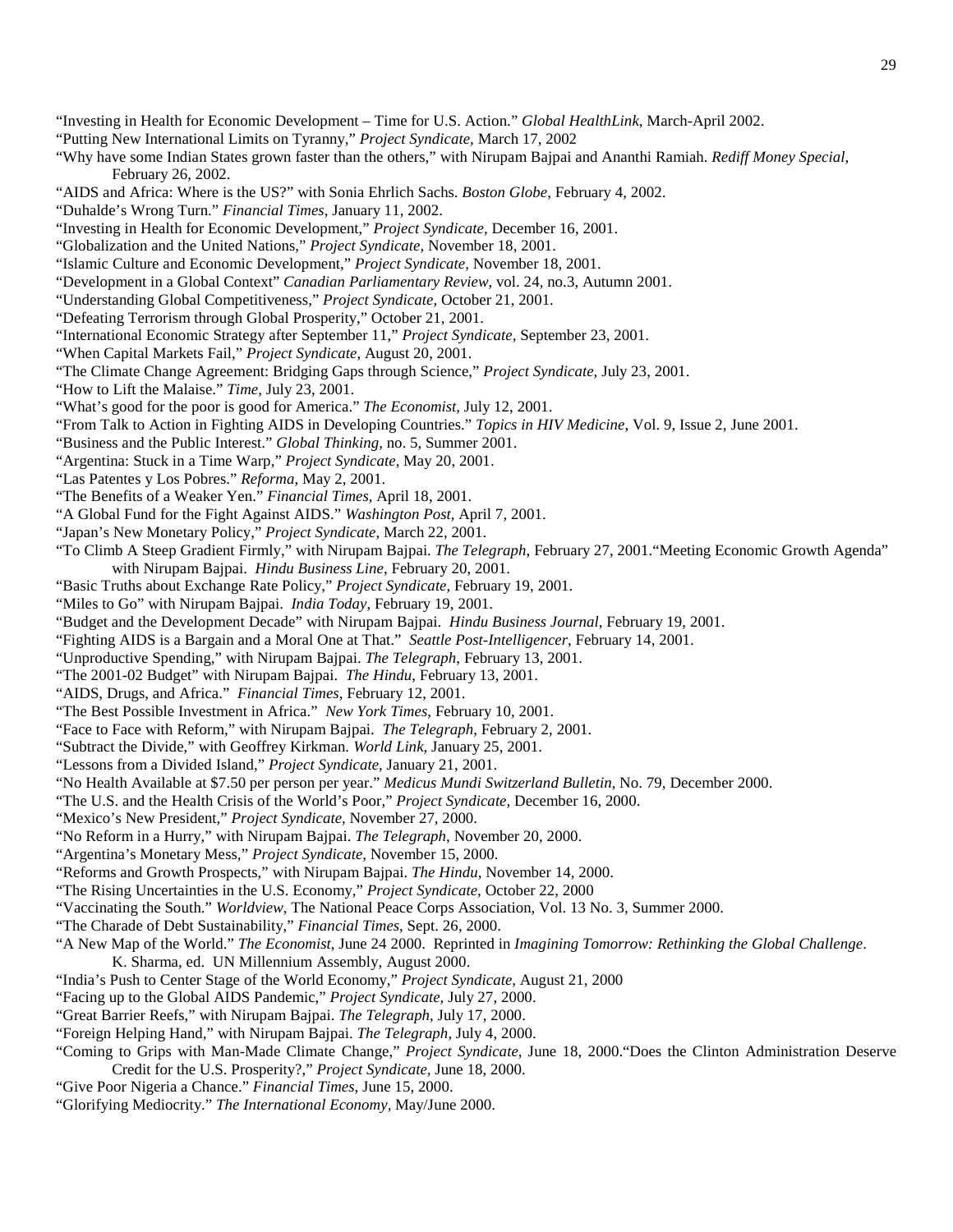"Investing in Health for Economic Development – Time for U.S. Action." *Global HealthLink*, March-April 2002.

"Putting New International Limits on Tyranny," *Project Syndicate,* March 17, 2002

"Why have some Indian States grown faster than the others," with Nirupam Bajpai and Ananthi Ramiah. *Rediff Money Special*, February 26, 2002.

"AIDS and Africa: Where is the US?" with Sonia Ehrlich Sachs. *Boston Globe*, February 4, 2002.

"Duhalde's Wrong Turn." *Financial Times*, January 11, 2002.

"Investing in Health for Economic Development," *Project Syndicate*, December 16, 2001.

"Globalization and the United Nations," *Project Syndicate,* November 18, 2001.

"Islamic Culture and Economic Development," *Project Syndicate,* November 18, 2001.

"Development in a Global Context" *Canadian Parliamentary Review,* vol. 24, no.3, Autumn 2001.

"Understanding Global Competitiveness," *Project Syndicate,* October 21, 2001.

"Defeating Terrorism through Global Prosperity," October 21, 2001.

"International Economic Strategy after September 11," *Project Syndicate,* September 23, 2001.

"When Capital Markets Fail," *Project Syndicate,* August 20, 2001.

"The Climate Change Agreement: Bridging Gaps through Science," *Project Syndicate,* July 23, 2001.

"How to Lift the Malaise." *Time*, July 23, 2001.

"What's good for the poor is good for America." *The Economist*, July 12, 2001.

"From Talk to Action in Fighting AIDS in Developing Countries." *Topics in HIV Medicine,* Vol. 9, Issue 2, June 2001.

"Business and the Public Interest." *Global Thinking,* no. 5, Summer 2001.

"Argentina: Stuck in a Time Warp," *Project Syndicate,* May 20, 2001.

"Las Patentes y Los Pobres." *Reforma,* May 2, 2001.

"The Benefits of a Weaker Yen." *Financial Times*, April 18, 2001.

"A Global Fund for the Fight Against AIDS." *Washington Post*, April 7, 2001.

"Japan's New Monetary Policy," *Project Syndicate,* March 22, 2001.

"To Climb A Steep Gradient Firmly," with Nirupam Bajpai. *The Telegraph*, February 27, 2001."Meeting Economic Growth Agenda" with Nirupam Bajpai. *Hindu Business Line*, February 20, 2001.

"Basic Truths about Exchange Rate Policy," *Project Syndicate,* February 19, 2001.

"Miles to Go" with Nirupam Bajpai. *India Today*, February 19, 2001.

"Budget and the Development Decade" with Nirupam Bajpai. *Hindu Business Journal*, February 19, 2001.

"Fighting AIDS is a Bargain and a Moral One at That." *Seattle Post-Intelligencer*, February 14, 2001.

"Unproductive Spending," with Nirupam Bajpai. *The Telegraph*, February 13, 2001.

"The 2001-02 Budget" with Nirupam Bajpai. *The Hindu,* February 13, 2001.

"AIDS, Drugs, and Africa." *Financial Times*, February 12, 2001.

"The Best Possible Investment in Africa." *New York Times*, February 10, 2001.

"Face to Face with Reform," with Nirupam Bajpai. *The Telegraph*, February 2, 2001.

"Subtract the Divide," with Geoffrey Kirkman. *World Link,* January 25, 2001.

"Lessons from a Divided Island," *Project Syndicate,* January 21, 2001.

"No Health Available at $7.50 per person per year." *Medicus Mundi Switzerland Bulletin*, No. 79, December 2000.

"The U.S. and the Health Crisis of the World's Poor," *Project Syndicate,* December 16, 2000.

"Mexico's New President," *Project Syndicate,* November 27, 2000.

"No Reform in a Hurry," with Nirupam Bajpai. *The Telegraph*, November 20, 2000.

"Argentina's Monetary Mess," *Project Syndicate,* November 15, 2000.

"Reforms and Growth Prospects," with Nirupam Bajpai. *The Hindu*, November 14, 2000.

"The Rising Uncertainties in the U.S. Economy," *Project Syndicate,* October 22, 2000

"Vaccinating the South." *Worldview*, The National Peace Corps Association, Vol. 13 No. 3, Summer 2000.

"The Charade of Debt Sustainability," *Financial Times*, Sept. 26, 2000.

"A New Map of the World." *The Economist*, June 24 2000. Reprinted in *Imagining Tomorrow: Rethinking the Global Challenge*. K. Sharma, ed. UN Millennium Assembly, August 2000.

"India's Push to Center Stage of the World Economy," *Project Syndicate,* August 21, 2000

"Facing up to the Global AIDS Pandemic," *Project Syndicate,* July 27, 2000.

"Great Barrier Reefs," with Nirupam Bajpai. *The Telegraph*, July 17, 2000.

"Foreign Helping Hand," with Nirupam Bajpai. *The Telegraph,* July 4, 2000.

"Coming to Grips with Man-Made Climate Change," *Project Syndicate,* June 18, 2000."Does the Clinton Administration Deserve Credit for the U.S. Prosperity?," *Project Syndicate,* June 18, 2000.

"Give Poor Nigeria a Chance." *Financial Times*, June 15, 2000.

"Glorifying Mediocrity." *The International Economy*, May/June 2000.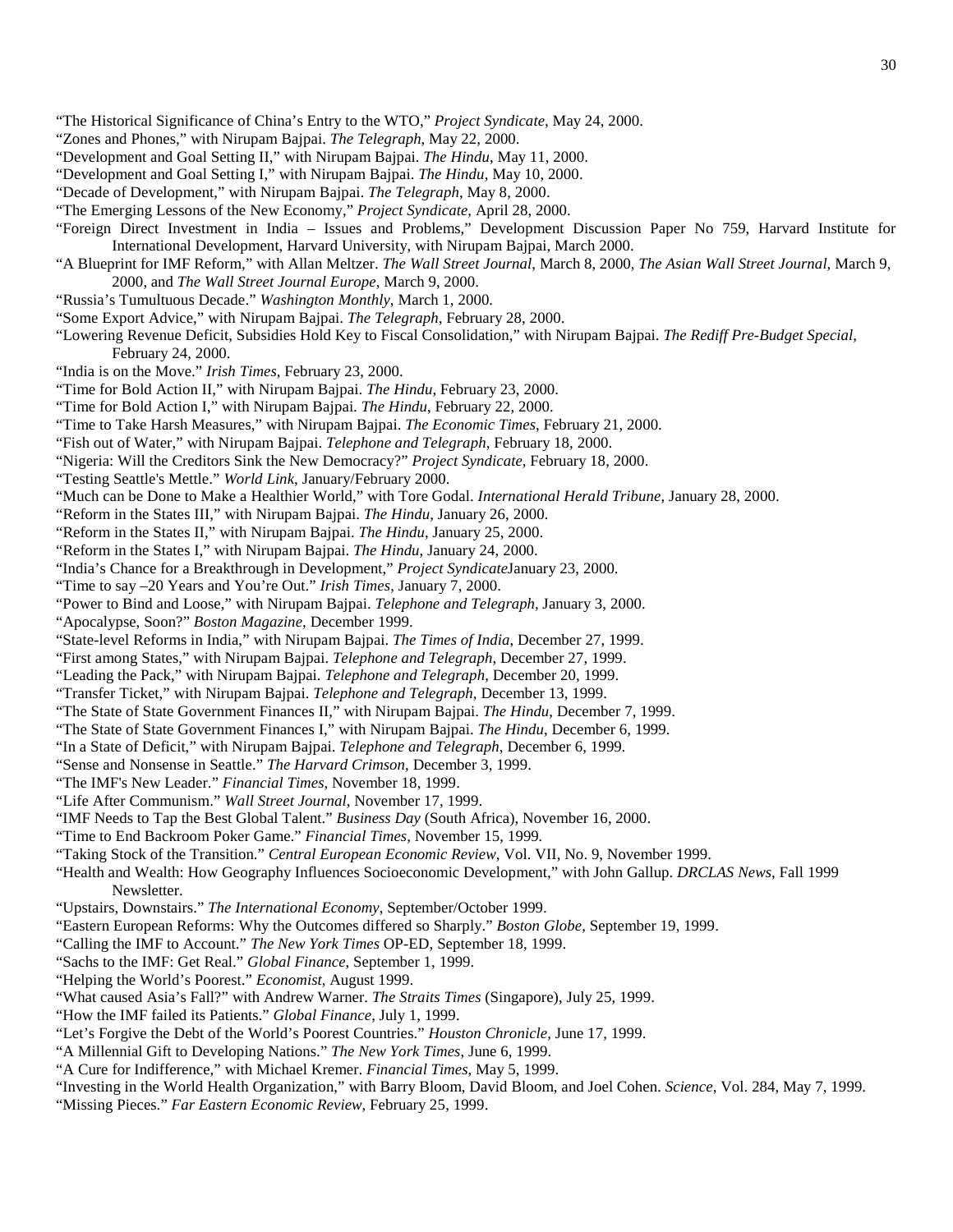"The Historical Significance of China's Entry to the WTO," *Project Syndicate*, May 24, 2000.

"Zones and Phones," with Nirupam Bajpai. *The Telegraph*, May 22, 2000.

"Development and Goal Setting II," with Nirupam Bajpai. *The Hindu*, May 11, 2000.

"Development and Goal Setting I," with Nirupam Bajpai. *The Hindu*, May 10, 2000.

"Decade of Development," with Nirupam Bajpai. *The Telegraph*, May 8, 2000.

"The Emerging Lessons of the New Economy," *Project Syndicate*, April 28, 2000.

"Foreign Direct Investment in India – Issues and Problems," Development Discussion Paper No 759, Harvard Institute for International Development, Harvard University, with Nirupam Bajpai, March 2000.

"A Blueprint for IMF Reform," with Allan Meltzer. *The Wall Street Journal*, March 8, 2000, *The Asian Wall Street Journal,* March 9, 2000, and *The Wall Street Journal Europe*, March 9, 2000.

"Russia's Tumultuous Decade." *Washington Monthly*, March 1, 2000.

"Some Export Advice," with Nirupam Bajpai. *The Telegraph*, February 28, 2000.

"Lowering Revenue Deficit, Subsidies Hold Key to Fiscal Consolidation," with Nirupam Bajpai. *The Rediff Pre-Budget Special*, February 24, 2000.

"India is on the Move." *Irish Times*, February 23, 2000.

"Time for Bold Action II," with Nirupam Bajpai. *The Hindu*, February 23, 2000.

"Time for Bold Action I," with Nirupam Bajpai. *The Hindu*, February 22, 2000.

"Time to Take Harsh Measures," with Nirupam Bajpai. *The Economic Times*, February 21, 2000.

"Fish out of Water," with Nirupam Bajpai. *Telephone and Telegraph*, February 18, 2000.

"Nigeria: Will the Creditors Sink the New Democracy?" *Project Syndicate*, February 18, 2000.

"Testing Seattle's Mettle." *World Link*, January/February 2000.

"Much can be Done to Make a Healthier World," with Tore Godal. *International Herald Tribune*, January 28, 2000.

"Reform in the States III," with Nirupam Bajpai. *The Hindu*, January 26, 2000.

"Reform in the States II," with Nirupam Bajpai. *The Hindu*, January 25, 2000.

"Reform in the States I," with Nirupam Bajpai. *The Hindu*, January 24, 2000.

"India's Chance for a Breakthrough in Development," *Project Syndicate*January 23, 2000.

"Time to say –20 Years and You're Out." *Irish Times*, January 7, 2000.

"Power to Bind and Loose," with Nirupam Bajpai. *Telephone and Telegraph*, January 3, 2000.

"Apocalypse, Soon?" *Boston Magazine*, December 1999.

"State-level Reforms in India," with Nirupam Bajpai. *The Times of India*, December 27, 1999.

"First among States," with Nirupam Bajpai. *Telephone and Telegraph*, December 27, 1999.

"Leading the Pack," with Nirupam Bajpai. *Telephone and Telegraph*, December 20, 1999.

"Transfer Ticket," with Nirupam Bajpai. *Telephone and Telegraph*, December 13, 1999.

"The State of State Government Finances II," with Nirupam Bajpai. *The Hindu*, December 7, 1999.

"The State of State Government Finances I," with Nirupam Bajpai. *The Hindu*, December 6, 1999.

"In a State of Deficit," with Nirupam Bajpai. *Telephone and Telegraph*, December 6, 1999.

"Sense and Nonsense in Seattle." *The Harvard Crimson*, December 3, 1999.

"The IMF's New Leader." *Financial Times*, November 18, 1999.

"Life After Communism." *Wall Street Journal*, November 17, 1999.

"IMF Needs to Tap the Best Global Talent." *Business Day* (South Africa), November 16, 2000.

"Time to End Backroom Poker Game." *Financial Times*, November 15, 1999.

"Taking Stock of the Transition." *Central European Economic Review*, Vol. VII, No. 9, November 1999.

"Health and Wealth: How Geography Influences Socioeconomic Development," with John Gallup. *DRCLAS News*, Fall 1999 Newsletter.

"Upstairs, Downstairs." *The International Economy*, September/October 1999.

"Eastern European Reforms: Why the Outcomes differed so Sharply." *Boston Globe*, September 19, 1999.

"Calling the IMF to Account." *The New York Times* OP-ED, September 18, 1999.

"Sachs to the IMF: Get Real." *Global Finance*, September 1, 1999.

"Helping the World's Poorest." *Economist*, August 1999.

"What caused Asia's Fall?" with Andrew Warner. *The Straits Times* (Singapore), July 25, 1999.

"How the IMF failed its Patients." *Global Finance*, July 1, 1999.

"Let's Forgive the Debt of the World's Poorest Countries." *Houston Chronicle*, June 17, 1999.

"A Millennial Gift to Developing Nations." *The New York Times*, June 6, 1999.

"A Cure for Indifference," with Michael Kremer. *Financial Times*, May 5, 1999.

"Investing in the World Health Organization," with Barry Bloom, David Bloom, and Joel Cohen. *Science*, Vol. 284, May 7, 1999.

"Missing Pieces." *Far Eastern Economic Review*, February 25, 1999.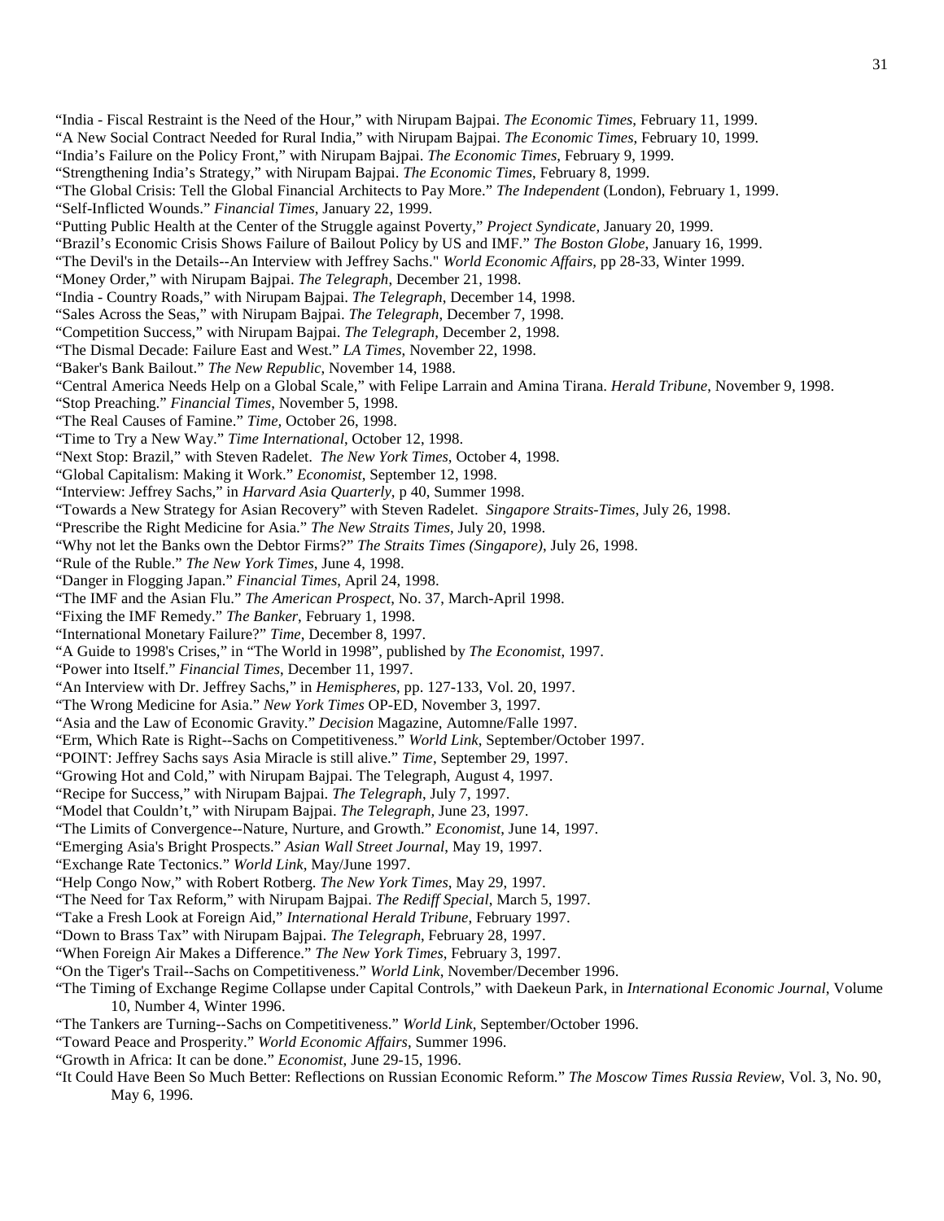"India - Fiscal Restraint is the Need of the Hour," with Nirupam Bajpai. *The Economic Times*, February 11, 1999.
"A New Social Contract Needed for Rural India," with Nirupam Bajpai. *The Economic Times*, February 10, 1999.
"India's Failure on the Policy Front," with Nirupam Bajpai. *The Economic Times*, February 9, 1999.
"Strengthening India's Strategy," with Nirupam Bajpai. *The Economic Times*, February 8, 1999.
"The Global Crisis: Tell the Global Financial Architects to Pay More." *The Independent* (London), February 1, 1999.
"Self-Inflicted Wounds." *Financial Times*, January 22, 1999.
"Putting Public Health at the Center of the Struggle against Poverty," *Project Syndicate,* January 20, 1999.
"Brazil's Economic Crisis Shows Failure of Bailout Policy by US and IMF." *The Boston Globe,* January 16, 1999.
"The Devil's in the Details--An Interview with Jeffrey Sachs." *World Economic Affairs*, pp 28-33, Winter 1999.
"Money Order," with Nirupam Bajpai. *The Telegraph*, December 21, 1998.
"India - Country Roads," with Nirupam Bajpai. *The Telegraph*, December 14, 1998.
"Sales Across the Seas," with Nirupam Bajpai. *The Telegraph*, December 7, 1998.
"Competition Success," with Nirupam Bajpai. *The Telegraph*, December 2, 1998.
"The Dismal Decade: Failure East and West." *LA Times*, November 22, 1998.
"Baker's Bank Bailout." *The New Republic*, November 14, 1988.
"Central America Needs Help on a Global Scale," with Felipe Larrain and Amina Tirana. *Herald Tribune*, November 9, 1998.
"Stop Preaching." *Financial Times*, November 5, 1998.
"The Real Causes of Famine." *Time,* October 26, 1998.
"Time to Try a New Way." *Time International*, October 12, 1998.
"Next Stop: Brazil," with Steven Radelet. *The New York Times*, October 4, 1998.
"Global Capitalism: Making it Work." *Economist*, September 12, 1998.
"Interview: Jeffrey Sachs," in *Harvard Asia Quarterly*, p 40, Summer 1998.
"Towards a New Strategy for Asian Recovery" with Steven Radelet. *Singapore Straits-Times*, July 26, 1998.
"Prescribe the Right Medicine for Asia." *The New Straits Times*, July 20, 1998.
"Why not let the Banks own the Debtor Firms?" *The Straits Times (Singapore),* July 26, 1998.
"Rule of the Ruble." *The New York Times*, June 4, 1998.
"Danger in Flogging Japan." *Financial Times*, April 24, 1998.
"The IMF and the Asian Flu." *The American Prospect*, No. 37, March-April 1998.
"Fixing the IMF Remedy." *The Banker*, February 1, 1998.
"International Monetary Failure?" *Time*, December 8, 1997.
"A Guide to 1998's Crises," in "The World in 1998", published by *The Economist*, 1997.
"Power into Itself." *Financial Times*, December 11, 1997.
"An Interview with Dr. Jeffrey Sachs," in *Hemispheres*, pp. 127-133, Vol. 20, 1997.
"The Wrong Medicine for Asia." *New York Times* OP-ED, November 3, 1997.
"Asia and the Law of Economic Gravity." *Decision* Magazine, Automne/Falle 1997.
"Erm, Which Rate is Right--Sachs on Competitiveness." *World Link*, September/October 1997.
"POINT: Jeffrey Sachs says Asia Miracle is still alive." *Time*, September 29, 1997.
"Growing Hot and Cold," with Nirupam Bajpai. The Telegraph, August 4, 1997.
"Recipe for Success," with Nirupam Bajpai. *The Telegraph*, July 7, 1997.
"Model that Couldn't," with Nirupam Bajpai. *The Telegraph*, June 23, 1997.
"The Limits of Convergence--Nature, Nurture, and Growth." *Economist*, June 14, 1997.
"Emerging Asia's Bright Prospects." *Asian Wall Street Journal*, May 19, 1997.
"Exchange Rate Tectonics." *World Link*, May/June 1997.
"Help Congo Now," with Robert Rotberg. *The New York Times*, May 29, 1997.
"The Need for Tax Reform," with Nirupam Bajpai. *The Rediff Special*, March 5, 1997.
"Take a Fresh Look at Foreign Aid," *International Herald Tribune*, February 1997.
"Down to Brass Tax" with Nirupam Bajpai. *The Telegraph*, February 28, 1997.
"When Foreign Air Makes a Difference." *The New York Times*, February 3, 1997.
"On the Tiger's Trail--Sachs on Competitiveness." *World Link*, November/December 1996.
"The Timing of Exchange Regime Collapse under Capital Controls," with Daekeun Park, in *International Economic Journal*, Volume 10, Number 4, Winter 1996.
"The Tankers are Turning--Sachs on Competitiveness." *World Link*, September/October 1996.
"Toward Peace and Prosperity." *World Economic Affairs*, Summer 1996.
"Growth in Africa: It can be done." *Economist*, June 29-15, 1996.
"It Could Have Been So Much Better: Reflections on Russian Economic Reform." *The Moscow Times Russia Review*, Vol. 3, No. 90, May 6, 1996.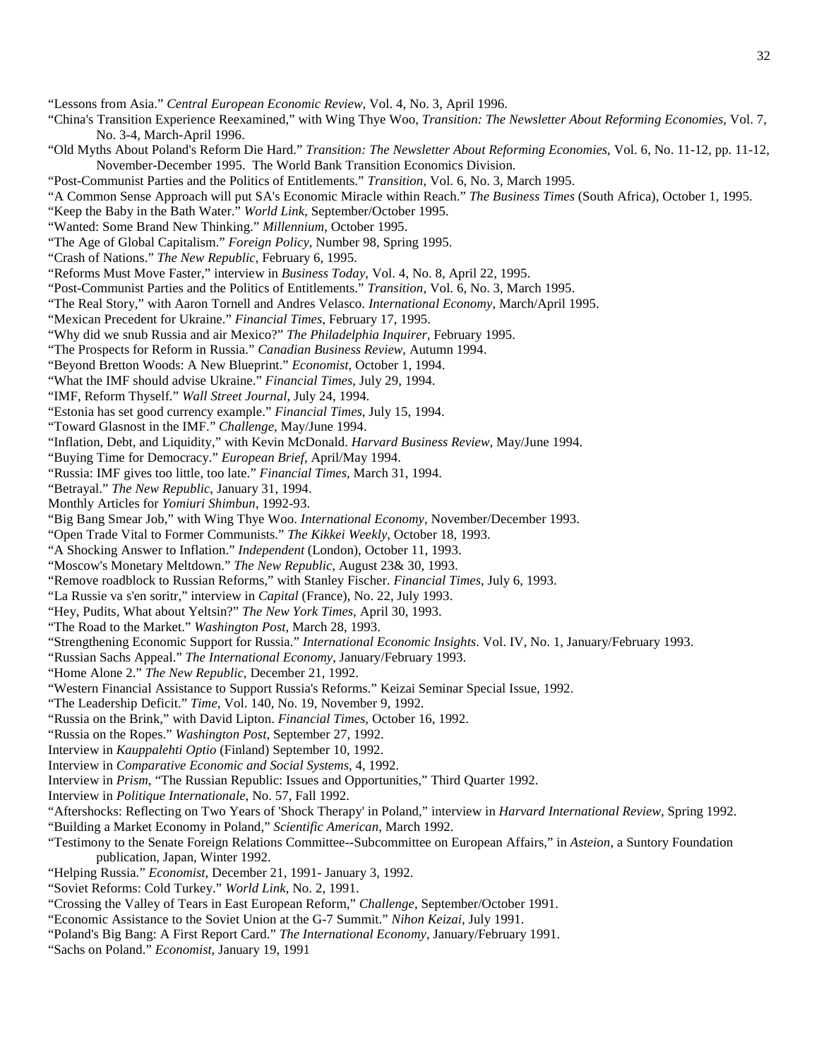"Lessons from Asia." *Central European Economic Review*, Vol. 4, No. 3, April 1996.

"China's Transition Experience Reexamined," with Wing Thye Woo, *Transition: The Newsletter About Reforming Economies*, Vol. 7, No. 3-4, March-April 1996.

"Old Myths About Poland's Reform Die Hard." *Transition: The Newsletter About Reforming Economies*, Vol. 6, No. 11-12, pp. 11-12, November-December 1995. The World Bank Transition Economics Division.

"Post-Communist Parties and the Politics of Entitlements." *Transition*, Vol. 6, No. 3, March 1995.

"A Common Sense Approach will put SA's Economic Miracle within Reach." *The Business Times* (South Africa), October 1, 1995.

"Keep the Baby in the Bath Water." *World Link*, September/October 1995.

"Wanted: Some Brand New Thinking." *Millennium*, October 1995.

"The Age of Global Capitalism." *Foreign Policy*, Number 98, Spring 1995.

"Crash of Nations." *The New Republic*, February 6, 1995.

"Reforms Must Move Faster," interview in *Business Today*, Vol. 4, No. 8, April 22, 1995.

"Post-Communist Parties and the Politics of Entitlements." *Transition*, Vol. 6, No. 3, March 1995.

"The Real Story," with Aaron Tornell and Andres Velasco. *International Economy*, March/April 1995.

"Mexican Precedent for Ukraine." *Financial Times*, February 17, 1995.

"Why did we snub Russia and air Mexico?" *The Philadelphia Inquirer*, February 1995.

"The Prospects for Reform in Russia." *Canadian Business Review*, Autumn 1994.

"Beyond Bretton Woods: A New Blueprint." *Economist*, October 1, 1994.

"What the IMF should advise Ukraine." *Financial Times*, July 29, 1994.

"IMF, Reform Thyself." *Wall Street Journal*, July 24, 1994.

"Estonia has set good currency example." *Financial Times*, July 15, 1994.

"Toward Glasnost in the IMF." *Challenge*, May/June 1994.

"Inflation, Debt, and Liquidity," with Kevin McDonald. *Harvard Business Review*, May/June 1994.

"Buying Time for Democracy." *European Brief*, April/May 1994.

"Russia: IMF gives too little, too late." *Financial Times*, March 31, 1994.

"Betrayal." *The New Republic*, January 31, 1994.

Monthly Articles for *Yomiuri Shimbun*, 1992-93.

"Big Bang Smear Job," with Wing Thye Woo. *International Economy*, November/December 1993.

"Open Trade Vital to Former Communists." *The Kikkei Weekly*, October 18, 1993.

"A Shocking Answer to Inflation." *Independent* (London), October 11, 1993.

"Moscow's Monetary Meltdown." *The New Republic*, August 23& 30, 1993.

"Remove roadblock to Russian Reforms," with Stanley Fischer. *Financial Times*, July 6, 1993.

"La Russie va s'en soritr," interview in *Capital* (France), No. 22, July 1993.

"Hey, Pudits, What about Yeltsin?" *The New York Times*, April 30, 1993.

"The Road to the Market." *Washington Post*, March 28, 1993.

"Strengthening Economic Support for Russia." *International Economic Insights*. Vol. IV, No. 1, January/February 1993.

"Russian Sachs Appeal." *The International Economy*, January/February 1993.

"Home Alone 2." *The New Republic*, December 21, 1992.

"Western Financial Assistance to Support Russia's Reforms." Keizai Seminar Special Issue, 1992.

"The Leadership Deficit." *Time*, Vol. 140, No. 19, November 9, 1992.

"Russia on the Brink," with David Lipton. *Financial Times*, October 16, 1992.

"Russia on the Ropes." *Washington Post*, September 27, 1992.

Interview in *Kauppalehti Optio* (Finland) September 10, 1992.

Interview in *Comparative Economic and Social Systems*, 4, 1992.

Interview in *Prism*, "The Russian Republic: Issues and Opportunities," Third Quarter 1992.

Interview in *Politique Internationale*, No. 57, Fall 1992.

"Aftershocks: Reflecting on Two Years of 'Shock Therapy' in Poland," interview in *Harvard International Review*, Spring 1992.

"Building a Market Economy in Poland," *Scientific American*, March 1992.

"Testimony to the Senate Foreign Relations Committee--Subcommittee on European Affairs," in *Asteion*, a Suntory Foundation publication, Japan, Winter 1992.

"Helping Russia." *Economist*, December 21, 1991- January 3, 1992.

"Soviet Reforms: Cold Turkey." *World Link*, No. 2, 1991.

"Crossing the Valley of Tears in East European Reform," *Challenge*, September/October 1991.

"Economic Assistance to the Soviet Union at the G-7 Summit." *Nihon Keizai*, July 1991.

"Poland's Big Bang: A First Report Card." *The International Economy*, January/February 1991.

"Sachs on Poland." *Economist*, January 19, 1991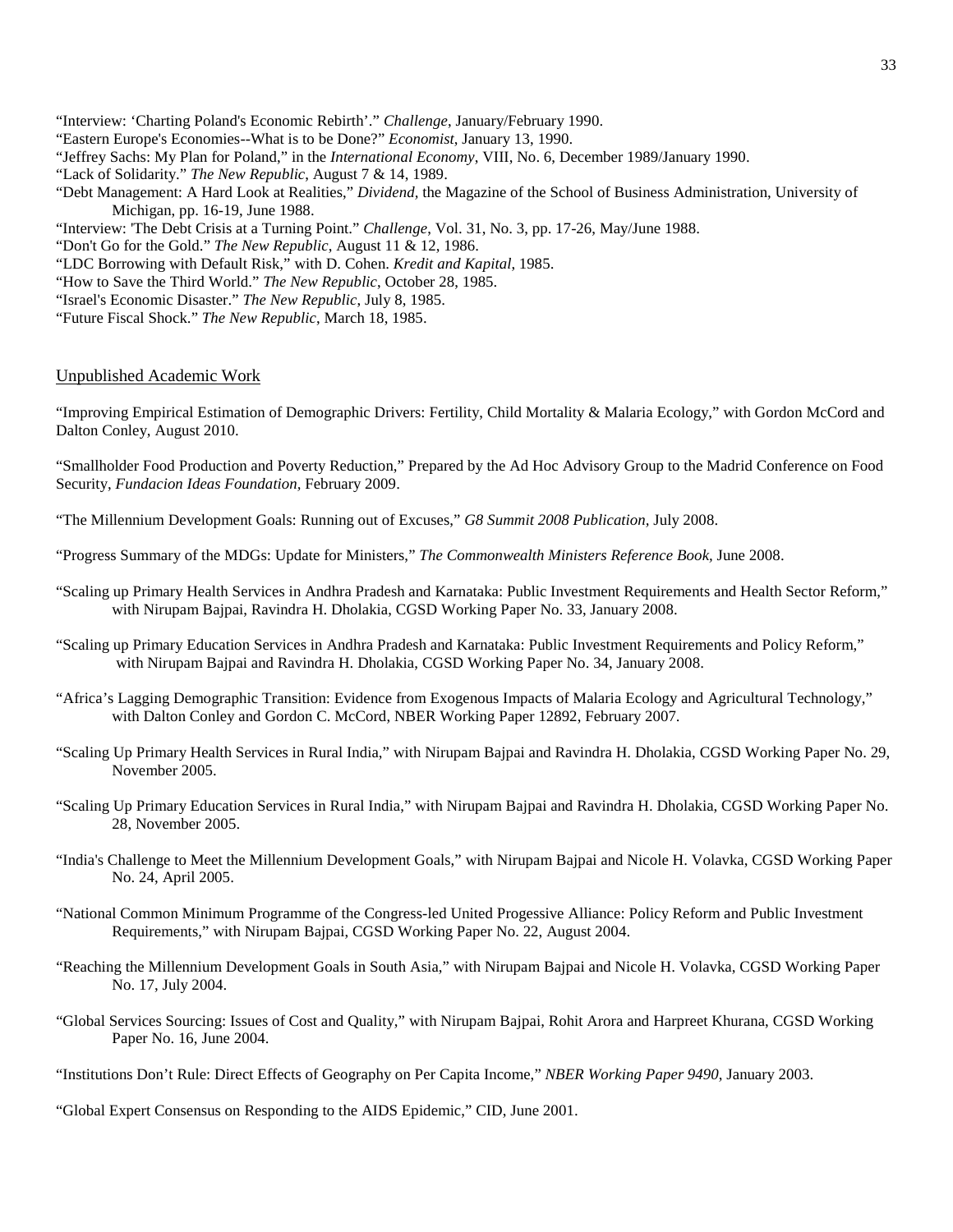"Interview: 'Charting Poland's Economic Rebirth'." *Challenge*, January/February 1990.

"Eastern Europe's Economies--What is to be Done?" *Economist*, January 13, 1990.

"Jeffrey Sachs: My Plan for Poland," in the *International Economy*, VIII, No. 6, December 1989/January 1990.

"Lack of Solidarity." *The New Republic*, August 7 & 14, 1989.

"Debt Management: A Hard Look at Realities," *Dividend*, the Magazine of the School of Business Administration, University of Michigan, pp. 16-19, June 1988.

"Interview: 'The Debt Crisis at a Turning Point." *Challenge*, Vol. 31, No. 3, pp. 17-26, May/June 1988.

"Don't Go for the Gold." *The New Republic*, August 11 & 12, 1986.

"LDC Borrowing with Default Risk," with D. Cohen. *Kredit and Kapital*, 1985.

"How to Save the Third World." *The New Republic*, October 28, 1985.

"Israel's Economic Disaster." *The New Republic*, July 8, 1985.

"Future Fiscal Shock." *The New Republic*, March 18, 1985.

## Unpublished Academic Work

"Improving Empirical Estimation of Demographic Drivers: Fertility, Child Mortality & Malaria Ecology," with Gordon McCord and Dalton Conley, August 2010.

"Smallholder Food Production and Poverty Reduction," Prepared by the Ad Hoc Advisory Group to the Madrid Conference on Food Security, *Fundacion Ideas Foundation*, February 2009.

"The Millennium Development Goals: Running out of Excuses," *G8 Summit 2008 Publication*, July 2008.

"Progress Summary of the MDGs: Update for Ministers," *The Commonwealth Ministers Reference Book*, June 2008.

"Scaling up Primary Health Services in Andhra Pradesh and Karnataka: Public Investment Requirements and Health Sector Reform," with Nirupam Bajpai, Ravindra H. Dholakia, CGSD Working Paper No. 33, January 2008.

"Scaling up Primary Education Services in Andhra Pradesh and Karnataka: Public Investment Requirements and Policy Reform," with Nirupam Bajpai and Ravindra H. Dholakia, CGSD Working Paper No. 34, January 2008.

"Africa's Lagging Demographic Transition: Evidence from Exogenous Impacts of Malaria Ecology and Agricultural Technology," with Dalton Conley and Gordon C. McCord, NBER Working Paper 12892, February 2007.

"Scaling Up Primary Health Services in Rural India," with Nirupam Bajpai and Ravindra H. Dholakia, CGSD Working Paper No. 29, November 2005.

"Scaling Up Primary Education Services in Rural India," with Nirupam Bajpai and Ravindra H. Dholakia, CGSD Working Paper No. 28, November 2005.

"India's Challenge to Meet the Millennium Development Goals," with Nirupam Bajpai and Nicole H. Volavka, CGSD Working Paper No. 24, April 2005.

"National Common Minimum Programme of the Congress-led United Progessive Alliance: Policy Reform and Public Investment Requirements," with Nirupam Bajpai, CGSD Working Paper No. 22, August 2004.

"Reaching the Millennium Development Goals in South Asia," with Nirupam Bajpai and Nicole H. Volavka, CGSD Working Paper No. 17, July 2004.

"Global Services Sourcing: Issues of Cost and Quality," with Nirupam Bajpai, Rohit Arora and Harpreet Khurana, CGSD Working Paper No. 16, June 2004.

"Institutions Don't Rule: Direct Effects of Geography on Per Capita Income," *NBER Working Paper 9490*, January 2003.

"Global Expert Consensus on Responding to the AIDS Epidemic," CID, June 2001.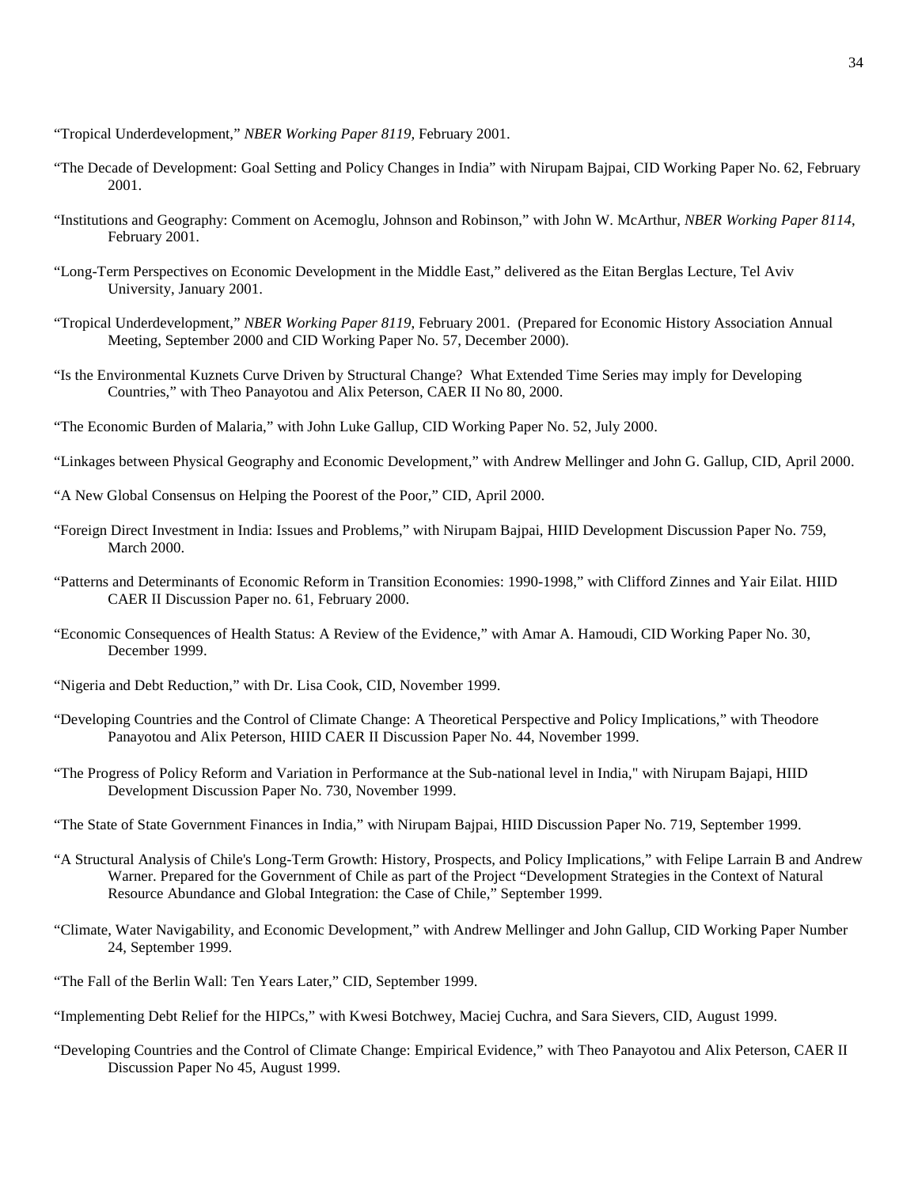"Tropical Underdevelopment," *NBER Working Paper 8119,* February 2001.

"The Decade of Development: Goal Setting and Policy Changes in India" with Nirupam Bajpai, CID Working Paper No. 62, February 2001.

"Institutions and Geography: Comment on Acemoglu, Johnson and Robinson," with John W. McArthur, *NBER Working Paper 8114*, February 2001.

"Long-Term Perspectives on Economic Development in the Middle East," delivered as the Eitan Berglas Lecture, Tel Aviv University, January 2001.

"Tropical Underdevelopment," *NBER Working Paper 8119*, February 2001. (Prepared for Economic History Association Annual Meeting, September 2000 and CID Working Paper No. 57, December 2000).

"Is the Environmental Kuznets Curve Driven by Structural Change? What Extended Time Series may imply for Developing Countries," with Theo Panayotou and Alix Peterson, CAER II No 80, 2000.

"The Economic Burden of Malaria," with John Luke Gallup, CID Working Paper No. 52, July 2000.

"Linkages between Physical Geography and Economic Development," with Andrew Mellinger and John G. Gallup, CID, April 2000.

"A New Global Consensus on Helping the Poorest of the Poor," CID, April 2000.

"Foreign Direct Investment in India: Issues and Problems," with Nirupam Bajpai, HIID Development Discussion Paper No. 759, March 2000.

"Patterns and Determinants of Economic Reform in Transition Economies: 1990-1998," with Clifford Zinnes and Yair Eilat. HIID CAER II Discussion Paper no. 61, February 2000.

"Economic Consequences of Health Status: A Review of the Evidence," with Amar A. Hamoudi, CID Working Paper No. 30, December 1999.

"Nigeria and Debt Reduction," with Dr. Lisa Cook, CID, November 1999.

"Developing Countries and the Control of Climate Change: A Theoretical Perspective and Policy Implications," with Theodore Panayotou and Alix Peterson, HIID CAER II Discussion Paper No. 44, November 1999.

"The Progress of Policy Reform and Variation in Performance at the Sub-national level in India," with Nirupam Bajapi, HIID Development Discussion Paper No. 730, November 1999.

"The State of State Government Finances in India," with Nirupam Bajpai, HIID Discussion Paper No. 719, September 1999.

"A Structural Analysis of Chile's Long-Term Growth: History, Prospects, and Policy Implications," with Felipe Larrain B and Andrew Warner. Prepared for the Government of Chile as part of the Project "Development Strategies in the Context of Natural Resource Abundance and Global Integration: the Case of Chile," September 1999.

"Climate, Water Navigability, and Economic Development," with Andrew Mellinger and John Gallup, CID Working Paper Number 24, September 1999.

"The Fall of the Berlin Wall: Ten Years Later," CID, September 1999.

"Implementing Debt Relief for the HIPCs," with Kwesi Botchwey, Maciej Cuchra, and Sara Sievers, CID, August 1999.

"Developing Countries and the Control of Climate Change: Empirical Evidence," with Theo Panayotou and Alix Peterson, CAER II Discussion Paper No 45, August 1999.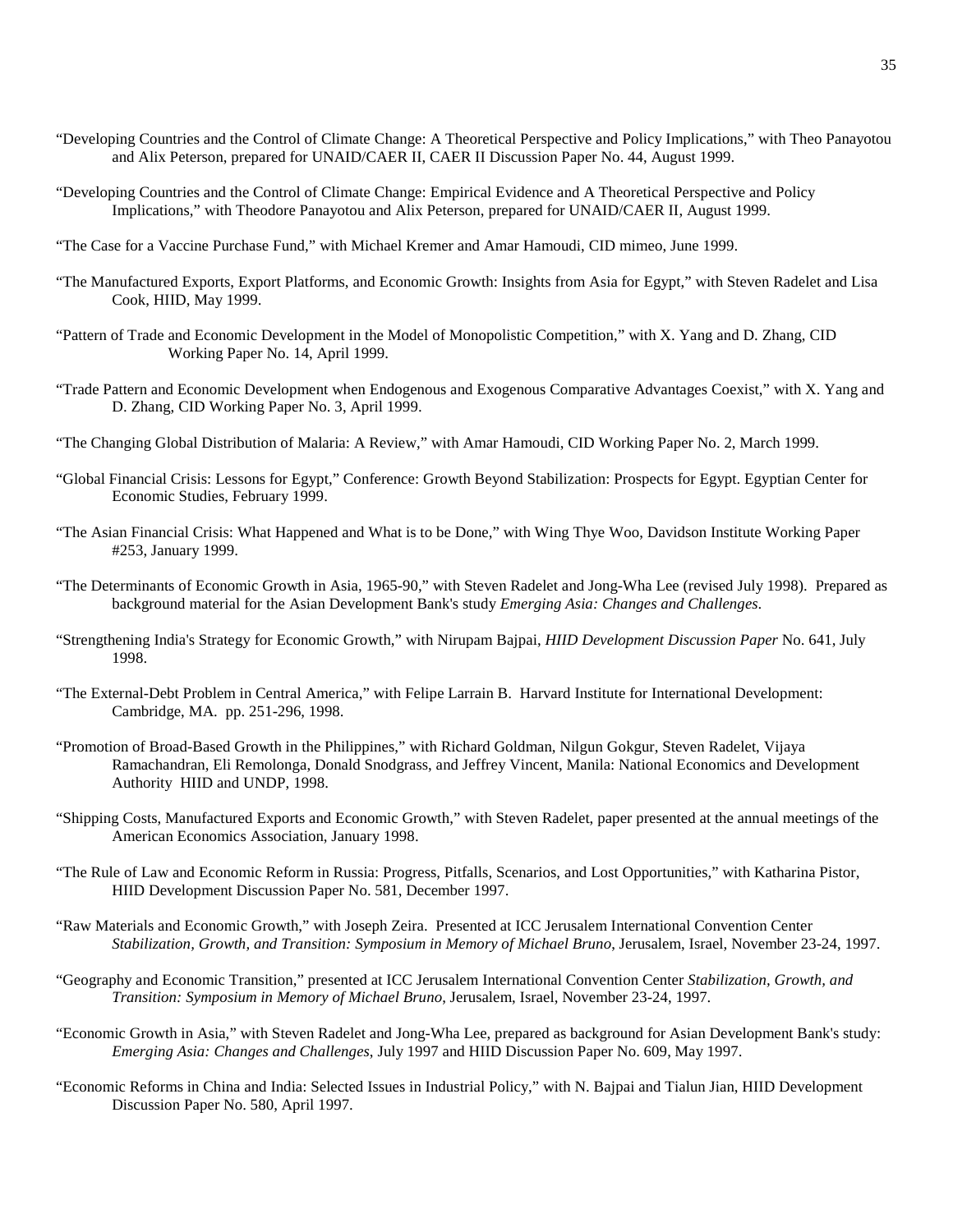"Developing Countries and the Control of Climate Change: A Theoretical Perspective and Policy Implications," with Theo Panayotou and Alix Peterson, prepared for UNAID/CAER II, CAER II Discussion Paper No. 44, August 1999.

"Developing Countries and the Control of Climate Change: Empirical Evidence and A Theoretical Perspective and Policy Implications," with Theodore Panayotou and Alix Peterson, prepared for UNAID/CAER II, August 1999.

"The Case for a Vaccine Purchase Fund," with Michael Kremer and Amar Hamoudi, CID mimeo, June 1999.

"The Manufactured Exports, Export Platforms, and Economic Growth: Insights from Asia for Egypt," with Steven Radelet and Lisa Cook, HIID, May 1999.

"Pattern of Trade and Economic Development in the Model of Monopolistic Competition," with X. Yang and D. Zhang, CID Working Paper No. 14, April 1999.

"Trade Pattern and Economic Development when Endogenous and Exogenous Comparative Advantages Coexist," with X. Yang and D. Zhang, CID Working Paper No. 3, April 1999.

"The Changing Global Distribution of Malaria: A Review," with Amar Hamoudi, CID Working Paper No. 2, March 1999.

"Global Financial Crisis: Lessons for Egypt," Conference: Growth Beyond Stabilization: Prospects for Egypt. Egyptian Center for Economic Studies, February 1999.

"The Asian Financial Crisis: What Happened and What is to be Done," with Wing Thye Woo, Davidson Institute Working Paper #253, January 1999.

"The Determinants of Economic Growth in Asia, 1965-90," with Steven Radelet and Jong-Wha Lee (revised July 1998). Prepared as background material for the Asian Development Bank's study *Emerging Asia: Changes and Challenges*.

"Strengthening India's Strategy for Economic Growth," with Nirupam Bajpai, *HIID Development Discussion Paper* No. 641, July 1998.

"The External-Debt Problem in Central America," with Felipe Larrain B. Harvard Institute for International Development: Cambridge, MA. pp. 251-296, 1998.

"Promotion of Broad-Based Growth in the Philippines," with Richard Goldman, Nilgun Gokgur, Steven Radelet, Vijaya Ramachandran, Eli Remolonga, Donald Snodgrass, and Jeffrey Vincent, Manila: National Economics and Development Authority HIID and UNDP, 1998.

"Shipping Costs, Manufactured Exports and Economic Growth," with Steven Radelet, paper presented at the annual meetings of the American Economics Association, January 1998.

"The Rule of Law and Economic Reform in Russia: Progress, Pitfalls, Scenarios, and Lost Opportunities," with Katharina Pistor, HIID Development Discussion Paper No. 581, December 1997.

"Raw Materials and Economic Growth," with Joseph Zeira. Presented at ICC Jerusalem International Convention Center *Stabilization, Growth, and Transition: Symposium in Memory of Michael Bruno*, Jerusalem, Israel, November 23-24, 1997.

"Geography and Economic Transition," presented at ICC Jerusalem International Convention Center *Stabilization, Growth, and Transition: Symposium in Memory of Michael Bruno*, Jerusalem, Israel, November 23-24, 1997.

"Economic Growth in Asia," with Steven Radelet and Jong-Wha Lee, prepared as background for Asian Development Bank's study: *Emerging Asia: Changes and Challenges*, July 1997 and HIID Discussion Paper No. 609, May 1997.

"Economic Reforms in China and India: Selected Issues in Industrial Policy," with N. Bajpai and Tialun Jian, HIID Development Discussion Paper No. 580, April 1997.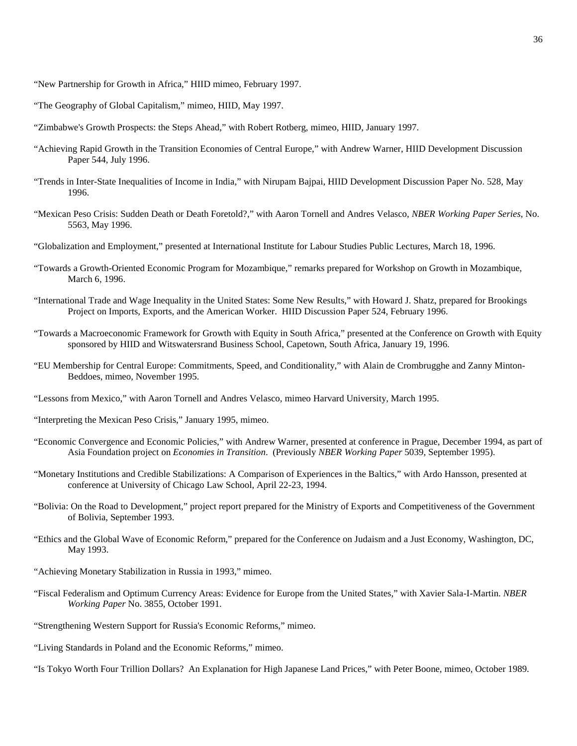"New Partnership for Growth in Africa," HIID mimeo, February 1997.

"The Geography of Global Capitalism," mimeo, HIID, May 1997.

"Zimbabwe's Growth Prospects: the Steps Ahead," with Robert Rotberg, mimeo, HIID, January 1997.

"Achieving Rapid Growth in the Transition Economies of Central Europe," with Andrew Warner, HIID Development Discussion Paper 544, July 1996.

"Trends in Inter-State Inequalities of Income in India," with Nirupam Bajpai, HIID Development Discussion Paper No. 528, May 1996.

"Mexican Peso Crisis: Sudden Death or Death Foretold?," with Aaron Tornell and Andres Velasco, *NBER Working Paper Series*, No. 5563, May 1996.

"Globalization and Employment," presented at International Institute for Labour Studies Public Lectures, March 18, 1996.

"Towards a Growth-Oriented Economic Program for Mozambique," remarks prepared for Workshop on Growth in Mozambique, March 6, 1996.

"International Trade and Wage Inequality in the United States: Some New Results," with Howard J. Shatz, prepared for Brookings Project on Imports, Exports, and the American Worker. HIID Discussion Paper 524, February 1996.

"Towards a Macroeconomic Framework for Growth with Equity in South Africa," presented at the Conference on Growth with Equity sponsored by HIID and Witswatersrand Business School, Capetown, South Africa, January 19, 1996.

"EU Membership for Central Europe: Commitments, Speed, and Conditionality," with Alain de Crombrugghe and Zanny Minton-Beddoes, mimeo, November 1995.

"Lessons from Mexico," with Aaron Tornell and Andres Velasco, mimeo Harvard University, March 1995.

"Interpreting the Mexican Peso Crisis," January 1995, mimeo.

"Economic Convergence and Economic Policies," with Andrew Warner, presented at conference in Prague, December 1994, as part of Asia Foundation project on *Economies in Transition*. (Previously *NBER Working Paper* 5039, September 1995).

"Monetary Institutions and Credible Stabilizations: A Comparison of Experiences in the Baltics," with Ardo Hansson, presented at conference at University of Chicago Law School, April 22-23, 1994.

"Bolivia: On the Road to Development," project report prepared for the Ministry of Exports and Competitiveness of the Government of Bolivia, September 1993.

"Ethics and the Global Wave of Economic Reform," prepared for the Conference on Judaism and a Just Economy, Washington, DC, May 1993.

"Achieving Monetary Stabilization in Russia in 1993," mimeo.

"Fiscal Federalism and Optimum Currency Areas: Evidence for Europe from the United States," with Xavier Sala-I-Martin. *NBER Working Paper* No. 3855, October 1991.

"Strengthening Western Support for Russia's Economic Reforms," mimeo.

"Living Standards in Poland and the Economic Reforms," mimeo.

"Is Tokyo Worth Four Trillion Dollars? An Explanation for High Japanese Land Prices," with Peter Boone, mimeo, October 1989.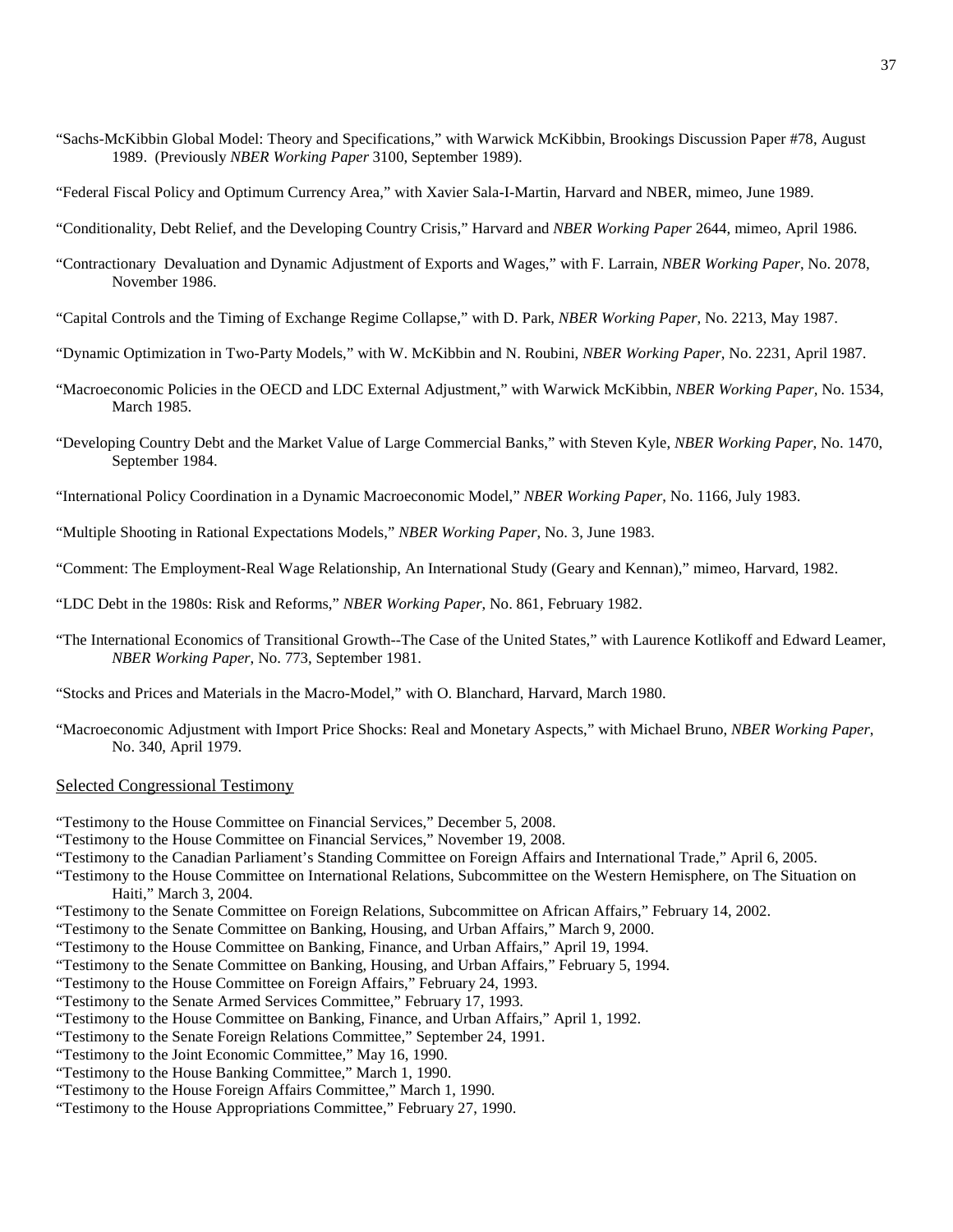"Sachs-McKibbin Global Model: Theory and Specifications," with Warwick McKibbin, Brookings Discussion Paper #78, August 1989. (Previously *NBER Working Paper* 3100, September 1989).

"Federal Fiscal Policy and Optimum Currency Area," with Xavier Sala-I-Martin, Harvard and NBER, mimeo, June 1989.

"Conditionality, Debt Relief, and the Developing Country Crisis," Harvard and *NBER Working Paper* 2644, mimeo, April 1986.

"Contractionary Devaluation and Dynamic Adjustment of Exports and Wages," with F. Larrain, *NBER Working Paper*, No. 2078, November 1986.

"Capital Controls and the Timing of Exchange Regime Collapse," with D. Park, *NBER Working Paper*, No. 2213, May 1987.

"Dynamic Optimization in Two-Party Models," with W. McKibbin and N. Roubini, *NBER Working Paper*, No. 2231, April 1987.

"Macroeconomic Policies in the OECD and LDC External Adjustment," with Warwick McKibbin, *NBER Working Paper*, No. 1534, March 1985.

"Developing Country Debt and the Market Value of Large Commercial Banks," with Steven Kyle, *NBER Working Paper*, No. 1470, September 1984.

"International Policy Coordination in a Dynamic Macroeconomic Model," *NBER Working Paper*, No. 1166, July 1983.

"Multiple Shooting in Rational Expectations Models," *NBER Working Paper*, No. 3, June 1983.

"Comment: The Employment-Real Wage Relationship, An International Study (Geary and Kennan)," mimeo, Harvard, 1982.

"LDC Debt in the 1980s: Risk and Reforms," *NBER Working Paper*, No. 861, February 1982.

"The International Economics of Transitional Growth--The Case of the United States," with Laurence Kotlikoff and Edward Leamer, *NBER Working Paper*, No. 773, September 1981.

"Stocks and Prices and Materials in the Macro-Model," with O. Blanchard, Harvard, March 1980.

"Macroeconomic Adjustment with Import Price Shocks: Real and Monetary Aspects," with Michael Bruno, *NBER Working Paper*, No. 340, April 1979.

## Selected Congressional Testimony

"Testimony to the House Committee on Financial Services," December 5, 2008.
"Testimony to the House Committee on Financial Services," November 19, 2008.
"Testimony to the Canadian Parliament's Standing Committee on Foreign Affairs and International Trade," April 6, 2005.
"Testimony to the House Committee on International Relations, Subcommittee on the Western Hemisphere, on The Situation on Haiti," March 3, 2004.
"Testimony to the Senate Committee on Foreign Relations, Subcommittee on African Affairs," February 14, 2002.
"Testimony to the Senate Committee on Banking, Housing, and Urban Affairs," March 9, 2000.
"Testimony to the House Committee on Banking, Finance, and Urban Affairs," April 19, 1994.
"Testimony to the Senate Committee on Banking, Housing, and Urban Affairs," February 5, 1994.
"Testimony to the House Committee on Foreign Affairs," February 24, 1993.
"Testimony to the Senate Armed Services Committee," February 17, 1993.
"Testimony to the House Committee on Banking, Finance, and Urban Affairs," April 1, 1992.
"Testimony to the Senate Foreign Relations Committee," September 24, 1991.
"Testimony to the Joint Economic Committee," May 16, 1990.
"Testimony to the House Banking Committee," March 1, 1990.
"Testimony to the House Foreign Affairs Committee," March 1, 1990.
"Testimony to the House Appropriations Committee," February 27, 1990.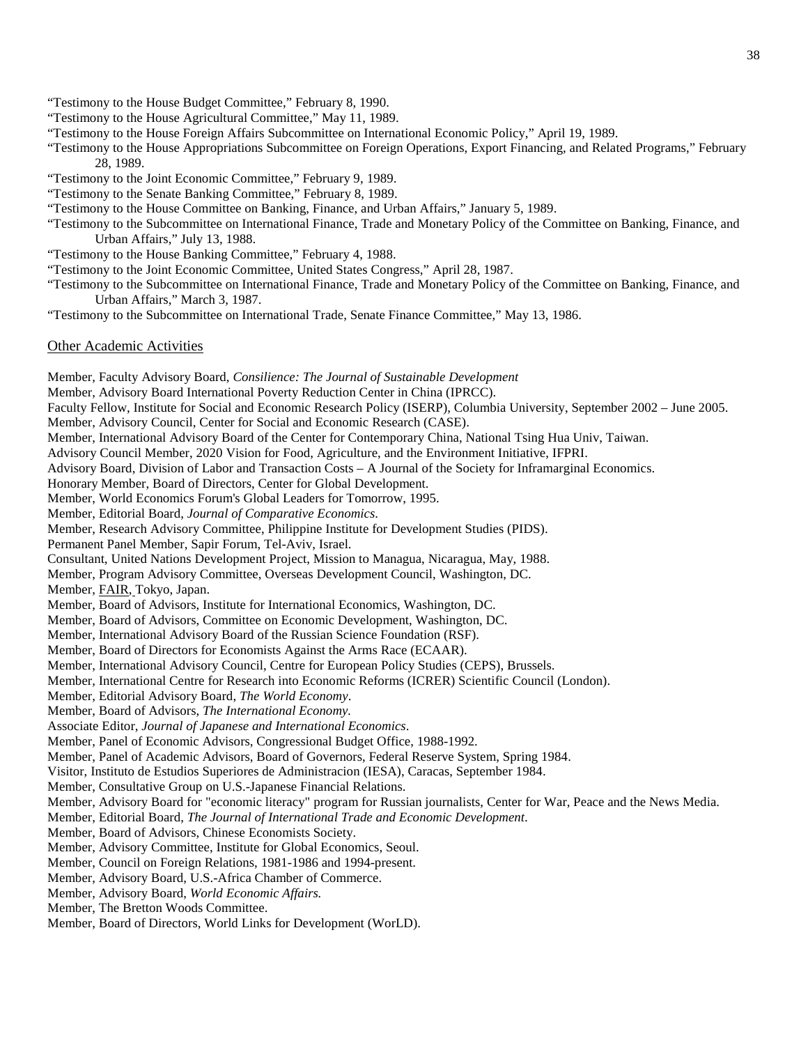"Testimony to the House Budget Committee," February 8, 1990.

"Testimony to the House Agricultural Committee," May 11, 1989.

"Testimony to the House Foreign Affairs Subcommittee on International Economic Policy," April 19, 1989.

"Testimony to the House Appropriations Subcommittee on Foreign Operations, Export Financing, and Related Programs," February 28, 1989.

"Testimony to the Joint Economic Committee," February 9, 1989.

"Testimony to the Senate Banking Committee," February 8, 1989.

"Testimony to the House Committee on Banking, Finance, and Urban Affairs," January 5, 1989.

"Testimony to the Subcommittee on International Finance, Trade and Monetary Policy of the Committee on Banking, Finance, and Urban Affairs," July 13, 1988.

"Testimony to the House Banking Committee," February 4, 1988.

"Testimony to the Joint Economic Committee, United States Congress," April 28, 1987.

"Testimony to the Subcommittee on International Finance, Trade and Monetary Policy of the Committee on Banking, Finance, and Urban Affairs," March 3, 1987.

"Testimony to the Subcommittee on International Trade, Senate Finance Committee," May 13, 1986.

## Other Academic Activities

Member, Faculty Advisory Board, *Consilience: The Journal of Sustainable Development*

Member, Advisory Board International Poverty Reduction Center in China (IPRCC).

Faculty Fellow, Institute for Social and Economic Research Policy (ISERP), Columbia University, September 2002 – June 2005.

Member, Advisory Council, Center for Social and Economic Research (CASE).

Member, International Advisory Board of the Center for Contemporary China, National Tsing Hua Univ, Taiwan.

Advisory Council Member, 2020 Vision for Food, Agriculture, and the Environment Initiative, IFPRI.

Advisory Board, Division of Labor and Transaction Costs – A Journal of the Society for Inframarginal Economics.

Honorary Member, Board of Directors, Center for Global Development.

Member, World Economics Forum's Global Leaders for Tomorrow, 1995.

Member, Editorial Board, *Journal of Comparative Economics*.

Member, Research Advisory Committee, Philippine Institute for Development Studies (PIDS).

Permanent Panel Member, Sapir Forum, Tel-Aviv, Israel.

Consultant, United Nations Development Project, Mission to Managua, Nicaragua, May, 1988.

Member, Program Advisory Committee, Overseas Development Council, Washington, DC.

Member, FAIR, Tokyo, Japan.

Member, Board of Advisors, Institute for International Economics, Washington, DC.

Member, Board of Advisors, Committee on Economic Development, Washington, DC.

Member, International Advisory Board of the Russian Science Foundation (RSF).

Member, Board of Directors for Economists Against the Arms Race (ECAAR).

Member, International Advisory Council, Centre for European Policy Studies (CEPS), Brussels.

Member, International Centre for Research into Economic Reforms (ICRER) Scientific Council (London).

Member, Editorial Advisory Board, *The World Economy*.

Member, Board of Advisors, *The International Economy.*

Associate Editor, *Journal of Japanese and International Economics*.

Member, Panel of Economic Advisors, Congressional Budget Office, 1988-1992.

Member, Panel of Academic Advisors, Board of Governors, Federal Reserve System, Spring 1984.

Visitor, Instituto de Estudios Superiores de Administracion (IESA), Caracas, September 1984.

Member, Consultative Group on U.S.-Japanese Financial Relations.

Member, Advisory Board for "economic literacy" program for Russian journalists, Center for War, Peace and the News Media.

Member, Editorial Board, *The Journal of International Trade and Economic Development*.

Member, Board of Advisors, Chinese Economists Society.

Member, Advisory Committee, Institute for Global Economics, Seoul.

Member, Council on Foreign Relations, 1981-1986 and 1994-present.

Member, Advisory Board, U.S.-Africa Chamber of Commerce.

Member, Advisory Board, *World Economic Affairs.*

Member, The Bretton Woods Committee.

Member, Board of Directors, World Links for Development (WorLD).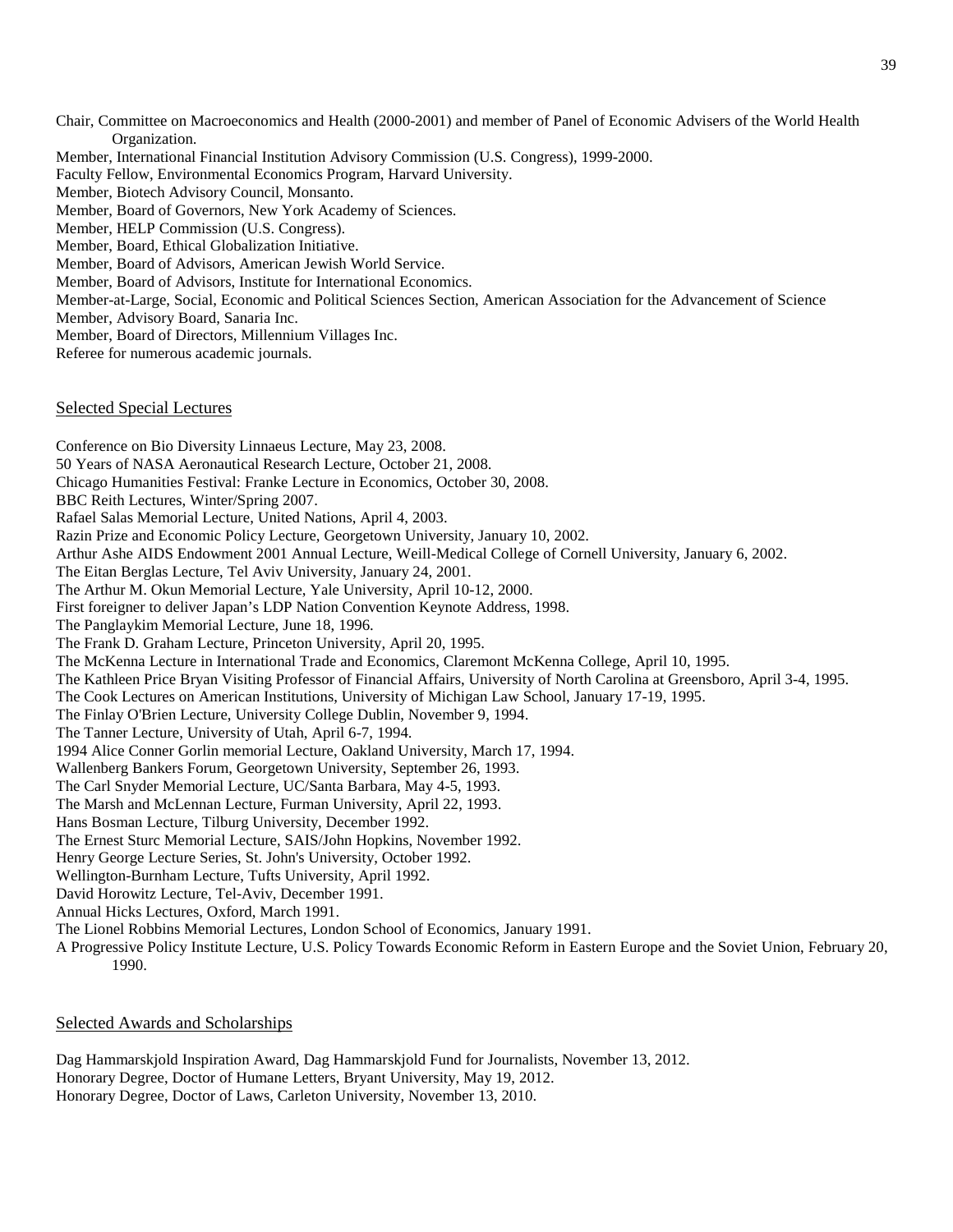Chair, Committee on Macroeconomics and Health (2000-2001) and member of Panel of Economic Advisers of the World Health Organization.
Member, International Financial Institution Advisory Commission (U.S. Congress), 1999-2000.
Faculty Fellow, Environmental Economics Program, Harvard University.
Member, Biotech Advisory Council, Monsanto.
Member, Board of Governors, New York Academy of Sciences.
Member, HELP Commission (U.S. Congress).
Member, Board, Ethical Globalization Initiative.
Member, Board of Advisors, American Jewish World Service.
Member, Board of Advisors, Institute for International Economics.
Member-at-Large, Social, Economic and Political Sciences Section, American Association for the Advancement of Science
Member, Advisory Board, Sanaria Inc.
Member, Board of Directors, Millennium Villages Inc.
Referee for numerous academic journals.

## Selected Special Lectures

Conference on Bio Diversity Linnaeus Lecture, May 23, 2008.
50 Years of NASA Aeronautical Research Lecture, October 21, 2008.
Chicago Humanities Festival: Franke Lecture in Economics, October 30, 2008.
BBC Reith Lectures, Winter/Spring 2007.
Rafael Salas Memorial Lecture, United Nations, April 4, 2003.
Razin Prize and Economic Policy Lecture, Georgetown University, January 10, 2002.
Arthur Ashe AIDS Endowment 2001 Annual Lecture, Weill-Medical College of Cornell University, January 6, 2002.
The Eitan Berglas Lecture, Tel Aviv University, January 24, 2001.
The Arthur M. Okun Memorial Lecture, Yale University, April 10-12, 2000.
First foreigner to deliver Japan's LDP Nation Convention Keynote Address, 1998.
The Panglaykim Memorial Lecture, June 18, 1996.
The Frank D. Graham Lecture, Princeton University, April 20, 1995.
The McKenna Lecture in International Trade and Economics, Claremont McKenna College, April 10, 1995.
The Kathleen Price Bryan Visiting Professor of Financial Affairs, University of North Carolina at Greensboro, April 3-4, 1995.
The Cook Lectures on American Institutions, University of Michigan Law School, January 17-19, 1995.
The Finlay O'Brien Lecture, University College Dublin, November 9, 1994.
The Tanner Lecture, University of Utah, April 6-7, 1994.
1994 Alice Conner Gorlin memorial Lecture, Oakland University, March 17, 1994.
Wallenberg Bankers Forum, Georgetown University, September 26, 1993.
The Carl Snyder Memorial Lecture, UC/Santa Barbara, May 4-5, 1993.
The Marsh and McLennan Lecture, Furman University, April 22, 1993.
Hans Bosman Lecture, Tilburg University, December 1992.
The Ernest Sturc Memorial Lecture, SAIS/John Hopkins, November 1992.
Henry George Lecture Series, St. John's University, October 1992.
Wellington-Burnham Lecture, Tufts University, April 1992.
David Horowitz Lecture, Tel-Aviv, December 1991.
Annual Hicks Lectures, Oxford, March 1991.
The Lionel Robbins Memorial Lectures, London School of Economics, January 1991.
A Progressive Policy Institute Lecture, U.S. Policy Towards Economic Reform in Eastern Europe and the Soviet Union, February 20, 1990.

## Selected Awards and Scholarships

Dag Hammarskjold Inspiration Award, Dag Hammarskjold Fund for Journalists, November 13, 2012.
Honorary Degree, Doctor of Humane Letters, Bryant University, May 19, 2012.
Honorary Degree, Doctor of Laws, Carleton University, November 13, 2010.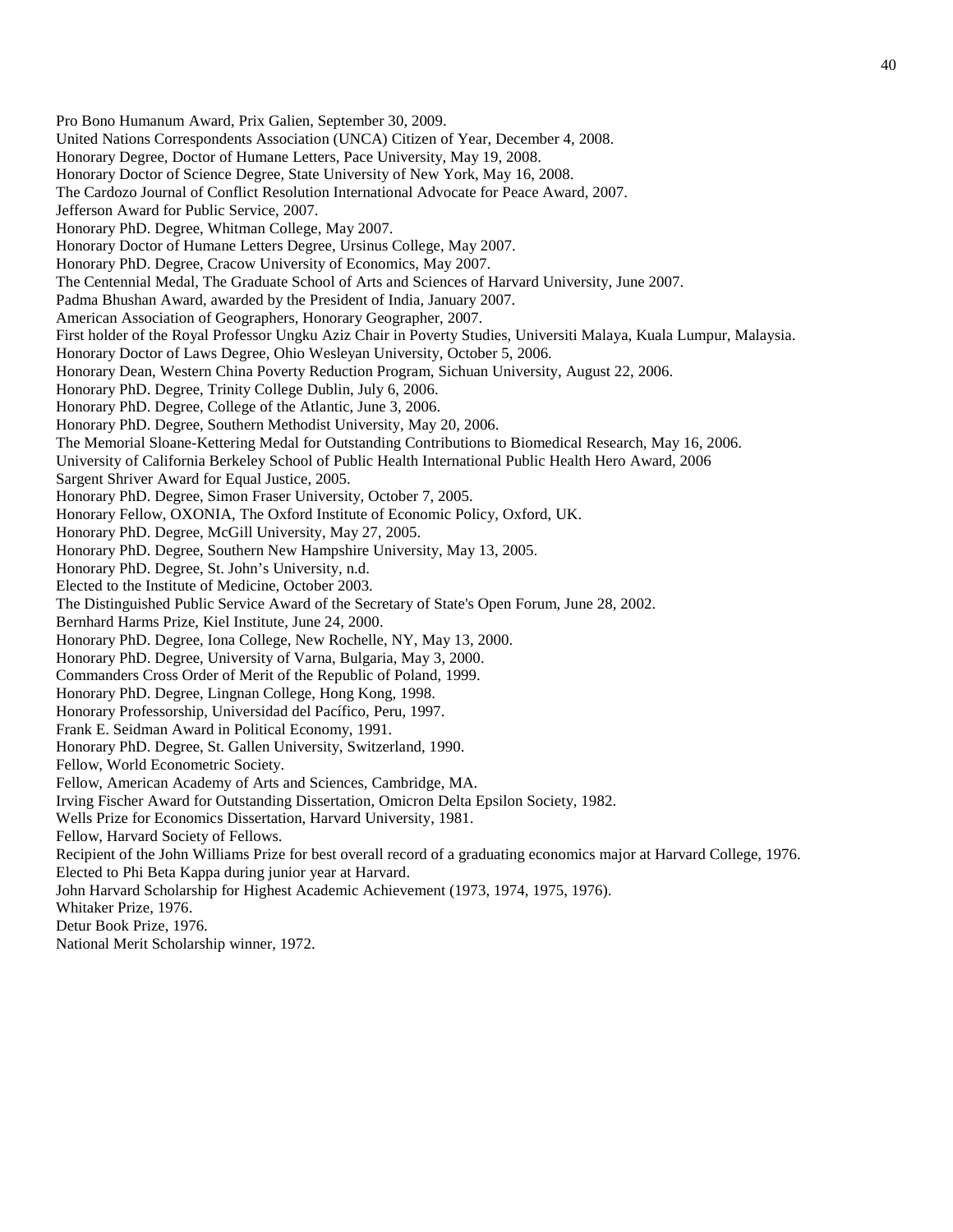Pro Bono Humanum Award, Prix Galien, September 30, 2009.
United Nations Correspondents Association (UNCA) Citizen of Year, December 4, 2008.
Honorary Degree, Doctor of Humane Letters, Pace University, May 19, 2008.
Honorary Doctor of Science Degree, State University of New York, May 16, 2008.
The Cardozo Journal of Conflict Resolution International Advocate for Peace Award, 2007.
Jefferson Award for Public Service, 2007.
Honorary PhD. Degree, Whitman College, May 2007.
Honorary Doctor of Humane Letters Degree, Ursinus College, May 2007.
Honorary PhD. Degree, Cracow University of Economics, May 2007.
The Centennial Medal, The Graduate School of Arts and Sciences of Harvard University, June 2007.
Padma Bhushan Award, awarded by the President of India, January 2007.
American Association of Geographers, Honorary Geographer, 2007.
First holder of the Royal Professor Ungku Aziz Chair in Poverty Studies, Universiti Malaya, Kuala Lumpur, Malaysia.
Honorary Doctor of Laws Degree, Ohio Wesleyan University, October 5, 2006.
Honorary Dean, Western China Poverty Reduction Program, Sichuan University, August 22, 2006.
Honorary PhD. Degree, Trinity College Dublin, July 6, 2006.
Honorary PhD. Degree, College of the Atlantic, June 3, 2006.
Honorary PhD. Degree, Southern Methodist University, May 20, 2006.
The Memorial Sloane-Kettering Medal for Outstanding Contributions to Biomedical Research, May 16, 2006.
University of California Berkeley School of Public Health International Public Health Hero Award, 2006
Sargent Shriver Award for Equal Justice, 2005.
Honorary PhD. Degree, Simon Fraser University, October 7, 2005.
Honorary Fellow, OXONIA, The Oxford Institute of Economic Policy, Oxford, UK.
Honorary PhD. Degree, McGill University, May 27, 2005.
Honorary PhD. Degree, Southern New Hampshire University, May 13, 2005.
Honorary PhD. Degree, St. John's University, n.d.
Elected to the Institute of Medicine, October 2003.
The Distinguished Public Service Award of the Secretary of State's Open Forum, June 28, 2002.
Bernhard Harms Prize, Kiel Institute, June 24, 2000.
Honorary PhD. Degree, Iona College, New Rochelle, NY, May 13, 2000.
Honorary PhD. Degree, University of Varna, Bulgaria, May 3, 2000.
Commanders Cross Order of Merit of the Republic of Poland, 1999.
Honorary PhD. Degree, Lingnan College, Hong Kong, 1998.
Honorary Professorship, Universidad del Pacífico, Peru, 1997.
Frank E. Seidman Award in Political Economy, 1991.
Honorary PhD. Degree, St. Gallen University, Switzerland, 1990.
Fellow, World Econometric Society.
Fellow, American Academy of Arts and Sciences, Cambridge, MA.
Irving Fischer Award for Outstanding Dissertation, Omicron Delta Epsilon Society, 1982.
Wells Prize for Economics Dissertation, Harvard University, 1981.
Fellow, Harvard Society of Fellows.
Recipient of the John Williams Prize for best overall record of a graduating economics major at Harvard College, 1976.
Elected to Phi Beta Kappa during junior year at Harvard.
John Harvard Scholarship for Highest Academic Achievement (1973, 1974, 1975, 1976).
Whitaker Prize, 1976.
Detur Book Prize, 1976.
National Merit Scholarship winner, 1972.